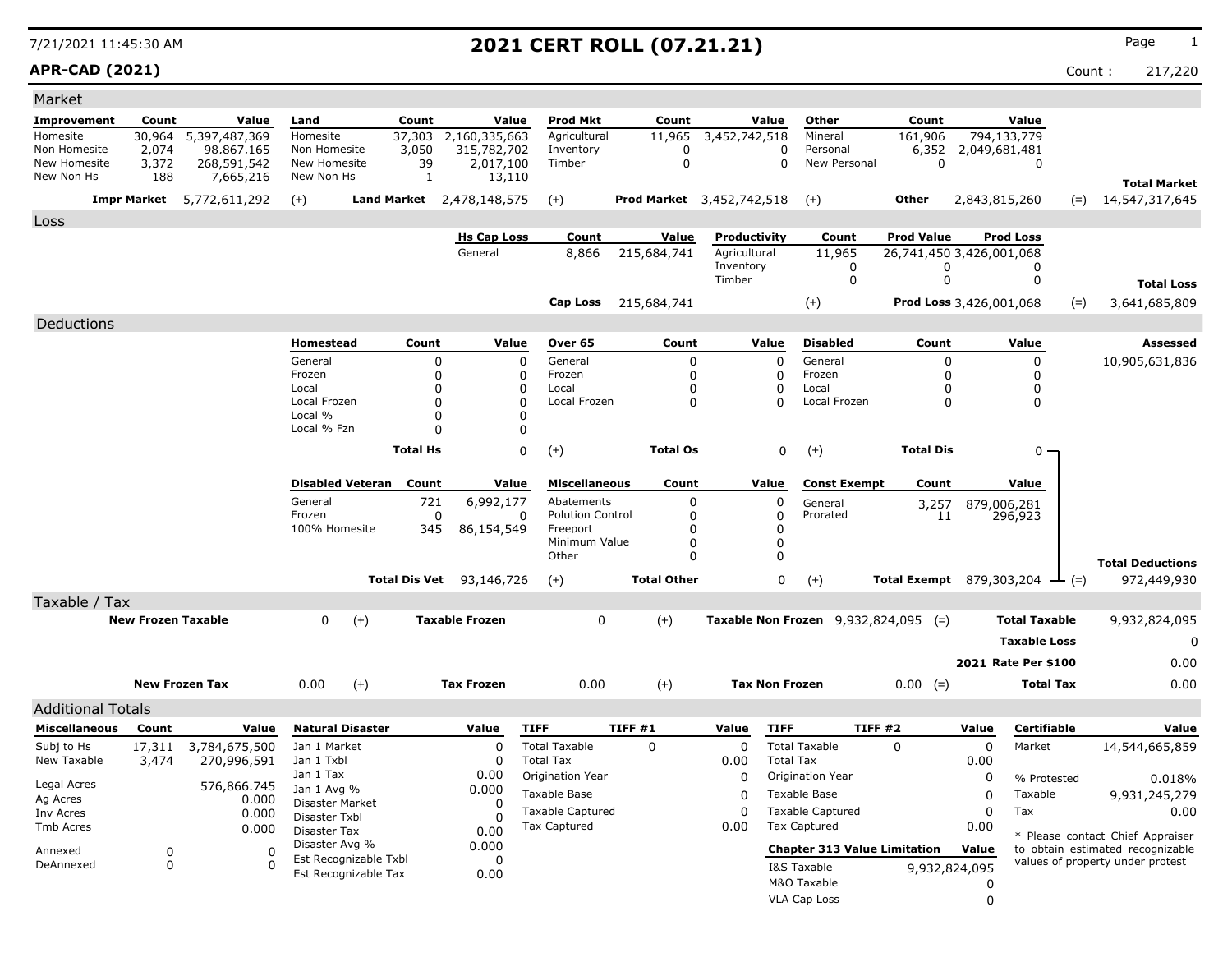7/21/2021 11:45:30 AM

# 2021 CERT ROLL (07.21.21)

**APR-CAD (2021)**

Count : 217,220

## Market

| Improvement | Count | Value | Land | Count | Value | Prod Mkt | Count | Value | Other | Count | Value | |
|---|---|---|---|---|---|---|---|---|---|---|---|---|
| Homesite | 30,964 | 5,397,487,369 | Homesite | 37,303 | 2,160,335,663 | Agricultural | 11,965 | 3,452,742,518 | Mineral | 161,906 | 794,133,779 | |
| Non Homesite | 2,074 | 98.867.165 | Non Homesite | 3,050 | 315,782,702 | Inventory | 0 | 0 | Personal | 6,352 | 2,049,681,481 | |
| New Homesite | 3,372 | 268,591,542 | New Homesite | 39 | 2,017,100 | Timber | 0 | 0 | New Personal | 0 | 0 | |
| New Non Hs | 188 | 7,665,216 | New Non Hs | 1 | 13,110 | | | | | | | **Total Market** |
| **Impr Market** | | 5,772,611,292 | (+) **Land Market** | | 2,478,148,575 | (+) **Prod Market** | | 3,452,742,518 | (+) **Other** | | 2,843,815,260 | (=) 14,547,317,645 |

## Loss

| Hs Cap Loss | Count | Value | Productivity | Count | Prod Value | Prod Loss | |
|---|---|---|---|---|---|---|---|
| General | 8,866 | 215,684,741 | Agricultural | 11,965 | 26,741,450 | 3,426,001,068 | |
| | | | Inventory | 0 | 0 | 0 | |
| | | | Timber | 0 | 0 | 0 | **Total Loss** |
| **Cap Loss** | | 215,684,741 | (+) | | **Prod Loss** | 3,426,001,068 | (=) 3,641,685,809 |

## Deductions

| Homestead | Count | Value | Over 65 | Count | Value | Disabled | Count | Value | Assessed |
|---|---|---|---|---|---|---|---|---|---|
| General | 0 | 0 | General | 0 | 0 | General | 0 | 0 | 10,905,631,836 |
| Frozen | 0 | 0 | Frozen | 0 | 0 | Frozen | 0 | 0 | |
| Local | 0 | 0 | Local | 0 | 0 | Local | 0 | 0 | |
| Local Frozen | 0 | 0 | Local Frozen | 0 | 0 | Local Frozen | 0 | 0 | |
| Local % | 0 | 0 | | | | | | | |
| Local % Fzn | 0 | 0 | | | | | | | |
| **Total Hs** | | 0 | (+) **Total Os** | | 0 | (+) **Total Dis** | | 0 | |

| Disabled Veteran | Count | Value | Miscellaneous | Count | Value | Const Exempt | Count | Value | |
|---|---|---|---|---|---|---|---|---|---|
| General | 721 | 6,992,177 | Abatements | 0 | 0 | General | 3,257 | 879,006,281 | |
| Frozen | 0 | 0 | Polution Control | 0 | 0 | Prorated | 11 | 296,923 | |
| 100% Homesite | 345 | 86,154,549 | Freeport | 0 | 0 | | | | |
| | | | Minimum Value | 0 | 0 | | | | |
| | | | Other | 0 | 0 | | | | **Total Deductions** |
| **Total Dis Vet** | | 93,146,726 | (+) **Total Other** | | 0 | (+) **Total Exempt** | | 879,303,204 | (=) 972,449,930 |

## Taxable / Tax

| | | | | | |
|---|---|---|---|---|---|
| **New Frozen Taxable** | 0 (+) | **Taxable Frozen** | 0 (+) | **Taxable Non Frozen** 9,932,824,095 (=) | **Total Taxable** 9,932,824,095 |
| | | | | | **Taxable Loss** 0 |
| | | | | | **2021 Rate Per $100** 0.00 |
| **New Frozen Tax** | 0.00 (+) | **Tax Frozen** | 0.00 (+) | **Tax Non Frozen** 0.00 (=) | **Total Tax** 0.00 |

## Additional Totals

| Miscellaneous | Count | Value |
|---|---|---|
| Subj to Hs | 17,311 | 3,784,675,500 |
| New Taxable | 3,474 | 270,996,591 |
| Legal Acres | | 576,866.745 |
| Ag Acres | | 0.000 |
| Inv Acres | | 0.000 |
| Tmb Acres | | 0.000 |
| Annexed | 0 | 0 |
| DeAnnexed | 0 | 0 |

| Natural Disaster | Value |
|---|---|
| Jan 1 Market | 0 |
| Jan 1 Txbl | 0 |
| Jan 1 Tax | 0.00 |
| Jan 1 Avg % | 0.000 |
| Disaster Market | 0 |
| Disaster Txbl | 0 |
| Disaster Tax | 0.00 |
| Disaster Avg % | 0.000 |
| Est Recognizable Txbl | 0 |
| Est Recognizable Tax | 0.00 |

| TIFF | TIFF #1 | Value |
|---|---|---|
| Total Taxable | 0 | 0 |
| Total Tax | | 0.00 |
| Origination Year | | 0 |
| Taxable Base | | 0 |
| Taxable Captured | | 0 |
| Tax Captured | | 0.00 |

| TIFF | TIFF #2 | Value |
|---|---|---|
| Total Taxable | 0 | 0 |
| Total Tax | | 0.00 |
| Origination Year | | 0 |
| Taxable Base | | 0 |
| Taxable Captured | | 0 |
| Tax Captured | | 0.00 |

| Chapter 313 Value Limitation | Value |
|---|---|
| I&S Taxable | 9,932,824,095 |
| M&O Taxable | 0 |
| VLA Cap Loss | 0 |

| Certifiable | Value |
|---|---|
| Market | 14,544,665,859 |
| % Protested | 0.018% |
| Taxable | 9,931,245,279 |
| Tax | 0.00 |

* Please contact Chief Appraiser to obtain estimated recognizable values of property under protest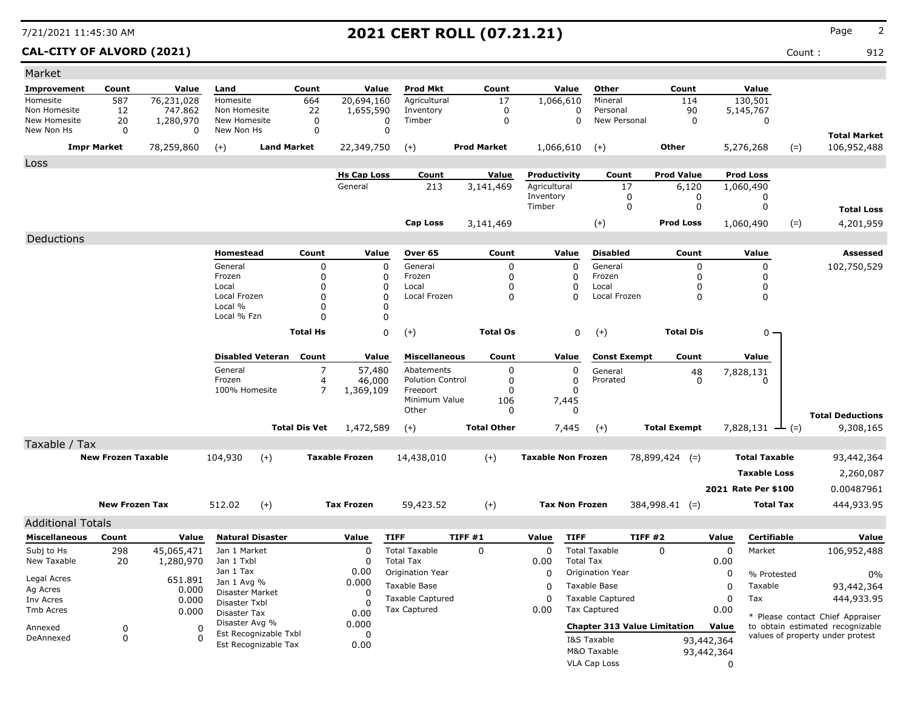# 2021 CERT ROLL (07.21.21)

7/21/2021 11:45:30 AM

**CAL-CITY OF ALVORD (2021)**

Count : 912

## Market

| Improvement | Count | Value | Land | Count | Value | Prod Mkt | Count | Value | Other | Count | Value |
|---|---|---|---|---|---|---|---|---|---|---|---|
| Homesite | 587 | 76,231,028 | Homesite | 664 | 20,694,160 | Agricultural | 17 | 1,066,610 | Mineral | 114 | 130,501 |
| Non Homesite | 12 | 747.862 | Non Homesite | 22 | 1,655,590 | Inventory | 0 | 0 | Personal | 90 | 5,145,767 |
| New Homesite | 20 | 1,280,970 | New Homesite | 0 | 0 | Timber | 0 | 0 | New Personal | 0 | 0 |
| New Non Hs | 0 | 0 | New Non Hs | 0 | 0 | | | | | | |

| Impr Market | | Land Market | | Prod Market | | Other | | Total Market |
|---|---|---|---|---|---|---|---|---|
| 78,259,860 | (+) | 22,349,750 | (+) | 1,066,610 | (+) | 5,276,268 | (=) | 106,952,488 |

## Loss

| Hs Cap Loss | Count | Value | Productivity | Count | Prod Value | Prod Loss |
|---|---|---|---|---|---|---|
| General | 213 | 3,141,469 | Agricultural | 17 | 6,120 | 1,060,490 |
| | | | Inventory | 0 | 0 | 0 |
| | | | Timber | 0 | 0 | 0 |

| Cap Loss | | Prod Loss | | Total Loss |
|---|---|---|---|---|
| 3,141,469 | (+) | 1,060,490 | (=) | 4,201,959 |

## Deductions

**Assessed:** 102,750,529

| Homestead | Count | Value | Over 65 | Count | Value | Disabled | Count | Value |
|---|---|---|---|---|---|---|---|---|
| General | 0 | 0 | General | 0 | 0 | General | 0 | 0 |
| Frozen | 0 | 0 | Frozen | 0 | 0 | Frozen | 0 | 0 |
| Local | 0 | 0 | Local | 0 | 0 | Local | 0 | 0 |
| Local Frozen | 0 | 0 | Local Frozen | 0 | 0 | Local Frozen | 0 | 0 |
| Local % | 0 | 0 | | | | | | |
| Local % Fzn | 0 | 0 | | | | | | |
| **Total Hs** | | 0 | (+) **Total Os** | | 0 | (+) **Total Dis** | | 0 |

| Disabled Veteran | Count | Value | Miscellaneous | Count | Value | Const Exempt | Count | Value |
|---|---|---|---|---|---|---|---|---|
| General | 7 | 57,480 | Abatements | 0 | 0 | General | 48 | 7,828,131 |
| Frozen | 4 | 46,000 | Polution Control | 0 | 0 | Prorated | 0 | 0 |
| 100% Homesite | 7 | 1,369,109 | Freeport | 0 | 0 | | | |
| | | | Minimum Value | 106 | 7,445 | | | |
| | | | Other | 0 | 0 | | | |
| **Total Dis Vet** | | 1,472,589 | (+) **Total Other** | | 7,445 | (+) **Total Exempt** | | 7,828,131 |

**Total Deductions** (=) 9,308,165

## Taxable / Tax

| New Frozen Taxable | | Taxable Frozen | | Taxable Non Frozen | | Total Taxable |
|---|---|---|---|---|---|---|
| 104,930 | (+) | 14,438,010 | (+) | 78,899,424 | (=) | 93,442,364 |

| | |
|---|---|
| Taxable Loss | 2,260,087 |
| 2021 Rate Per $100 | 0.00487961 |

| New Frozen Tax | | Tax Frozen | | Tax Non Frozen | | Total Tax |
|---|---|---|---|---|---|---|
| 512.02 | (+) | 59,423.52 | (+) | 384,998.41 | (=) | 444,933.95 |

## Additional Totals

| Miscellaneous | Count | Value |
|---|---|---|
| Subj to Hs | 298 | 45,065,471 |
| New Taxable | 20 | 1,280,970 |
| Legal Acres | | 651.891 |
| Ag Acres | | 0.000 |
| Inv Acres | | 0.000 |
| Tmb Acres | | 0.000 |
| Annexed | 0 | 0 |
| DeAnnexed | 0 | 0 |

| Natural Disaster | Value |
|---|---|
| Jan 1 Market | 0 |
| Jan 1 Txbl | 0 |
| Jan 1 Tax | 0.00 |
| Jan 1 Avg % | 0.000 |
| Disaster Market | 0 |
| Disaster Txbl | 0 |
| Disaster Tax | 0.00 |
| Disaster Avg % | 0.000 |
| Est Recognizable Txbl | 0 |
| Est Recognizable Tax | 0.00 |

| TIFF | TIFF #1 | Value |
|---|---|---|
| Total Taxable | 0 | 0 |
| Total Tax | | 0.00 |
| Origination Year | | 0 |
| Taxable Base | | 0 |
| Taxable Captured | | 0 |
| Tax Captured | | 0.00 |

| TIFF | TIFF #2 | Value |
|---|---|---|
| Total Taxable | 0 | 0 |
| Total Tax | | 0.00 |
| Origination Year | | 0 |
| Taxable Base | | 0 |
| Taxable Captured | | 0 |
| Tax Captured | | 0.00 |

| Chapter 313 Value Limitation | Value |
|---|---|
| I&S Taxable | 93,442,364 |
| M&O Taxable | 93,442,364 |
| VLA Cap Loss | 0 |

| Certifiable | Value |
|---|---|
| Market | 106,952,488 |
| % Protested | 0% |
| Taxable | 93,442,364 |
| Tax | 444,933.95 |

* Please contact Chief Appraiser to obtain estimated recognizable values of property under protest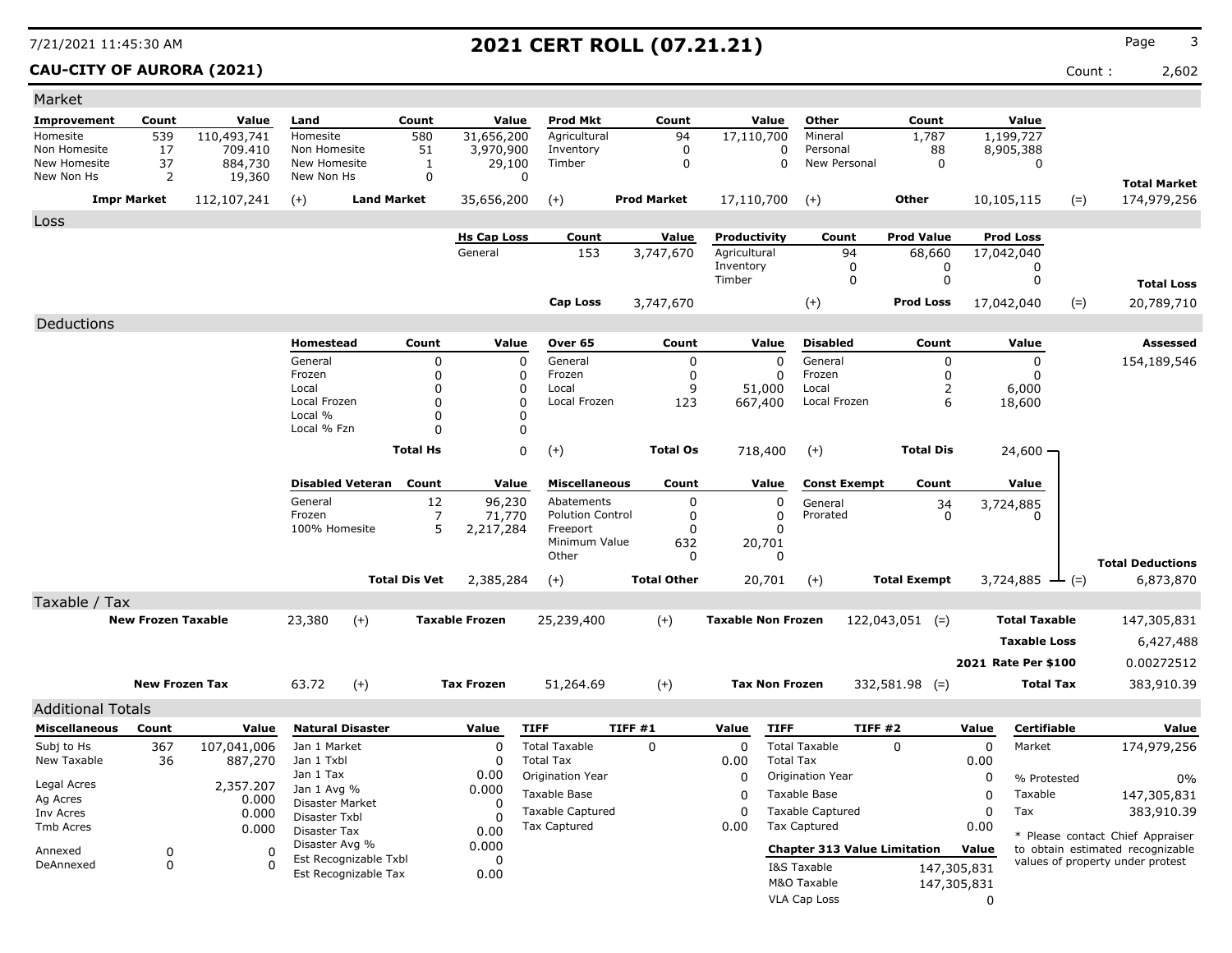# 2021 CERT ROLL (07.21.21)

7/21/2021 11:45:30 AM

**CAU-CITY OF AURORA (2021)**

Count : 2,602

## Market

| Improvement | Count | Value | Land | Count | Value | Prod Mkt | Count | Value | Other | Count | Value | | |
|---|---|---|---|---|---|---|---|---|---|---|---|---|---|
| Homesite | 539 | 110,493,741 | Homesite | 580 | 31,656,200 | Agricultural | 94 | 17,110,700 | Mineral | 1,787 | 1,199,727 | | |
| Non Homesite | 17 | 709.410 | Non Homesite | 51 | 3,970,900 | Inventory | 0 | 0 | Personal | 88 | 8,905,388 | | |
| New Homesite | 37 | 884,730 | New Homesite | 1 | 29,100 | Timber | 0 | 0 | New Personal | 0 | 0 | | |
| New Non Hs | 2 | 19,360 | New Non Hs | 0 | 0 | | | | | | | | **Total Market** |
| **Impr Market** | | 112,107,241 | (+) **Land Market** | | 35,656,200 | (+) **Prod Market** | | 17,110,700 | (+) **Other** | | 10,105,115 | (=) | 174,979,256 |

## Loss

| Hs Cap Loss | Count | Value | Productivity | Count | Prod Value | Prod Loss | | |
|---|---|---|---|---|---|---|---|---|
| General | 153 | 3,747,670 | Agricultural | 94 | 68,660 | 17,042,040 | | |
| | | | Inventory | 0 | 0 | 0 | | |
| | | | Timber | 0 | 0 | 0 | | **Total Loss** |
| **Cap Loss** | | 3,747,670 | (+) | | **Prod Loss** | 17,042,040 | (=) | 20,789,710 |

## Deductions

| Homestead | Count | Value | Over 65 | Count | Value | Disabled | Count | Value | Assessed |
|---|---|---|---|---|---|---|---|---|---|
| General | 0 | 0 | General | 0 | 0 | General | 0 | 0 | 154,189,546 |
| Frozen | 0 | 0 | Frozen | 0 | 0 | Frozen | 0 | 0 | |
| Local | 0 | 0 | Local | 9 | 51,000 | Local | 2 | 6,000 | |
| Local Frozen | 0 | 0 | Local Frozen | 123 | 667,400 | Local Frozen | 6 | 18,600 | |
| Local % | 0 | 0 | | | | | | | |
| Local % Fzn | 0 | 0 | | | | | | | |
| **Total Hs** | | 0 | (+) **Total Os** | | 718,400 | (+) **Total Dis** | | 24,600 | |

| Disabled Veteran | Count | Value | Miscellaneous | Count | Value | Const Exempt | Count | Value | | |
|---|---|---|---|---|---|---|---|---|---|---|
| General | 12 | 96,230 | Abatements | 0 | 0 | General | 34 | 3,724,885 | | |
| Frozen | 7 | 71,770 | Polution Control | 0 | 0 | Prorated | 0 | 0 | | |
| 100% Homesite | 5 | 2,217,284 | Freeport | 0 | 0 | | | | | |
| | | | Minimum Value | 632 | 20,701 | | | | | |
| | | | Other | 0 | 0 | | | | | **Total Deductions** |
| **Total Dis Vet** | | 2,385,284 | (+) **Total Other** | | 20,701 | (+) **Total Exempt** | | 3,724,885 | (=) | 6,873,870 |

## Taxable / Tax

| | | | | | | | | | |
|---|---|---|---|---|---|---|---|---|---|
| **New Frozen Taxable** | 23,380 | (+) | **Taxable Frozen** | 25,239,400 | (+) | **Taxable Non Frozen** | 122,043,051 (=) | **Total Taxable** | 147,305,831 |
| | | | | | | | | **Taxable Loss** | 6,427,488 |
| | | | | | | | | **2021 Rate Per $100** | 0.00272512 |
| **New Frozen Tax** | 63.72 | (+) | **Tax Frozen** | 51,264.69 | (+) | **Tax Non Frozen** | 332,581.98 (=) | **Total Tax** | 383,910.39 |

## Additional Totals

| Miscellaneous | Count | Value |
|---|---|---|
| Subj to Hs | 367 | 107,041,006 |
| New Taxable | 36 | 887,270 |
| Legal Acres | | 2,357.207 |
| Ag Acres | | 0.000 |
| Inv Acres | | 0.000 |
| Tmb Acres | | 0.000 |
| Annexed | 0 | 0 |
| DeAnnexed | 0 | 0 |

| Natural Disaster | Value |
|---|---|
| Jan 1 Market | 0 |
| Jan 1 Txbl | 0 |
| Jan 1 Tax | 0.00 |
| Jan 1 Avg % | 0.000 |
| Disaster Market | 0 |
| Disaster Txbl | 0 |
| Disaster Tax | 0.00 |
| Disaster Avg % | 0.000 |
| Est Recognizable Txbl | 0 |
| Est Recognizable Tax | 0.00 |

| TIFF | TIFF #1 | Value |
|---|---|---|
| Total Taxable | 0 | 0 |
| Total Tax | | 0.00 |
| Origination Year | | 0 |
| Taxable Base | | 0 |
| Taxable Captured | | 0 |
| Tax Captured | | 0.00 |

| TIFF | TIFF #2 | Value |
|---|---|---|
| Total Taxable | 0 | 0 |
| Total Tax | | 0.00 |
| Origination Year | | 0 |
| Taxable Base | | 0 |
| Taxable Captured | | 0 |
| Tax Captured | | 0.00 |

| Chapter 313 Value Limitation | Value |
|---|---|
| I&S Taxable | 147,305,831 |
| M&O Taxable | 147,305,831 |
| VLA Cap Loss | 0 |

| Certifiable | Value |
|---|---|
| Market | 174,979,256 |
| % Protested | 0% |
| Taxable | 147,305,831 |
| Tax | 383,910.39 |

* Please contact Chief Appraiser to obtain estimated recognizable values of property under protest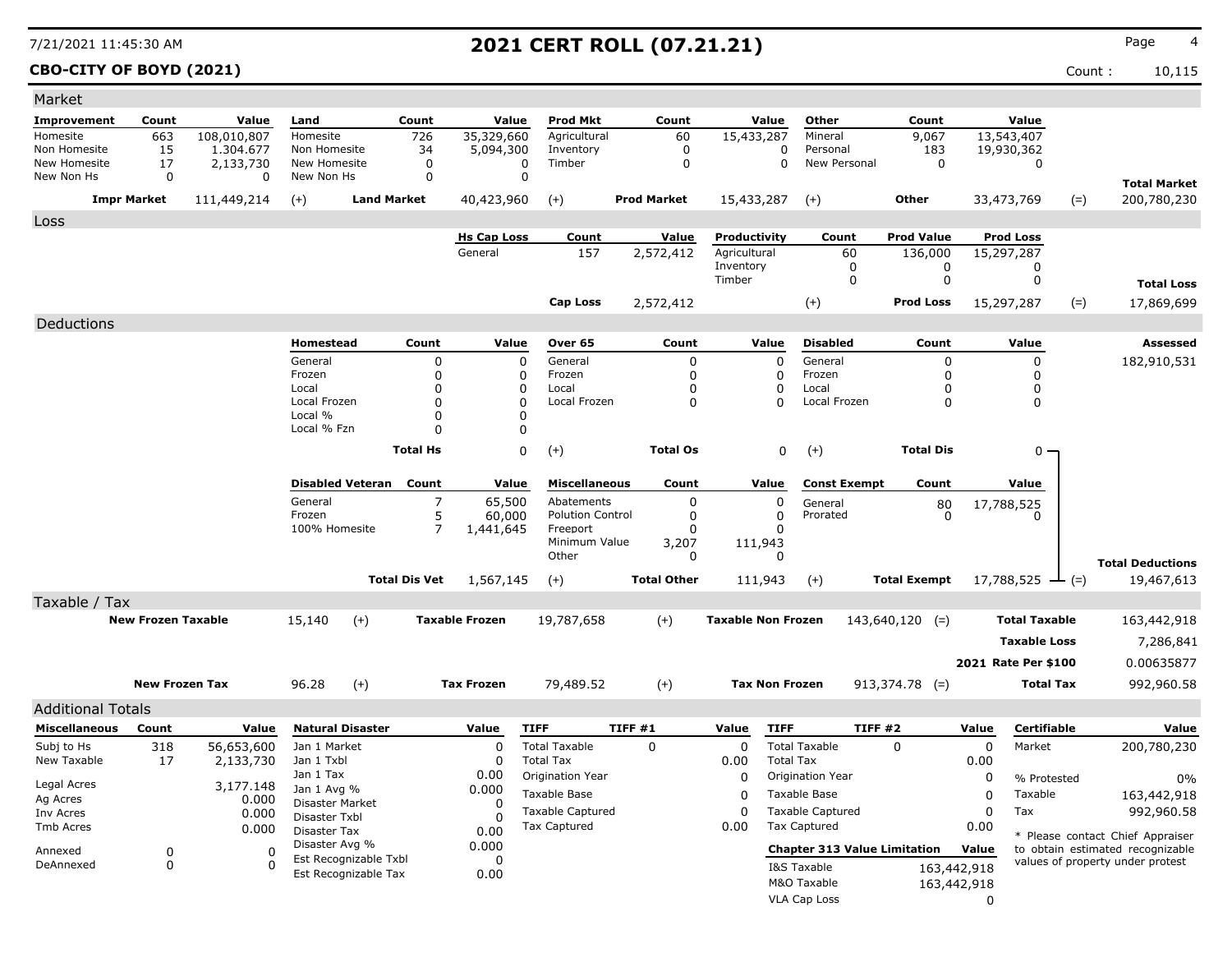# 2021 CERT ROLL (07.21.21)

7/21/2021 11:45:30 AM

**CBO-CITY OF BOYD (2021)**

Count : 10,115

## Market

| Improvement | Count | Value | Land | Count | Value | Prod Mkt | Count | Value | Other | Count | Value | | |
|---|---|---|---|---|---|---|---|---|---|---|---|---|---|
| Homesite | 663 | 108,010,807 | Homesite | 726 | 35,329,660 | Agricultural | 60 | 15,433,287 | Mineral | 9,067 | 13,543,407 | | |
| Non Homesite | 15 | 1.304.677 | Non Homesite | 34 | 5,094,300 | Inventory | 0 | 0 | Personal | 183 | 19,930,362 | | |
| New Homesite | 17 | 2,133,730 | New Homesite | 0 | 0 | Timber | 0 | 0 | New Personal | 0 | 0 | | |
| New Non Hs | 0 | 0 | New Non Hs | 0 | 0 | | | | | | | | **Total Market** |
| **Impr Market** | | 111,449,214 | (+) | **Land Market** | 40,423,960 | (+) | **Prod Market** | 15,433,287 | (+) | **Other** | 33,473,769 | (=) | 200,780,230 |

## Loss

| Hs Cap Loss | Count | Value | Productivity | Count | Prod Value | Prod Loss | | |
|---|---|---|---|---|---|---|---|---|
| General | 157 | 2,572,412 | Agricultural | 60 | 136,000 | 15,297,287 | | |
| | | | Inventory | 0 | 0 | 0 | | |
| | | | Timber | 0 | 0 | 0 | | **Total Loss** |
| **Cap Loss** | | 2,572,412 | (+) | | **Prod Loss** | 15,297,287 | (=) | 17,869,699 |

## Deductions

| Homestead | Count | Value | Over 65 | Count | Value | Disabled | Count | Value | Assessed |
|---|---|---|---|---|---|---|---|---|---|
| General | 0 | 0 | General | 0 | 0 | General | 0 | 0 | 182,910,531 |
| Frozen | 0 | 0 | Frozen | 0 | 0 | Frozen | 0 | 0 | |
| Local | 0 | 0 | Local | 0 | 0 | Local | 0 | 0 | |
| Local Frozen | 0 | 0 | Local Frozen | 0 | 0 | Local Frozen | 0 | 0 | |
| Local % | 0 | 0 | | | | | | | |
| Local % Fzn | 0 | 0 | | | | | | | |
| **Total Hs** | | 0 | (+) **Total Os** | | 0 | (+) **Total Dis** | | 0 | |

| Disabled Veteran | Count | Value | Miscellaneous | Count | Value | Const Exempt | Count | Value | | |
|---|---|---|---|---|---|---|---|---|---|---|
| General | 7 | 65,500 | Abatements | 0 | 0 | General | 80 | 17,788,525 | | |
| Frozen | 5 | 60,000 | Polution Control | 0 | 0 | Prorated | 0 | 0 | | |
| 100% Homesite | 7 | 1,441,645 | Freeport | 0 | 0 | | | | | |
| | | | Minimum Value | 3,207 | 111,943 | | | | | |
| | | | Other | 0 | 0 | | | | | **Total Deductions** |
| **Total Dis Vet** | | 1,567,145 | (+) **Total Other** | | 111,943 | (+) **Total Exempt** | | 17,788,525 | (=) | 19,467,613 |

## Taxable / Tax

| New Frozen Taxable | | | Taxable Frozen | | | Taxable Non Frozen | | | Total Taxable | |
|---|---|---|---|---|---|---|---|---|---|---|
| | 15,140 | (+) | | 19,787,658 | (+) | | 143,640,120 | (=) | | 163,442,918 |
| | | | | | | | | | **Taxable Loss** | 7,286,841 |
| | | | | | | | | | **2021 Rate Per $100** | 0.00635877 |
| **New Frozen Tax** | 96.28 | (+) | **Tax Frozen** | 79,489.52 | (+) | **Tax Non Frozen** | 913,374.78 | (=) | **Total Tax** | 992,960.58 |

## Additional Totals

| Miscellaneous | Count | Value |
|---|---|---|
| Subj to Hs | 318 | 56,653,600 |
| New Taxable | 17 | 2,133,730 |
| Legal Acres | | 3,177.148 |
| Ag Acres | | 0.000 |
| Inv Acres | | 0.000 |
| Tmb Acres | | 0.000 |
| Annexed | 0 | 0 |
| DeAnnexed | 0 | 0 |

| Natural Disaster | Value |
|---|---|
| Jan 1 Market | 0 |
| Jan 1 Txbl | 0 |
| Jan 1 Tax | 0.00 |
| Jan 1 Avg % | 0.000 |
| Disaster Market | 0 |
| Disaster Txbl | 0 |
| Disaster Tax | 0.00 |
| Disaster Avg % | 0.000 |
| Est Recognizable Txbl | 0 |
| Est Recognizable Tax | 0.00 |

| TIFF | TIFF #1 | Value |
|---|---|---|
| Total Taxable | 0 | 0 |
| Total Tax | | 0.00 |
| Origination Year | | 0 |
| Taxable Base | | 0 |
| Taxable Captured | | 0 |
| Tax Captured | | 0.00 |

| TIFF | TIFF #2 | Value |
|---|---|---|
| Total Taxable | 0 | 0 |
| Total Tax | | 0.00 |
| Origination Year | | 0 |
| Taxable Base | | 0 |
| Taxable Captured | | 0 |
| Tax Captured | | 0.00 |

| Chapter 313 Value Limitation | Value |
|---|---|
| I&S Taxable | 163,442,918 |
| M&O Taxable | 163,442,918 |
| VLA Cap Loss | 0 |

| Certifiable | Value |
|---|---|
| Market | 200,780,230 |
| % Protested | 0% |
| Taxable | 163,442,918 |
| Tax | 992,960.58 |

* Please contact Chief Appraiser to obtain estimated recognizable values of property under protest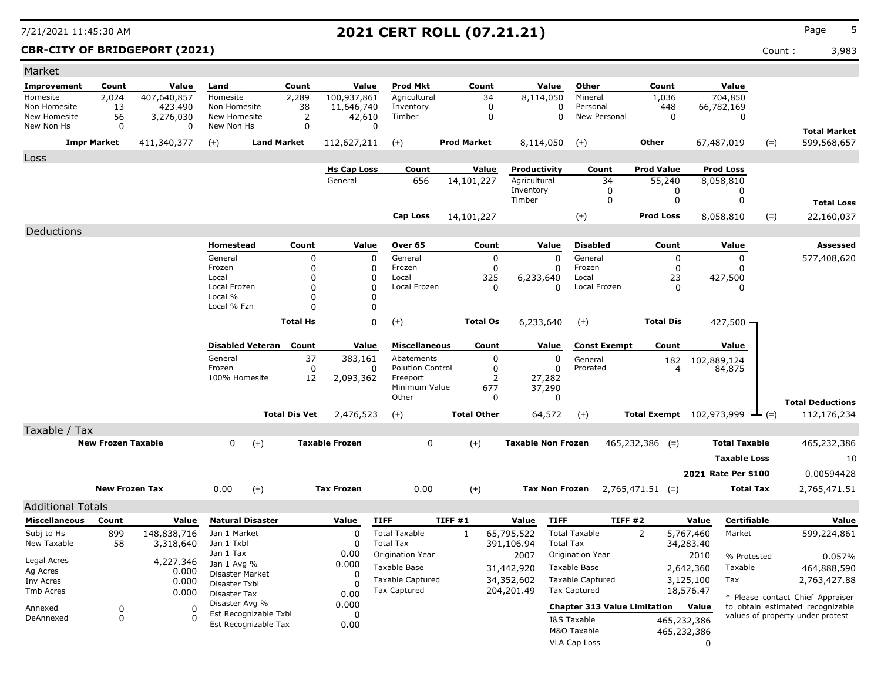**2021 CERT ROLL (07.21.21)**

7/21/2021 11:45:30 AM

**CBR-CITY OF BRIDGEPORT (2021)** Count : 3,983

## Market

| Improvement | Count | Value | Land | Count | Value | Prod Mkt | Count | Value | Other | Count | Value | | |
|---|---|---|---|---|---|---|---|---|---|---|---|---|---|
| Homesite | 2,024 | 407,640,857 | Homesite | 2,289 | 100,937,861 | Agricultural | 34 | 8,114,050 | Mineral | 1,036 | 704,850 | | |
| Non Homesite | 13 | 423.490 | Non Homesite | 38 | 11,646,740 | Inventory | 0 | 0 | Personal | 448 | 66,782,169 | | |
| New Homesite | 56 | 3,276,030 | New Homesite | 2 | 42,610 | Timber | 0 | 0 | New Personal | 0 | 0 | | |
| New Non Hs | 0 | 0 | New Non Hs | 0 | 0 | | | | | | | | **Total Market** |
| **Impr Market** | | 411,340,377 | (+) **Land Market** | | 112,627,211 | (+) **Prod Market** | | 8,114,050 | (+) **Other** | | 67,487,019 | (=) | 599,568,657 |

## Loss

| Hs Cap Loss | Count | Value | Productivity | Count | Prod Value | Prod Loss | | |
|---|---|---|---|---|---|---|---|---|
| General | 656 | 14,101,227 | Agricultural | 34 | 55,240 | 8,058,810 | | |
| | | | Inventory | 0 | 0 | 0 | | |
| | | | Timber | 0 | 0 | 0 | | **Total Loss** |
| **Cap Loss** | | 14,101,227 | (+) | | **Prod Loss** | 8,058,810 | (=) | 22,160,037 |

## Deductions

| Homestead | Count | Value | Over 65 | Count | Value | Disabled | Count | Value | **Assessed** |
|---|---|---|---|---|---|---|---|---|---|
| General | 0 | 0 | General | 0 | 0 | General | 0 | 0 | 577,408,620 |
| Frozen | 0 | 0 | Frozen | 0 | 0 | Frozen | 0 | 0 | |
| Local | 0 | 0 | Local | 325 | 6,233,640 | Local | 23 | 427,500 | |
| Local Frozen | 0 | 0 | Local Frozen | 0 | 0 | Local Frozen | 0 | 0 | |
| Local % | 0 | 0 | | | | | | | |
| Local % Fzn | 0 | 0 | | | | | | | |
| **Total Hs** | | 0 | (+) **Total Os** | | 6,233,640 | (+) **Total Dis** | | 427,500 | |

| Disabled Veteran | Count | Value | Miscellaneous | Count | Value | Const Exempt | Count | Value | | |
|---|---|---|---|---|---|---|---|---|---|---|
| General | 37 | 383,161 | Abatements | 0 | 0 | General | 182 | 102,889,124 | | |
| Frozen | 0 | 0 | Polution Control | 0 | 0 | Prorated | 4 | 84,875 | | |
| 100% Homesite | 12 | 2,093,362 | Freeport | 2 | 27,282 | | | | | |
| | | | Minimum Value | 677 | 37,290 | | | | | |
| | | | Other | 0 | 0 | | | | | **Total Deductions** |
| **Total Dis Vet** | | 2,476,523 | (+) **Total Other** | | 64,572 | (+) **Total Exempt** | | 102,973,999 | (=) | 112,176,234 |

## Taxable / Tax

| | | | | | | |
|---|---|---|---|---|---|---|
| **New Frozen Taxable** | 0 | (+) **Taxable Frozen** | 0 | (+) **Taxable Non Frozen** | 465,232,386 (=) | **Total Taxable** 465,232,386 |
| | | | | | | **Taxable Loss** 10 |
| | | | | | | **2021 Rate Per $100** 0.00594428 |
| **New Frozen Tax** | 0.00 | (+) **Tax Frozen** | 0.00 | (+) **Tax Non Frozen** | 2,765,471.51 (=) | **Total Tax** 2,765,471.51 |

## Additional Totals

| Miscellaneous | Count | Value |
|---|---|---|
| Subj to Hs | 899 | 148,838,716 |
| New Taxable | 58 | 3,318,640 |
| Legal Acres | | 4,227.346 |
| Ag Acres | | 0.000 |
| Inv Acres | | 0.000 |
| Tmb Acres | | 0.000 |
| Annexed | 0 | 0 |
| DeAnnexed | 0 | 0 |

| Natural Disaster | Value |
|---|---|
| Jan 1 Market | 0 |
| Jan 1 Txbl | 0 |
| Jan 1 Tax | 0.00 |
| Jan 1 Avg % | 0.000 |
| Disaster Market | 0 |
| Disaster Txbl | 0 |
| Disaster Tax | 0.00 |
| Disaster Avg % | 0.000 |
| Est Recognizable Txbl | 0 |
| Est Recognizable Tax | 0.00 |

| TIFF | TIFF #1 | Value |
|---|---|---|
| Total Taxable | 1 | 65,795,522 |
| Total Tax | | 391,106.94 |
| Origination Year | | 2007 |
| Taxable Base | | 31,442,920 |
| Taxable Captured | | 34,352,602 |
| Tax Captured | | 204,201.49 |

| TIFF | TIFF #2 | Value |
|---|---|---|
| Total Taxable | 2 | 5,767,460 |
| Total Tax | | 34,283.40 |
| Origination Year | | 2010 |
| Taxable Base | | 2,642,360 |
| Taxable Captured | | 3,125,100 |
| Tax Captured | | 18,576.47 |

| Chapter 313 Value Limitation | Value |
|---|---|
| I&S Taxable | 465,232,386 |
| M&O Taxable | 465,232,386 |
| VLA Cap Loss | 0 |

| Certifiable | Value |
|---|---|
| Market | 599,224,861 |
| % Protested | 0.057% |
| Taxable | 464,888,590 |
| Tax | 2,763,427.88 |

* Please contact Chief Appraiser to obtain estimated recognizable values of property under protest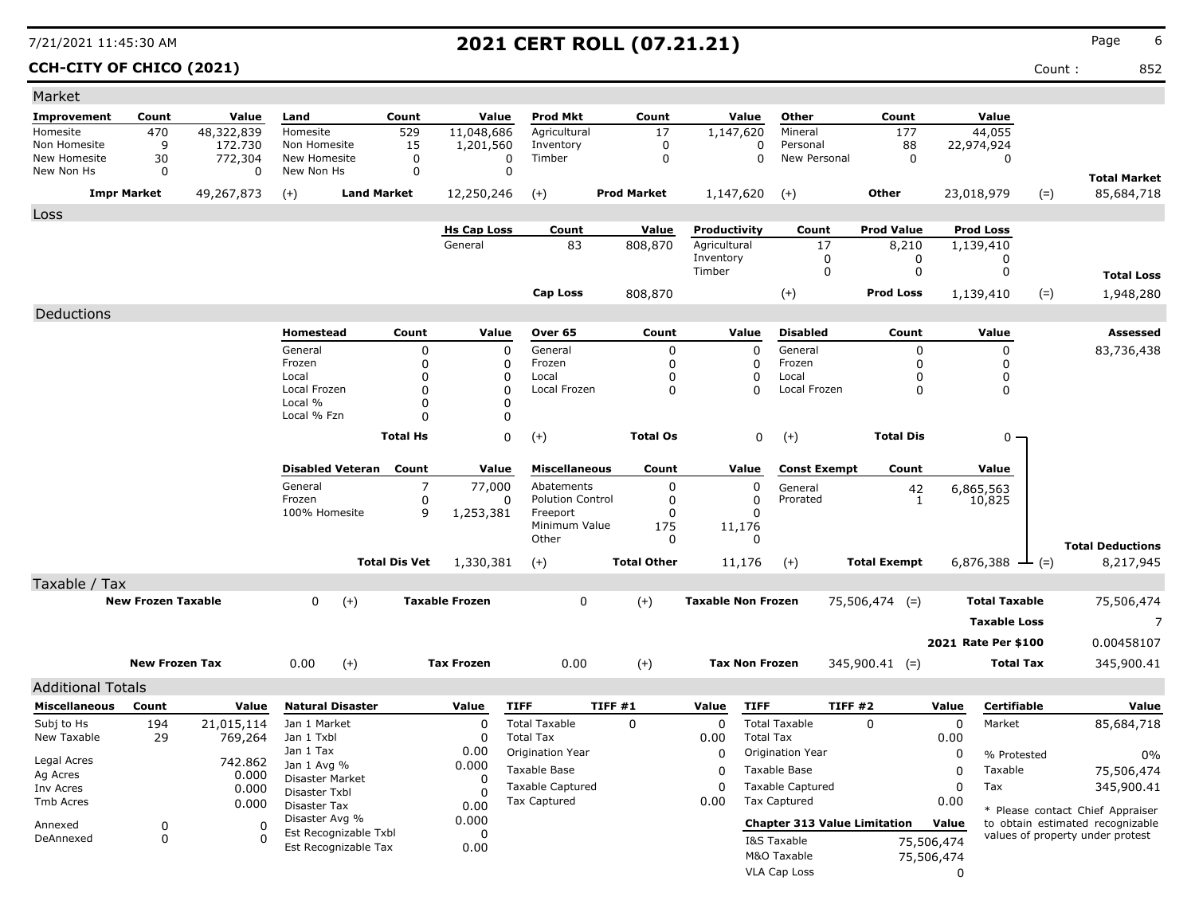7/21/2021 11:45:30 AM

# 2021 CERT ROLL (07.21.21)

**CCH-CITY OF CHICO (2021)** Count : 852

## Market

| Improvement | Count | Value | Land | Count | Value | Prod Mkt | Count | Value | Other | Count | Value | | |
|---|---|---|---|---|---|---|---|---|---|---|---|---|---|
| Homesite | 470 | 48,322,839 | Homesite | 529 | 11,048,686 | Agricultural | 17 | 1,147,620 | Mineral | 177 | 44,055 | | |
| Non Homesite | 9 | 172.730 | Non Homesite | 15 | 1,201,560 | Inventory | 0 | 0 | Personal | 88 | 22,974,924 | | |
| New Homesite | 30 | 772,304 | New Homesite | 0 | 0 | Timber | 0 | 0 | New Personal | 0 | 0 | | |
| New Non Hs | 0 | 0 | New Non Hs | 0 | 0 | | | | | | | | **Total Market** |
| **Impr Market** | | 49,267,873 | (+) **Land Market** | | 12,250,246 | (+) **Prod Market** | | 1,147,620 | (+) **Other** | | 23,018,979 | (=) | 85,684,718 |

## Loss

| Hs Cap Loss | Count | Value | Productivity | Count | Prod Value | Prod Loss | | |
|---|---|---|---|---|---|---|---|---|
| General | 83 | 808,870 | Agricultural | 17 | 8,210 | 1,139,410 | | |
| | | | Inventory | 0 | 0 | 0 | | |
| | | | Timber | 0 | 0 | 0 | | **Total Loss** |
| **Cap Loss** | | 808,870 | (+) | | **Prod Loss** | 1,139,410 | (=) | 1,948,280 |

## Deductions

| Homestead | Count | Value | Over 65 | Count | Value | Disabled | Count | Value | Assessed |
|---|---|---|---|---|---|---|---|---|---|
| General | 0 | 0 | General | 0 | 0 | General | 0 | 0 | 83,736,438 |
| Frozen | 0 | 0 | Frozen | 0 | 0 | Frozen | 0 | 0 | |
| Local | 0 | 0 | Local | 0 | 0 | Local | 0 | 0 | |
| Local Frozen | 0 | 0 | Local Frozen | 0 | 0 | Local Frozen | 0 | 0 | |
| Local % | 0 | 0 | | | | | | | |
| Local % Fzn | 0 | 0 | | | | | | | |
| **Total Hs** | | 0 | (+) **Total Os** | | 0 | (+) **Total Dis** | | 0 | |

| Disabled Veteran | Count | Value | Miscellaneous | Count | Value | Const Exempt | Count | Value | | |
|---|---|---|---|---|---|---|---|---|---|---|
| General | 7 | 77,000 | Abatements | 0 | 0 | General | 42 | 6,865,563 | | |
| Frozen | 0 | 0 | Polution Control | 0 | 0 | Prorated | 1 | 10,825 | | |
| 100% Homesite | 9 | 1,253,381 | Freeport | 0 | 0 | | | | | |
| | | | Minimum Value | 175 | 11,176 | | | | | |
| | | | Other | 0 | 0 | | | | | **Total Deductions** |
| **Total Dis Vet** | | 1,330,381 | (+) **Total Other** | | 11,176 | (+) **Total Exempt** | | 6,876,388 | (=) | 8,217,945 |

## Taxable / Tax

| | | | | | | | | |
|---|---|---|---|---|---|---|---|---|
| **New Frozen Taxable** | 0 | (+) | **Taxable Frozen** | 0 | (+) | **Taxable Non Frozen** | 75,506,474 (=) | **Total Taxable** 75,506,474 |
| | | | | | | | | **Taxable Loss** 7 |
| | | | | | | | | **2021 Rate Per $100** 0.00458107 |
| **New Frozen Tax** | 0.00 | (+) | **Tax Frozen** | 0.00 | (+) | **Tax Non Frozen** | 345,900.41 (=) | **Total Tax** 345,900.41 |

## Additional Totals

| Miscellaneous | Count | Value |
|---|---|---|
| Subj to Hs | 194 | 21,015,114 |
| New Taxable | 29 | 769,264 |
| Legal Acres | | 742.862 |
| Ag Acres | | 0.000 |
| Inv Acres | | 0.000 |
| Tmb Acres | | 0.000 |
| Annexed | 0 | 0 |
| DeAnnexed | 0 | 0 |

| Natural Disaster | Value |
|---|---|
| Jan 1 Market | 0 |
| Jan 1 Txbl | 0 |
| Jan 1 Tax | 0.00 |
| Jan 1 Avg % | 0.000 |
| Disaster Market | 0 |
| Disaster Txbl | 0 |
| Disaster Tax | 0.00 |
| Disaster Avg % | 0.000 |
| Est Recognizable Txbl | 0 |
| Est Recognizable Tax | 0.00 |

| TIFF | TIFF #1 | Value |
|---|---|---|
| Total Taxable | 0 | 0 |
| Total Tax | | 0.00 |
| Origination Year | | 0 |
| Taxable Base | | 0 |
| Taxable Captured | | 0 |
| Tax Captured | | 0.00 |

| TIFF | TIFF #2 | Value |
|---|---|---|
| Total Taxable | 0 | 0 |
| Total Tax | | 0.00 |
| Origination Year | | 0 |
| Taxable Base | | 0 |
| Taxable Captured | | 0 |
| Tax Captured | | 0.00 |

| Chapter 313 Value Limitation | Value |
|---|---|
| I&S Taxable | 75,506,474 |
| M&O Taxable | 75,506,474 |
| VLA Cap Loss | 0 |

| Certifiable | Value |
|---|---|
| Market | 85,684,718 |
| % Protested | 0% |
| Taxable | 75,506,474 |
| Tax | 345,900.41 |

* Please contact Chief Appraiser to obtain estimated recognizable values of property under protest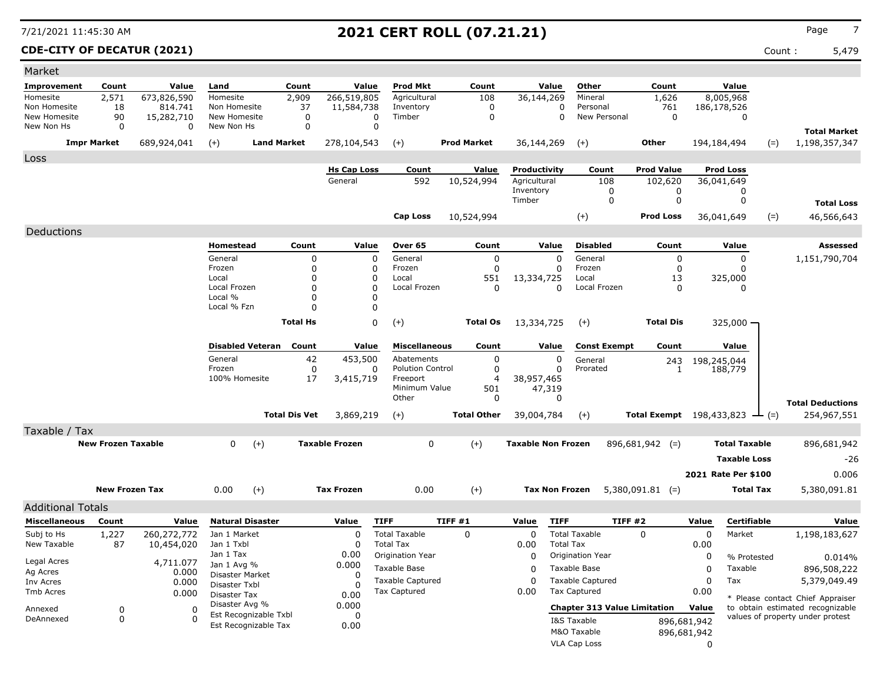# 2021 CERT ROLL (07.21.21)

**CDE-CITY OF DECATUR (2021)**

Count : 5,479

## Market

| Improvement | Count | Value | Land | Count | Value | Prod Mkt | Count | Value | Other | Count | Value | | |
|---|---|---|---|---|---|---|---|---|---|---|---|---|---|
| Homesite | 2,571 | 673,826,590 | Homesite | 2,909 | 266,519,805 | Agricultural | 108 | 36,144,269 | Mineral | 1,626 | 8,005,968 | | |
| Non Homesite | 18 | 814.741 | Non Homesite | 37 | 11,584,738 | Inventory | 0 | 0 | Personal | 761 | 186,178,526 | | |
| New Homesite | 90 | 15,282,710 | New Homesite | 0 | 0 | Timber | 0 | 0 | New Personal | 0 | 0 | | |
| New Non Hs | 0 | 0 | New Non Hs | 0 | 0 | | | | | | | | **Total Market** |
| **Impr Market** | | 689,924,041 | (+) **Land Market** | | 278,104,543 | (+) **Prod Market** | | 36,144,269 | (+) **Other** | | 194,184,494 | (=) | 1,198,357,347 |

## Loss

| Hs Cap Loss | Count | Value | Productivity | Count | Prod Value | Prod Loss | | |
|---|---|---|---|---|---|---|---|---|
| General | 592 | 10,524,994 | Agricultural | 108 | 102,620 | 36,041,649 | | |
| | | | Inventory | 0 | 0 | 0 | | |
| | | | Timber | 0 | 0 | 0 | | **Total Loss** |
| **Cap Loss** | | 10,524,994 | (+) | | **Prod Loss** | 36,041,649 | (=) | 46,566,643 |

## Deductions

| Homestead | Count | Value | Over 65 | Count | Value | Disabled | Count | Value | Assessed |
|---|---|---|---|---|---|---|---|---|---|
| General | 0 | 0 | General | 0 | 0 | General | 0 | 0 | 1,151,790,704 |
| Frozen | 0 | 0 | Frozen | 0 | 0 | Frozen | 0 | 0 | |
| Local | 0 | 0 | Local | 551 | 13,334,725 | Local | 13 | 325,000 | |
| Local Frozen | 0 | 0 | Local Frozen | 0 | 0 | Local Frozen | 0 | 0 | |
| Local % | 0 | 0 | | | | | | | |
| Local % Fzn | 0 | 0 | | | | | | | |
| **Total Hs** | | 0 | (+) **Total Os** | | 13,334,725 | (+) **Total Dis** | | 325,000 | |

| Disabled Veteran | Count | Value | Miscellaneous | Count | Value | Const Exempt | Count | Value | |
|---|---|---|---|---|---|---|---|---|---|
| General | 42 | 453,500 | Abatements | 0 | 0 | General | 243 | 198,245,044 | |
| Frozen | 0 | 0 | Polution Control | 0 | 0 | Prorated | 1 | 188,779 | |
| 100% Homesite | 17 | 3,415,719 | Freeport | 4 | 38,957,465 | | | | |
| | | | Minimum Value | 501 | 47,319 | | | | |
| | | | Other | 0 | 0 | | | | **Total Deductions** |
| **Total Dis Vet** | | 3,869,219 | (+) **Total Other** | | 39,004,784 | (+) **Total Exempt** | | 198,433,823 | (=) 254,967,551 |

## Taxable / Tax

| | | | | | | |
|---|---|---|---|---|---|---|
| **New Frozen Taxable** | 0 | (+) **Taxable Frozen** | 0 | (+) **Taxable Non Frozen** | 896,681,942 (=) | **Total Taxable** 896,681,942 |
| | | | | | | **Taxable Loss** -26 |
| | | | | | | **2021 Rate Per $100** 0.006 |
| **New Frozen Tax** | 0.00 | (+) **Tax Frozen** | 0.00 | (+) **Tax Non Frozen** | 5,380,091.81 (=) | **Total Tax** 5,380,091.81 |

## Additional Totals

| Miscellaneous | Count | Value |
|---|---|---|
| Subj to Hs | 1,227 | 260,272,772 |
| New Taxable | 87 | 10,454,020 |
| Legal Acres | | 4,711.077 |
| Ag Acres | | 0.000 |
| Inv Acres | | 0.000 |
| Tmb Acres | | 0.000 |
| Annexed | 0 | 0 |
| DeAnnexed | 0 | 0 |

| Natural Disaster | Value |
|---|---|
| Jan 1 Market | 0 |
| Jan 1 Txbl | 0 |
| Jan 1 Tax | 0.00 |
| Jan 1 Avg % | 0.000 |
| Disaster Market | 0 |
| Disaster Txbl | 0 |
| Disaster Tax | 0.00 |
| Disaster Avg % | 0.000 |
| Est Recognizable Txbl | 0 |
| Est Recognizable Tax | 0.00 |

| TIFF | TIFF #1 | Value |
|---|---|---|
| Total Taxable | 0 | 0 |
| Total Tax | | 0.00 |
| Origination Year | | 0 |
| Taxable Base | | 0 |
| Taxable Captured | | 0 |
| Tax Captured | | 0.00 |

| TIFF | TIFF #2 | Value |
|---|---|---|
| Total Taxable | 0 | 0 |
| Total Tax | | 0.00 |
| Origination Year | | 0 |
| Taxable Base | | 0 |
| Taxable Captured | | 0 |
| Tax Captured | | 0.00 |

| Chapter 313 Value Limitation | Value |
|---|---|
| I&S Taxable | 896,681,942 |
| M&O Taxable | 896,681,942 |
| VLA Cap Loss | 0 |

| Certifiable | Value |
|---|---|
| Market | 1,198,183,627 |
| % Protested | 0.014% |
| Taxable | 896,508,222 |
| Tax | 5,379,049.49 |

\* Please contact Chief Appraiser to obtain estimated recognizable values of property under protest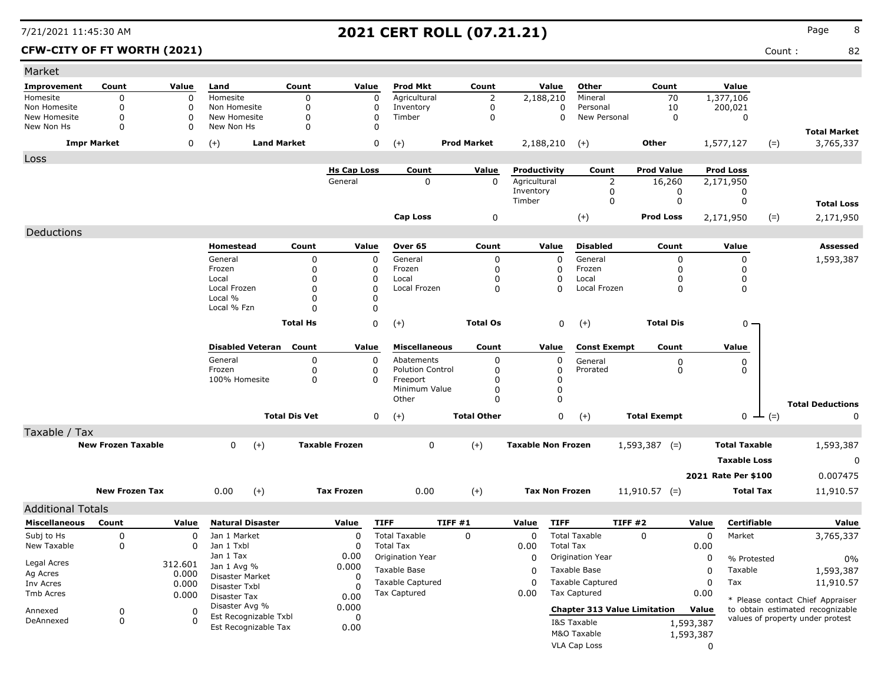# 2021 CERT ROLL (07.21.21)

7/21/2021 11:45:30 AM

**CFW-CITY OF FT WORTH (2021)**

Count : 82

## Market

| Improvement | Count | Value | Land | Count | Value | Prod Mkt | Count | Value | Other | Count | Value | | |
|---|---|---|---|---|---|---|---|---|---|---|---|---|---|
| Homesite | 0 | 0 | Homesite | 0 | 0 | Agricultural | 2 | 2,188,210 | Mineral | 70 | 1,377,106 | | |
| Non Homesite | 0 | 0 | Non Homesite | 0 | 0 | Inventory | 0 | 0 | Personal | 10 | 200,021 | | |
| New Homesite | 0 | 0 | New Homesite | 0 | 0 | Timber | 0 | 0 | New Personal | 0 | 0 | | |
| New Non Hs | 0 | 0 | New Non Hs | 0 | 0 | | | | | | | | **Total Market** |
| **Impr Market** | | 0 | (+) **Land Market** | | 0 | (+) **Prod Market** | | 2,188,210 | (+) **Other** | | 1,577,127 | (=) | 3,765,337 |

## Loss

| Hs Cap Loss | Count | Value | Productivity | Count | Prod Value | Prod Loss | | |
|---|---|---|---|---|---|---|---|---|
| General | 0 | 0 | Agricultural | 2 | 16,260 | 2,171,950 | | |
| | | | Inventory | 0 | 0 | 0 | | |
| | | | Timber | 0 | 0 | 0 | | **Total Loss** |
| **Cap Loss** | | 0 | (+) | | **Prod Loss** | 2,171,950 | (=) | 2,171,950 |

## Deductions

| Homestead | Count | Value | Over 65 | Count | Value | Disabled | Count | Value | Assessed |
|---|---|---|---|---|---|---|---|---|---|
| General | 0 | 0 | General | 0 | 0 | General | 0 | 0 | 1,593,387 |
| Frozen | 0 | 0 | Frozen | 0 | 0 | Frozen | 0 | 0 | |
| Local | 0 | 0 | Local | 0 | 0 | Local | 0 | 0 | |
| Local Frozen | 0 | 0 | Local Frozen | 0 | 0 | Local Frozen | 0 | 0 | |
| Local % | 0 | 0 | | | | | | | |
| Local % Fzn | 0 | 0 | | | | | | | |
| **Total Hs** | | 0 | (+) **Total Os** | | 0 | (+) **Total Dis** | | 0 | |

| Disabled Veteran | Count | Value | Miscellaneous | Count | Value | Const Exempt | Count | Value | | |
|---|---|---|---|---|---|---|---|---|---|---|
| General | 0 | 0 | Abatements | 0 | 0 | General | 0 | 0 | | |
| Frozen | 0 | 0 | Polution Control | 0 | 0 | Prorated | 0 | 0 | | |
| 100% Homesite | 0 | 0 | Freeport | 0 | 0 | | | | | |
| | | | Minimum Value | 0 | 0 | | | | | |
| | | | Other | 0 | 0 | | | | | **Total Deductions** |
| **Total Dis Vet** | | 0 | (+) **Total Other** | | 0 | (+) **Total Exempt** | | 0 | (=) | 0 |

## Taxable / Tax

| New Frozen Taxable | | Taxable Frozen | | Taxable Non Frozen | | | |
|---|---|---|---|---|---|---|---|
| 0 | (+) | 0 | (+) | 1,593,387 | (=) | **Total Taxable** | 1,593,387 |
| | | | | | | **Taxable Loss** | 0 |
| | | | | | | **2021 Rate Per $100** | 0.007475 |
| **New Frozen Tax** 0.00 | (+) | **Tax Frozen** 0.00 | (+) | **Tax Non Frozen** 11,910.57 | (=) | **Total Tax** | 11,910.57 |

## Additional Totals

| Miscellaneous | Count | Value |
|---|---|---|
| Subj to Hs | 0 | 0 |
| New Taxable | 0 | 0 |
| Legal Acres | | 312.601 |
| Ag Acres | | 0.000 |
| Inv Acres | | 0.000 |
| Tmb Acres | | 0.000 |
| Annexed | 0 | 0 |
| DeAnnexed | 0 | 0 |

| Natural Disaster | Value |
|---|---|
| Jan 1 Market | 0 |
| Jan 1 Txbl | 0 |
| Jan 1 Tax | 0.00 |
| Jan 1 Avg % | 0.000 |
| Disaster Market | 0 |
| Disaster Txbl | 0 |
| Disaster Tax | 0.00 |
| Disaster Avg % | 0.000 |
| Est Recognizable Txbl | 0 |
| Est Recognizable Tax | 0.00 |

| TIFF | TIFF #1 | Value |
|---|---|---|
| Total Taxable | 0 | 0 |
| Total Tax | | 0.00 |
| Origination Year | | 0 |
| Taxable Base | | 0 |
| Taxable Captured | | 0 |
| Tax Captured | | 0.00 |

| TIFF | TIFF #2 | Value |
|---|---|---|
| Total Taxable | 0 | 0 |
| Total Tax | | 0.00 |
| Origination Year | | 0 |
| Taxable Base | | 0 |
| Taxable Captured | | 0 |
| Tax Captured | | 0.00 |

| Chapter 313 Value Limitation | Value |
|---|---|
| I&S Taxable | 1,593,387 |
| M&O Taxable | 1,593,387 |
| VLA Cap Loss | 0 |

| Certifiable | Value |
|---|---|
| Market | 3,765,337 |
| % Protested | 0% |
| Taxable | 1,593,387 |
| Tax | 11,910.57 |

* Please contact Chief Appraiser to obtain estimated recognizable values of property under protest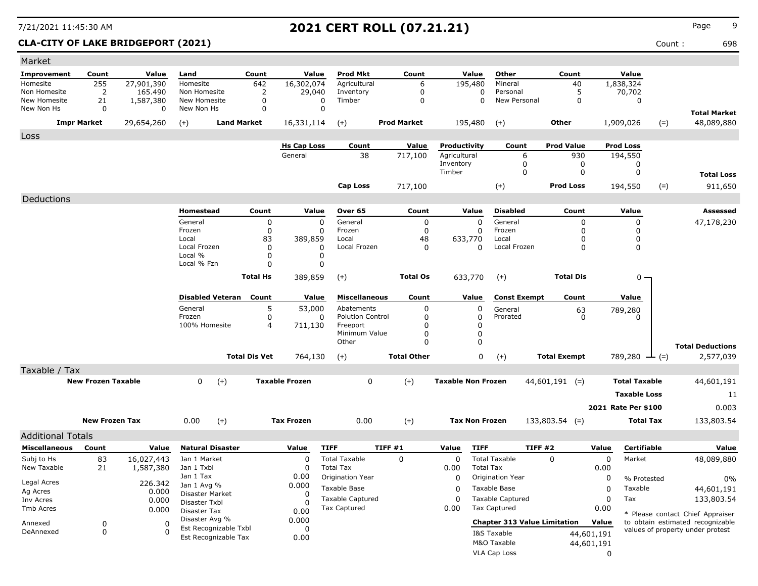# 2021 CERT ROLL (07.21.21)

7/21/2021 11:45:30 AM

**CLA-CITY OF LAKE BRIDGEPORT (2021)** Count : 698

## Market

| Improvement | Count | Value | Land | Count | Value | Prod Mkt | Count | Value | Other | Count | Value | | |
|---|---|---|---|---|---|---|---|---|---|---|---|---|---|
| Homesite | 255 | 27,901,390 | Homesite | 642 | 16,302,074 | Agricultural | 6 | 195,480 | Mineral | 40 | 1,838,324 | | |
| Non Homesite | 2 | 165.490 | Non Homesite | 2 | 29,040 | Inventory | 0 | 0 | Personal | 5 | 70,702 | | |
| New Homesite | 21 | 1,587,380 | New Homesite | 0 | 0 | Timber | 0 | 0 | New Personal | 0 | 0 | | |
| New Non Hs | 0 | 0 | New Non Hs | 0 | 0 | | | | | | | | **Total Market** |
| **Impr Market** | | 29,654,260 | (+) **Land Market** | | 16,331,114 | (+) **Prod Market** | | 195,480 | (+) **Other** | | 1,909,026 | (=) | 48,089,880 |

## Loss

| Hs Cap Loss | Count | Value | Productivity | Count | Prod Value | Prod Loss | | |
|---|---|---|---|---|---|---|---|---|
| General | 38 | 717,100 | Agricultural | 6 | 930 | 194,550 | | |
| | | | Inventory | 0 | 0 | 0 | | |
| | | | Timber | 0 | 0 | 0 | | **Total Loss** |
| **Cap Loss** | | 717,100 | (+) | | **Prod Loss** | 194,550 | (=) | 911,650 |

## Deductions

| Homestead | Count | Value | Over 65 | Count | Value | Disabled | Count | Value | **Assessed** |
|---|---|---|---|---|---|---|---|---|---|
| General | 0 | 0 | General | 0 | 0 | General | 0 | 0 | 47,178,230 |
| Frozen | 0 | 0 | Frozen | 0 | 0 | Frozen | 0 | 0 | |
| Local | 83 | 389,859 | Local | 48 | 633,770 | Local | 0 | 0 | |
| Local Frozen | 0 | 0 | Local Frozen | 0 | 0 | Local Frozen | 0 | 0 | |
| Local % | 0 | 0 | | | | | | | |
| Local % Fzn | 0 | 0 | | | | | | | |
| **Total Hs** | | 389,859 | (+) **Total Os** | | 633,770 | (+) **Total Dis** | | 0 | |

| Disabled Veteran | Count | Value | Miscellaneous | Count | Value | Const Exempt | Count | Value | | |
|---|---|---|---|---|---|---|---|---|---|---|
| General | 5 | 53,000 | Abatements | 0 | 0 | General | 63 | 789,280 | | |
| Frozen | 0 | 0 | Polution Control | 0 | 0 | Prorated | 0 | 0 | | |
| 100% Homesite | 4 | 711,130 | Freeport | 0 | 0 | | | | | |
| | | | Minimum Value | 0 | 0 | | | | | |
| | | | Other | 0 | 0 | | | | | **Total Deductions** |
| **Total Dis Vet** | | 764,130 | (+) **Total Other** | | 0 | (+) **Total Exempt** | | 789,280 | (=) | 2,577,039 |

## Taxable / Tax

| | | | | | | | |
|---|---|---|---|---|---|---|---|
| **New Frozen Taxable** | 0 | (+) **Taxable Frozen** | 0 | (+) **Taxable Non Frozen** | 44,601,191 | (=) **Total Taxable** | 44,601,191 |
| | | | | | | **Taxable Loss** | 11 |
| | | | | | | **2021 Rate Per $100** | 0.003 |
| **New Frozen Tax** | 0.00 | (+) **Tax Frozen** | 0.00 | (+) **Tax Non Frozen** | 133,803.54 | (=) **Total Tax** | 133,803.54 |

## Additional Totals

| Miscellaneous | Count | Value |
|---|---|---|
| Subj to Hs | 83 | 16,027,443 |
| New Taxable | 21 | 1,587,380 |
| Legal Acres | | 226.342 |
| Ag Acres | | 0.000 |
| Inv Acres | | 0.000 |
| Tmb Acres | | 0.000 |
| Annexed | 0 | 0 |
| DeAnnexed | 0 | 0 |

| Natural Disaster | Value |
|---|---|
| Jan 1 Market | 0 |
| Jan 1 Txbl | 0 |
| Jan 1 Tax | 0.00 |
| Jan 1 Avg % | 0.000 |
| Disaster Market | 0 |
| Disaster Txbl | 0 |
| Disaster Tax | 0.00 |
| Disaster Avg % | 0.000 |
| Est Recognizable Txbl | 0 |
| Est Recognizable Tax | 0.00 |

| TIFF | TIFF #1 | Value |
|---|---|---|
| Total Taxable | 0 | 0 |
| Total Tax | | 0.00 |
| Origination Year | | 0 |
| Taxable Base | | 0 |
| Taxable Captured | | 0 |
| Tax Captured | | 0.00 |

| TIFF | TIFF #2 | Value |
|---|---|---|
| Total Taxable | 0 | 0 |
| Total Tax | | 0.00 |
| Origination Year | | 0 |
| Taxable Base | | 0 |
| Taxable Captured | | 0 |
| Tax Captured | | 0.00 |

| Chapter 313 Value Limitation | Value |
|---|---|
| I&S Taxable | 44,601,191 |
| M&O Taxable | 44,601,191 |
| VLA Cap Loss | 0 |

| Certifiable | Value |
|---|---|
| Market | 48,089,880 |
| % Protested | 0% |
| Taxable | 44,601,191 |
| Tax | 133,803.54 |

* Please contact Chief Appraiser to obtain estimated recognizable values of property under protest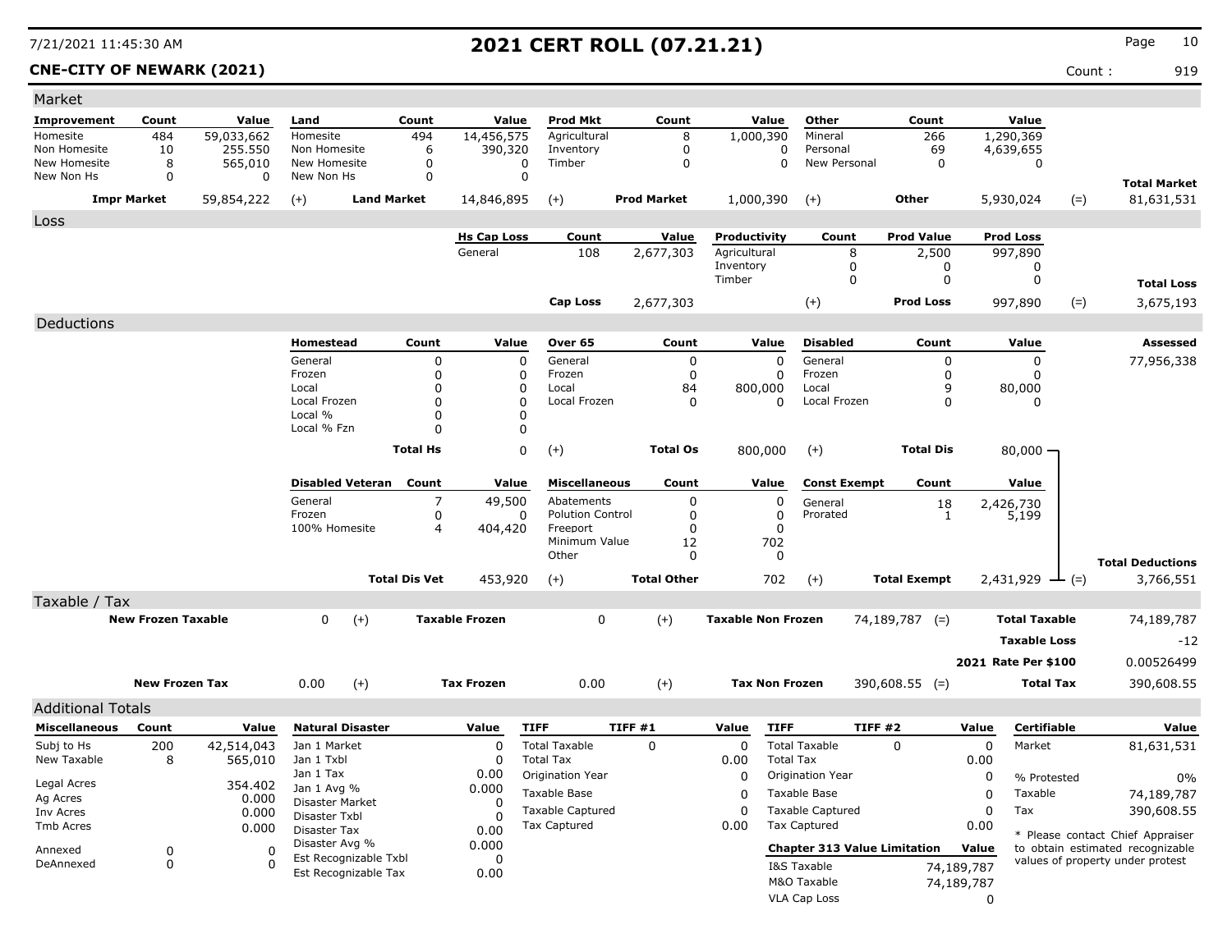# 2021 CERT ROLL (07.21.21)

**CNE-CITY OF NEWARK (2021)** Count : 919

7/21/2021 11:45:30 AM

## Market

| Improvement | Count | Value | Land | Count | Value | Prod Mkt | Count | Value | Other | Count | Value | | |
|---|---|---|---|---|---|---|---|---|---|---|---|---|---|
| Homesite | 484 | 59,033,662 | Homesite | 494 | 14,456,575 | Agricultural | 8 | 1,000,390 | Mineral | 266 | 1,290,369 | | |
| Non Homesite | 10 | 255.550 | Non Homesite | 6 | 390,320 | Inventory | 0 | 0 | Personal | 69 | 4,639,655 | | |
| New Homesite | 8 | 565,010 | New Homesite | 0 | 0 | Timber | 0 | 0 | New Personal | 0 | 0 | | |
| New Non Hs | 0 | 0 | New Non Hs | 0 | 0 | | | | | | | | **Total Market** |
| **Impr Market** | | 59,854,222 | (+) | **Land Market** | 14,846,895 | (+) | **Prod Market** | 1,000,390 | (+) | **Other** | 5,930,024 | (=) | 81,631,531 |

## Loss

| Hs Cap Loss | Count | Value | Productivity | Count | Prod Value | Prod Loss | | |
|---|---|---|---|---|---|---|---|---|
| General | 108 | 2,677,303 | Agricultural | 8 | 2,500 | 997,890 | | |
| | | | Inventory | 0 | 0 | 0 | | |
| | | | Timber | 0 | 0 | 0 | | **Total Loss** |
| **Cap Loss** | | 2,677,303 | (+) | | **Prod Loss** | 997,890 | (=) | 3,675,193 |

## Deductions

| Homestead | Count | Value | Over 65 | Count | Value | Disabled | Count | Value | Assessed |
|---|---|---|---|---|---|---|---|---|---|
| General | 0 | 0 | General | 0 | 0 | General | 0 | 0 | 77,956,338 |
| Frozen | 0 | 0 | Frozen | 0 | 0 | Frozen | 0 | 0 | |
| Local | 0 | 0 | Local | 84 | 800,000 | Local | 9 | 80,000 | |
| Local Frozen | 0 | 0 | Local Frozen | 0 | 0 | Local Frozen | 0 | 0 | |
| Local % | 0 | 0 | | | | | | | |
| Local % Fzn | 0 | 0 | | | | | | | |
| **Total Hs** | | 0 | (+) **Total Os** | | 800,000 | (+) **Total Dis** | | 80,000 | |

| Disabled Veteran | Count | Value | Miscellaneous | Count | Value | Const Exempt | Count | Value | | |
|---|---|---|---|---|---|---|---|---|---|---|
| General | 7 | 49,500 | Abatements | 0 | 0 | General | 18 | 2,426,730 | | |
| Frozen | 0 | 0 | Polution Control | 0 | 0 | Prorated | 1 | 5,199 | | |
| 100% Homesite | 4 | 404,420 | Freeport | 0 | 0 | | | | | |
| | | | Minimum Value | 12 | 702 | | | | | |
| | | | Other | 0 | 0 | | | | | **Total Deductions** |
| **Total Dis Vet** | | 453,920 | (+) **Total Other** | | 702 | (+) **Total Exempt** | | 2,431,929 | (=) | 3,766,551 |

## Taxable / Tax

| New Frozen Taxable | | Taxable Frozen | | Taxable Non Frozen | | | |
|---|---|---|---|---|---|---|---|
| 0 | (+) | 0 | (+) | 74,189,787 | (=) | **Total Taxable** | 74,189,787 |
| | | | | | | **Taxable Loss** | -12 |
| | | | | | | **2021 Rate Per $100** | 0.00526499 |

| New Frozen Tax | | Tax Frozen | | Tax Non Frozen | | | |
|---|---|---|---|---|---|---|---|
| 0.00 | (+) | 0.00 | (+) | 390,608.55 | (=) | **Total Tax** | 390,608.55 |

## Additional Totals

| Miscellaneous | Count | Value |
|---|---|---|
| Subj to Hs | 200 | 42,514,043 |
| New Taxable | 8 | 565,010 |
| Legal Acres | | 354.402 |
| Ag Acres | | 0.000 |
| Inv Acres | | 0.000 |
| Tmb Acres | | 0.000 |
| Annexed | 0 | 0 |
| DeAnnexed | 0 | 0 |

| Natural Disaster | Value |
|---|---|
| Jan 1 Market | 0 |
| Jan 1 Txbl | 0 |
| Jan 1 Tax | 0.00 |
| Jan 1 Avg % | 0.000 |
| Disaster Market | 0 |
| Disaster Txbl | 0 |
| Disaster Tax | 0.00 |
| Disaster Avg % | 0.000 |
| Est Recognizable Txbl | 0 |
| Est Recognizable Tax | 0.00 |

| TIFF | TIFF #1 | Value |
|---|---|---|
| Total Taxable | 0 | 0 |
| Total Tax | | 0.00 |
| Origination Year | | 0 |
| Taxable Base | | 0 |
| Taxable Captured | | 0 |
| Tax Captured | | 0.00 |

| TIFF | TIFF #2 | Value |
|---|---|---|
| Total Taxable | 0 | 0 |
| Total Tax | | 0.00 |
| Origination Year | | 0 |
| Taxable Base | | 0 |
| Taxable Captured | | 0 |
| Tax Captured | | 0.00 |

| Chapter 313 Value Limitation | Value |
|---|---|
| I&S Taxable | 74,189,787 |
| M&O Taxable | 74,189,787 |
| VLA Cap Loss | 0 |

| Certifiable | Value |
|---|---|
| Market | 81,631,531 |
| % Protested | 0% |
| Taxable | 74,189,787 |
| Tax | 390,608.55 |

* Please contact Chief Appraiser to obtain estimated recognizable values of property under protest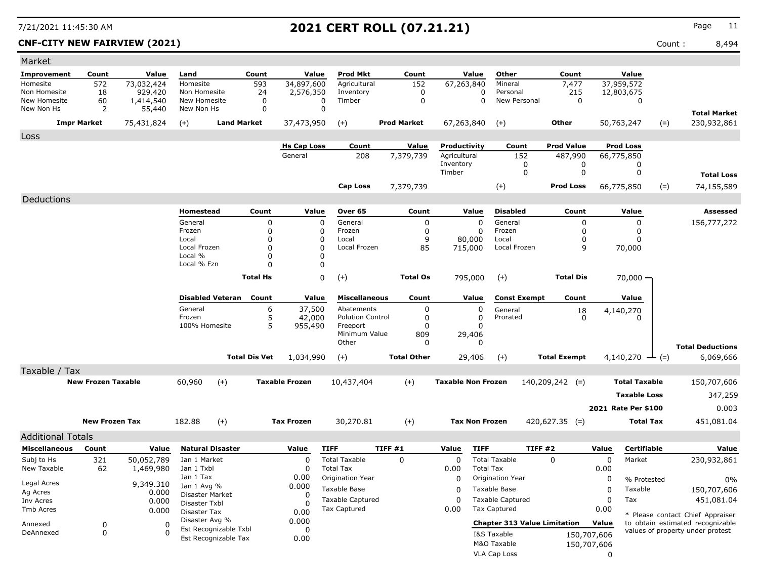# 2021 CERT ROLL (07.21.21)

**CNF-CITY NEW FAIRVIEW (2021)** Count : 8,494

## Market

| Improvement | Count | Value | Land | Count | Value | Prod Mkt | Count | Value | Other | Count | Value | | |
|---|---|---|---|---|---|---|---|---|---|---|---|---|---|
| Homesite | 572 | 73,032,424 | Homesite | 593 | 34,897,600 | Agricultural | 152 | 67,263,840 | Mineral | 7,477 | 37,959,572 | | |
| Non Homesite | 18 | 929.420 | Non Homesite | 24 | 2,576,350 | Inventory | 0 | 0 | Personal | 215 | 12,803,675 | | |
| New Homesite | 60 | 1,414,540 | New Homesite | 0 | 0 | Timber | 0 | 0 | New Personal | 0 | 0 | | |
| New Non Hs | 2 | 55,440 | New Non Hs | 0 | 0 | | | | | | | | **Total Market** |
| **Impr Market** | | 75,431,824 | (+) **Land Market** | | 37,473,950 | (+) **Prod Market** | | 67,263,840 | (+) **Other** | | 50,763,247 | (=) | 230,932,861 |

## Loss

| Hs Cap Loss | Count | Value | Productivity | Count | Prod Value | Prod Loss | | |
|---|---|---|---|---|---|---|---|---|
| General | 208 | 7,379,739 | Agricultural | 152 | 487,990 | 66,775,850 | | |
| | | | Inventory | 0 | 0 | 0 | | |
| | | | Timber | 0 | 0 | 0 | | **Total Loss** |
| **Cap Loss** | | 7,379,739 | (+) | | **Prod Loss** | 66,775,850 | (=) | 74,155,589 |

## Deductions

| Homestead | Count | Value | Over 65 | Count | Value | Disabled | Count | Value | Assessed |
|---|---|---|---|---|---|---|---|---|---|
| General | 0 | 0 | General | 0 | 0 | General | 0 | 0 | 156,777,272 |
| Frozen | 0 | 0 | Frozen | 0 | 0 | Frozen | 0 | 0 | |
| Local | 0 | 0 | Local | 9 | 80,000 | Local | 0 | 0 | |
| Local Frozen | 0 | 0 | Local Frozen | 85 | 715,000 | Local Frozen | 9 | 70,000 | |
| Local % | 0 | 0 | | | | | | | |
| Local % Fzn | 0 | 0 | | | | | | | |
| **Total Hs** | | 0 | (+) **Total Os** | | 795,000 | (+) **Total Dis** | | 70,000 | |

| Disabled Veteran | Count | Value | Miscellaneous | Count | Value | Const Exempt | Count | Value | |
|---|---|---|---|---|---|---|---|---|---|
| General | 6 | 37,500 | Abatements | 0 | 0 | General | 18 | 4,140,270 | |
| Frozen | 5 | 42,000 | Polution Control | 0 | 0 | Prorated | 0 | 0 | |
| 100% Homesite | 5 | 955,490 | Freeport | 0 | 0 | | | | |
| | | | Minimum Value | 809 | 29,406 | | | | |
| | | | Other | 0 | 0 | | | | **Total Deductions** |
| **Total Dis Vet** | | 1,034,990 | (+) **Total Other** | | 29,406 | (+) **Total Exempt** | | 4,140,270 (=) | 6,069,666 |

## Taxable / Tax

| | | | | | | | |
|---|---|---|---|---|---|---|---|
| **New Frozen Taxable** | 60,960 | (+) **Taxable Frozen** | 10,437,404 | (+) **Taxable Non Frozen** | 140,209,242 | (=) **Total Taxable** | 150,707,606 |
| | | | | | | **Taxable Loss** | 347,259 |
| | | | | | | **2021 Rate Per $100** | 0.003 |
| **New Frozen Tax** | 182.88 | (+) **Tax Frozen** | 30,270.81 | (+) **Tax Non Frozen** | 420,627.35 | (=) **Total Tax** | 451,081.04 |

## Additional Totals

| Miscellaneous | Count | Value |
|---|---|---|
| Subj to Hs | 321 | 50,052,789 |
| New Taxable | 62 | 1,469,980 |
| Legal Acres | | 9,349.310 |
| Ag Acres | | 0.000 |
| Inv Acres | | 0.000 |
| Tmb Acres | | 0.000 |
| Annexed | 0 | 0 |
| DeAnnexed | 0 | 0 |

| Natural Disaster | Value |
|---|---|
| Jan 1 Market | 0 |
| Jan 1 Txbl | 0 |
| Jan 1 Tax | 0.00 |
| Jan 1 Avg % | 0.000 |
| Disaster Market | 0 |
| Disaster Txbl | 0 |
| Disaster Tax | 0.00 |
| Disaster Avg % | 0.000 |
| Est Recognizable Txbl | 0 |
| Est Recognizable Tax | 0.00 |

| TIFF | TIFF #1 | Value |
|---|---|---|
| Total Taxable | 0 | 0 |
| Total Tax | | 0.00 |
| Origination Year | | 0 |
| Taxable Base | | 0 |
| Taxable Captured | | 0 |
| Tax Captured | | 0.00 |

| TIFF | TIFF #2 | Value |
|---|---|---|
| Total Taxable | 0 | 0 |
| Total Tax | | 0.00 |
| Origination Year | | 0 |
| Taxable Base | | 0 |
| Taxable Captured | | 0 |
| Tax Captured | | 0.00 |

| Chapter 313 Value Limitation | Value |
|---|---|
| I&S Taxable | 150,707,606 |
| M&O Taxable | 150,707,606 |
| VLA Cap Loss | 0 |

| Certifiable | Value |
|---|---|
| Market | 230,932,861 |
| % Protested | 0% |
| Taxable | 150,707,606 |
| Tax | 451,081.04 |

* Please contact Chief Appraiser to obtain estimated recognizable values of property under protest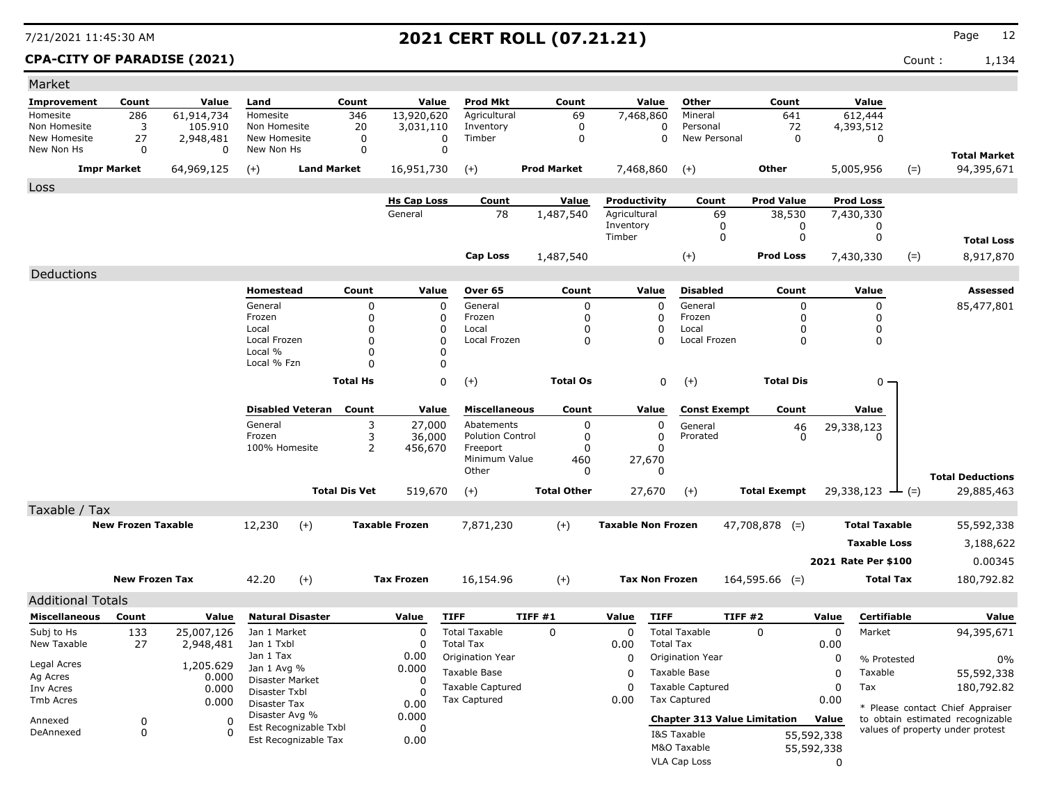# 2021 CERT ROLL (07.21.21)

7/21/2021 11:45:30 AM

**CPA-CITY OF PARADISE (2021)** Count : 1,134

## Market

| Improvement | Count | Value | Land | Count | Value | Prod Mkt | Count | Value | Other | Count | Value | | |
|---|---|---|---|---|---|---|---|---|---|---|---|---|---|
| Homesite | 286 | 61,914,734 | Homesite | 346 | 13,920,620 | Agricultural | 69 | 7,468,860 | Mineral | 641 | 612,444 | | |
| Non Homesite | 3 | 105.910 | Non Homesite | 20 | 3,031,110 | Inventory | 0 | 0 | Personal | 72 | 4,393,512 | | |
| New Homesite | 27 | 2,948,481 | New Homesite | 0 | 0 | Timber | 0 | 0 | New Personal | 0 | 0 | | |
| New Non Hs | 0 | 0 | New Non Hs | 0 | 0 | | | | | | | | **Total Market** |
| **Impr Market** | | 64,969,125 | (+) **Land Market** | | 16,951,730 | (+) **Prod Market** | | 7,468,860 | (+) **Other** | | 5,005,956 | (=) | 94,395,671 |

## Loss

| Hs Cap Loss | Count | Value | Productivity | Count | Prod Value | Prod Loss | | |
|---|---|---|---|---|---|---|---|---|
| General | 78 | 1,487,540 | Agricultural | 69 | 38,530 | 7,430,330 | | |
| | | | Inventory | 0 | 0 | 0 | | |
| | | | Timber | 0 | 0 | 0 | | **Total Loss** |
| **Cap Loss** | | 1,487,540 | (+) | | **Prod Loss** | 7,430,330 | (=) | 8,917,870 |

## Deductions

| Homestead | Count | Value | Over 65 | Count | Value | Disabled | Count | Value | Assessed |
|---|---|---|---|---|---|---|---|---|---|
| General | 0 | 0 | General | 0 | 0 | General | 0 | 0 | 85,477,801 |
| Frozen | 0 | 0 | Frozen | 0 | 0 | Frozen | 0 | 0 | |
| Local | 0 | 0 | Local | 0 | 0 | Local | 0 | 0 | |
| Local Frozen | 0 | 0 | Local Frozen | 0 | 0 | Local Frozen | 0 | 0 | |
| Local % | 0 | 0 | | | | | | | |
| Local % Fzn | 0 | 0 | | | | | | | |
| **Total Hs** | | 0 | (+) **Total Os** | | 0 | (+) **Total Dis** | | 0 | |

| Disabled Veteran | Count | Value | Miscellaneous | Count | Value | Const Exempt | Count | Value | | |
|---|---|---|---|---|---|---|---|---|---|---|
| General | 3 | 27,000 | Abatements | 0 | 0 | General | 46 | 29,338,123 | | |
| Frozen | 3 | 36,000 | Polution Control | 0 | 0 | Prorated | 0 | 0 | | |
| 100% Homesite | 2 | 456,670 | Freeport | 0 | 0 | | | | | |
| | | | Minimum Value | 460 | 27,670 | | | | | |
| | | | Other | 0 | 0 | | | | | **Total Deductions** |
| **Total Dis Vet** | | 519,670 | (+) **Total Other** | | 27,670 | (+) **Total Exempt** | | 29,338,123 | (=) | 29,885,463 |

## Taxable / Tax

| | | | | | | | | |
|---|---|---|---|---|---|---|---|---|
| **New Frozen Taxable** | 12,230 | (+) | **Taxable Frozen** | 7,871,230 | (+) | **Taxable Non Frozen** | 47,708,878 (=) | **Total Taxable** 55,592,338 |
| | | | | | | | | **Taxable Loss** 3,188,622 |
| | | | | | | | | **2021 Rate Per $100** 0.00345 |
| **New Frozen Tax** | 42.20 | (+) | **Tax Frozen** | 16,154.96 | (+) | **Tax Non Frozen** | 164,595.66 (=) | **Total Tax** 180,792.82 |

## Additional Totals

| Miscellaneous | Count | Value |
|---|---|---|
| Subj to Hs | 133 | 25,007,126 |
| New Taxable | 27 | 2,948,481 |
| Legal Acres | | 1,205.629 |
| Ag Acres | | 0.000 |
| Inv Acres | | 0.000 |
| Tmb Acres | | 0.000 |
| Annexed | 0 | 0 |
| DeAnnexed | 0 | 0 |

| Natural Disaster | Value |
|---|---|
| Jan 1 Market | 0 |
| Jan 1 Txbl | 0 |
| Jan 1 Tax | 0.00 |
| Jan 1 Avg % | 0.000 |
| Disaster Market | 0 |
| Disaster Txbl | 0 |
| Disaster Tax | 0.00 |
| Disaster Avg % | 0.000 |
| Est Recognizable Txbl | 0 |
| Est Recognizable Tax | 0.00 |

| TIFF | TIFF #1 | Value |
|---|---|---|
| Total Taxable | 0 | 0 |
| Total Tax | | 0.00 |
| Origination Year | | 0 |
| Taxable Base | | 0 |
| Taxable Captured | | 0 |
| Tax Captured | | 0.00 |

| TIFF | TIFF #2 | Value |
|---|---|---|
| Total Taxable | 0 | 0 |
| Total Tax | | 0.00 |
| Origination Year | | 0 |
| Taxable Base | | 0 |
| Taxable Captured | | 0 |
| Tax Captured | | 0.00 |

| Chapter 313 Value Limitation | Value |
|---|---|
| I&S Taxable | 55,592,338 |
| M&O Taxable | 55,592,338 |
| VLA Cap Loss | 0 |

| Certifiable | Value |
|---|---|
| Market | 94,395,671 |
| % Protested | 0% |
| Taxable | 55,592,338 |
| Tax | 180,792.82 |

* Please contact Chief Appraiser to obtain estimated recognizable values of property under protest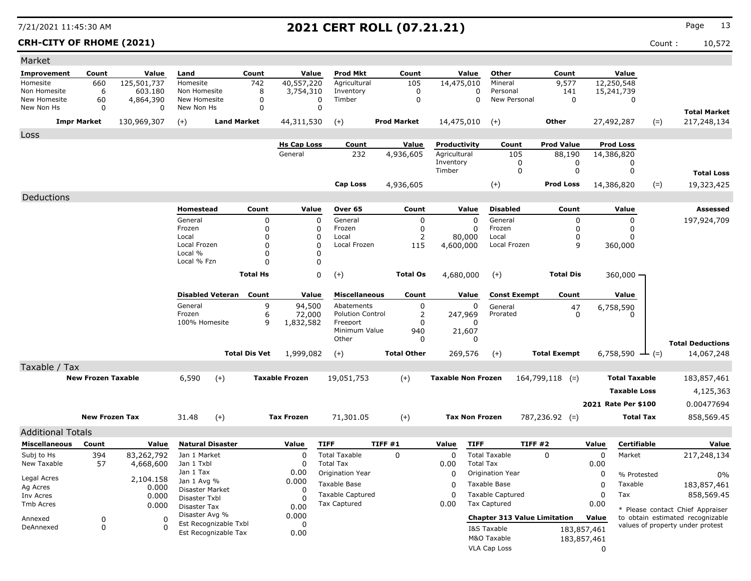7/21/2021 11:45:30 AM

# 2021 CERT ROLL (07.21.21)

**CRH-CITY OF RHOME (2021)** Count : 10,572

## Market

| Improvement | Count | Value | Land | Count | Value | Prod Mkt | Count | Value | Other | Count | Value | | |
|---|---|---|---|---|---|---|---|---|---|---|---|---|---|
| Homesite | 660 | 125,501,737 | Homesite | 742 | 40,557,220 | Agricultural | 105 | 14,475,010 | Mineral | 9,577 | 12,250,548 | | |
| Non Homesite | 6 | 603.180 | Non Homesite | 8 | 3,754,310 | Inventory | 0 | 0 | Personal | 141 | 15,241,739 | | |
| New Homesite | 60 | 4,864,390 | New Homesite | 0 | 0 | Timber | 0 | 0 | New Personal | 0 | 0 | | |
| New Non Hs | 0 | 0 | New Non Hs | 0 | 0 | | | | | | | | **Total Market** |
| **Impr Market** | | 130,969,307 | (+) | **Land Market** | 44,311,530 | (+) | **Prod Market** | 14,475,010 | (+) | **Other** | 27,492,287 | (=) | 217,248,134 |

## Loss

| Hs Cap Loss | Count | Value | Productivity | Count | Prod Value | Prod Loss | | |
|---|---|---|---|---|---|---|---|---|
| General | 232 | 4,936,605 | Agricultural | 105 | 88,190 | 14,386,820 | | |
| | | | Inventory | 0 | 0 | 0 | | |
| | | | Timber | 0 | 0 | 0 | | **Total Loss** |
| **Cap Loss** | | 4,936,605 | (+) | | **Prod Loss** | 14,386,820 | (=) | 19,323,425 |

## Deductions

| Homestead | Count | Value | Over 65 | Count | Value | Disabled | Count | Value | Assessed |
|---|---|---|---|---|---|---|---|---|---|
| General | 0 | 0 | General | 0 | 0 | General | 0 | 0 | 197,924,709 |
| Frozen | 0 | 0 | Frozen | 0 | 0 | Frozen | 0 | 0 | |
| Local | 0 | 0 | Local | 2 | 80,000 | Local | 0 | 0 | |
| Local Frozen | 0 | 0 | Local Frozen | 115 | 4,600,000 | Local Frozen | 9 | 360,000 | |
| Local % | 0 | 0 | | | | | | | |
| Local % Fzn | 0 | 0 | | | | | | | |
| **Total Hs** | | 0 | (+) **Total Os** | | 4,680,000 | (+) **Total Dis** | | 360,000 | |

| Disabled Veteran | Count | Value | Miscellaneous | Count | Value | Const Exempt | Count | Value | | Total Deductions |
|---|---|---|---|---|---|---|---|---|---|---|
| General | 9 | 94,500 | Abatements | 0 | 0 | General | 47 | 6,758,590 | | |
| Frozen | 6 | 72,000 | Polution Control | 2 | 247,969 | Prorated | 0 | 0 | | |
| 100% Homesite | 9 | 1,832,582 | Freeport | 0 | 0 | | | | | |
| | | | Minimum Value | 940 | 21,607 | | | | | |
| | | | Other | 0 | 0 | | | | | |
| **Total Dis Vet** | | 1,999,082 | (+) **Total Other** | | 269,576 | (+) **Total Exempt** | | 6,758,590 | (=) | 14,067,248 |

## Taxable / Tax

| | | | | | | | |
|---|---|---|---|---|---|---|---|
| **New Frozen Taxable** | 6,590 | (+) **Taxable Frozen** | 19,051,753 | (+) **Taxable Non Frozen** | 164,799,118 | (=) **Total Taxable** | 183,857,461 |
| | | | | | | **Taxable Loss** | 4,125,363 |
| | | | | | | **2021 Rate Per $100** | 0.00477694 |
| **New Frozen Tax** | 31.48 | (+) **Tax Frozen** | 71,301.05 | (+) **Tax Non Frozen** | 787,236.92 | (=) **Total Tax** | 858,569.45 |

## Additional Totals

| Miscellaneous | Count | Value |
|---|---|---|
| Subj to Hs | 394 | 83,262,792 |
| New Taxable | 57 | 4,668,600 |
| Legal Acres | | 2,104.158 |
| Ag Acres | | 0.000 |
| Inv Acres | | 0.000 |
| Tmb Acres | | 0.000 |
| Annexed | 0 | 0 |
| DeAnnexed | 0 | 0 |

| Natural Disaster | Value |
|---|---|
| Jan 1 Market | 0 |
| Jan 1 Txbl | 0 |
| Jan 1 Tax | 0.00 |
| Jan 1 Avg % | 0.000 |
| Disaster Market | 0 |
| Disaster Txbl | 0 |
| Disaster Tax | 0.00 |
| Disaster Avg % | 0.000 |
| Est Recognizable Txbl | 0 |
| Est Recognizable Tax | 0.00 |

| TIFF | TIFF #1 | Value |
|---|---|---|
| Total Taxable | 0 | 0 |
| Total Tax | | 0.00 |
| Origination Year | | 0 |
| Taxable Base | | 0 |
| Taxable Captured | | 0 |
| Tax Captured | | 0.00 |

| TIFF | TIFF #2 | Value |
|---|---|---|
| Total Taxable | 0 | 0 |
| Total Tax | | 0.00 |
| Origination Year | | 0 |
| Taxable Base | | 0 |
| Taxable Captured | | 0 |
| Tax Captured | | 0.00 |

| Chapter 313 Value Limitation | Value |
|---|---|
| I&S Taxable | 183,857,461 |
| M&O Taxable | 183,857,461 |
| VLA Cap Loss | 0 |

| Certifiable | Value |
|---|---|
| Market | 217,248,134 |
| % Protested | 0% |
| Taxable | 183,857,461 |
| Tax | 858,569.45 |

* Please contact Chief Appraiser to obtain estimated recognizable values of property under protest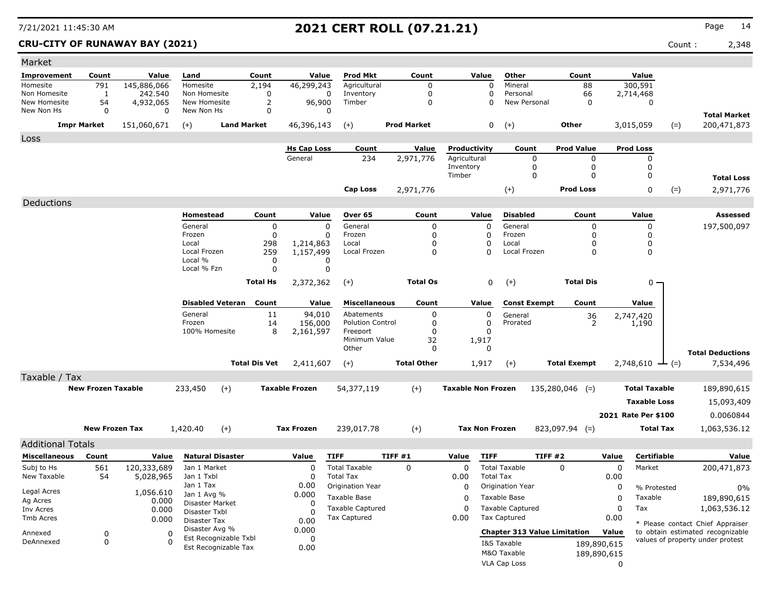# 2021 CERT ROLL (07.21.21)

7/21/2021 11:45:30 AM

**CRU-CITY OF RUNAWAY BAY (2021)**

Count : 2,348

## Market

| Improvement | Count | Value | Land | Count | Value | Prod Mkt | Count | Value | Other | Count | Value | | |
|---|---|---|---|---|---|---|---|---|---|---|---|---|---|
| Homesite | 791 | 145,886,066 | Homesite | 2,194 | 46,299,243 | Agricultural | 0 | 0 | Mineral | 88 | 300,591 | | |
| Non Homesite | 1 | 242.540 | Non Homesite | 0 | 0 | Inventory | 0 | 0 | Personal | 66 | 2,714,468 | | |
| New Homesite | 54 | 4,932,065 | New Homesite | 2 | 96,900 | Timber | 0 | 0 | New Personal | 0 | 0 | | |
| New Non Hs | 0 | 0 | New Non Hs | 0 | 0 | | | | | | | | **Total Market** |
| **Impr Market** | | 151,060,671 | (+) **Land Market** | | 46,396,143 | (+) **Prod Market** | | 0 | (+) **Other** | | 3,015,059 | (=) | 200,471,873 |

## Loss

| Hs Cap Loss | Count | Value | Productivity | Count | Prod Value | Prod Loss | | |
|---|---|---|---|---|---|---|---|---|
| General | 234 | 2,971,776 | Agricultural | 0 | 0 | 0 | | |
| | | | Inventory | 0 | 0 | 0 | | |
| | | | Timber | 0 | 0 | 0 | | **Total Loss** |
| **Cap Loss** | | 2,971,776 | (+) | | **Prod Loss** | 0 | (=) | 2,971,776 |

## Deductions

| Homestead | Count | Value | Over 65 | Count | Value | Disabled | Count | Value | Assessed |
|---|---|---|---|---|---|---|---|---|---|
| General | 0 | 0 | General | 0 | 0 | General | 0 | 0 | 197,500,097 |
| Frozen | 0 | 0 | Frozen | 0 | 0 | Frozen | 0 | 0 | |
| Local | 298 | 1,214,863 | Local | 0 | 0 | Local | 0 | 0 | |
| Local Frozen | 259 | 1,157,499 | Local Frozen | 0 | 0 | Local Frozen | 0 | 0 | |
| Local % | 0 | 0 | | | | | | | |
| Local % Fzn | 0 | 0 | | | | | | | |
| **Total Hs** | | 2,372,362 | (+) **Total Os** | | 0 | (+) **Total Dis** | | 0 | |

| Disabled Veteran | Count | Value | Miscellaneous | Count | Value | Const Exempt | Count | Value | |
|---|---|---|---|---|---|---|---|---|---|
| General | 11 | 94,010 | Abatements | 0 | 0 | General | 36 | 2,747,420 | |
| Frozen | 14 | 156,000 | Polution Control | 0 | 0 | Prorated | 2 | 1,190 | |
| 100% Homesite | 8 | 2,161,597 | Freeport | 0 | 0 | | | | |
| | | | Minimum Value | 32 | 1,917 | | | | |
| | | | Other | 0 | 0 | | | | **Total Deductions** |
| **Total Dis Vet** | | 2,411,607 | (+) **Total Other** | | 1,917 | (+) **Total Exempt** | | 2,748,610 (=) | 7,534,496 |

## Taxable / Tax

| New Frozen Taxable | | Taxable Frozen | | Taxable Non Frozen | | Total Taxable | |
|---|---|---|---|---|---|---|---|
| 233,450 | (+) | 54,377,119 | (+) | 135,280,046 | (=) | | 189,890,615 |
| | | | | | | **Taxable Loss** | 15,093,409 |
| | | | | | | **2021 Rate Per $100** | 0.0060844 |
| **New Frozen Tax** 1,420.40 | (+) | **Tax Frozen** 239,017.78 | (+) | **Tax Non Frozen** 823,097.94 | (=) | **Total Tax** | 1,063,536.12 |

## Additional Totals

| Miscellaneous | Count | Value |
|---|---|---|
| Subj to Hs | 561 | 120,333,689 |
| New Taxable | 54 | 5,028,965 |
| Legal Acres | | 1,056.610 |
| Ag Acres | | 0.000 |
| Inv Acres | | 0.000 |
| Tmb Acres | | 0.000 |
| Annexed | 0 | 0 |
| DeAnnexed | 0 | 0 |

| Natural Disaster | Value |
|---|---|
| Jan 1 Market | 0 |
| Jan 1 Txbl | 0 |
| Jan 1 Tax | 0.00 |
| Jan 1 Avg % | 0.000 |
| Disaster Market | 0 |
| Disaster Txbl | 0 |
| Disaster Tax | 0.00 |
| Disaster Avg % | 0.000 |
| Est Recognizable Txbl | 0 |
| Est Recognizable Tax | 0.00 |

| TIFF | TIFF #1 | Value |
|---|---|---|
| Total Taxable | 0 | 0 |
| Total Tax | | 0.00 |
| Origination Year | | 0 |
| Taxable Base | | 0 |
| Taxable Captured | | 0 |
| Tax Captured | | 0.00 |

| TIFF | TIFF #2 | Value |
|---|---|---|
| Total Taxable | 0 | 0 |
| Total Tax | | 0.00 |
| Origination Year | | 0 |
| Taxable Base | | 0 |
| Taxable Captured | | 0 |
| Tax Captured | | 0.00 |

| Chapter 313 Value Limitation | Value |
|---|---|
| I&S Taxable | 189,890,615 |
| M&O Taxable | 189,890,615 |
| VLA Cap Loss | 0 |

| Certifiable | Value |
|---|---|
| Market | 200,471,873 |
| % Protested | 0% |
| Taxable | 189,890,615 |
| Tax | 1,063,536.12 |

\* Please contact Chief Appraiser to obtain estimated recognizable values of property under protest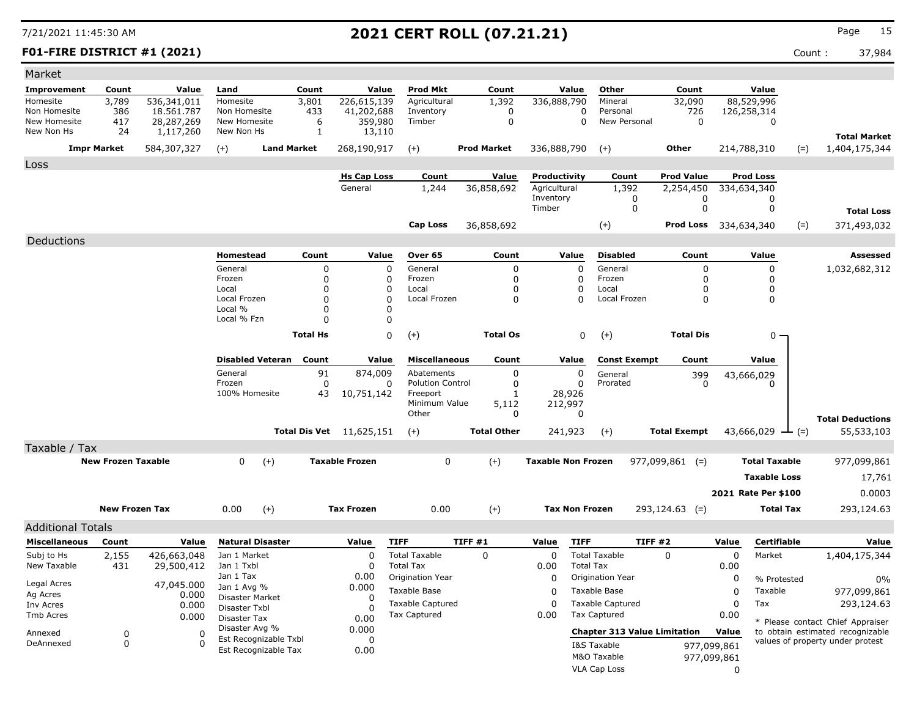# 2021 CERT ROLL (07.21.21)

7/21/2021 11:45:30 AM

**F01-FIRE DISTRICT #1 (2021)** Count : 37,984

## Market

| Improvement | Count | Value | Land | Count | Value | Prod Mkt | Count | Value | Other | Count | Value | | |
|---|---|---|---|---|---|---|---|---|---|---|---|---|---|
| Homesite | 3,789 | 536,341,011 | Homesite | 3,801 | 226,615,139 | Agricultural | 1,392 | 336,888,790 | Mineral | 32,090 | 88,529,996 | | |
| Non Homesite | 386 | 18.561.787 | Non Homesite | 433 | 41,202,688 | Inventory | 0 | 0 | Personal | 726 | 126,258,314 | | |
| New Homesite | 417 | 28,287,269 | New Homesite | 6 | 359,980 | Timber | 0 | 0 | New Personal | 0 | 0 | | |
| New Non Hs | 24 | 1,117,260 | New Non Hs | 1 | 13,110 | | | | | | | | **Total Market** |
| **Impr Market** | | 584,307,327 | (+) **Land Market** | | 268,190,917 | (+) **Prod Market** | | 336,888,790 | (+) **Other** | | 214,788,310 | (=) | 1,404,175,344 |

## Loss

| Hs Cap Loss | Count | Value | Productivity | Count | Prod Value | Prod Loss | | |
|---|---|---|---|---|---|---|---|---|
| General | 1,244 | 36,858,692 | Agricultural | 1,392 | 2,254,450 | 334,634,340 | | |
| | | | Inventory | 0 | 0 | 0 | | |
| | | | Timber | 0 | 0 | 0 | | **Total Loss** |
| **Cap Loss** | | 36,858,692 | (+) | | **Prod Loss** | 334,634,340 | (=) | 371,493,032 |

## Deductions

| Homestead | Count | Value | Over 65 | Count | Value | Disabled | Count | Value | Assessed |
|---|---|---|---|---|---|---|---|---|---|
| General | 0 | 0 | General | 0 | 0 | General | 0 | 0 | 1,032,682,312 |
| Frozen | 0 | 0 | Frozen | 0 | 0 | Frozen | 0 | 0 | |
| Local | 0 | 0 | Local | 0 | 0 | Local | 0 | 0 | |
| Local Frozen | 0 | 0 | Local Frozen | 0 | 0 | Local Frozen | 0 | 0 | |
| Local % | 0 | 0 | | | | | | | |
| Local % Fzn | 0 | 0 | | | | | | | |
| **Total Hs** | | 0 | (+) **Total Os** | | 0 | (+) **Total Dis** | | 0 | |

| Disabled Veteran | Count | Value | Miscellaneous | Count | Value | Const Exempt | Count | Value | | |
|---|---|---|---|---|---|---|---|---|---|---|
| General | 91 | 874,009 | Abatements | 0 | 0 | General | 399 | 43,666,029 | | |
| Frozen | 0 | 0 | Polution Control | 0 | 0 | Prorated | 0 | 0 | | |
| 100% Homesite | 43 | 10,751,142 | Freeport | 1 | 28,926 | | | | | |
| | | | Minimum Value | 5,112 | 212,997 | | | | | |
| | | | Other | 0 | 0 | | | | | **Total Deductions** |
| **Total Dis Vet** | | 11,625,151 | (+) **Total Other** | | 241,923 | (+) **Total Exempt** | | 43,666,029 | (=) | 55,533,103 |

## Taxable / Tax

| | | | | | | | | |
|---|---|---|---|---|---|---|---|---|
| **New Frozen Taxable** | 0 | (+) | **Taxable Frozen** | 0 | (+) | **Taxable Non Frozen** | 977,099,861 (=) | **Total Taxable** 977,099,861 |
| | | | | | | | | **Taxable Loss** 17,761 |
| | | | | | | | | **2021 Rate Per $100** 0.0003 |
| **New Frozen Tax** | 0.00 | (+) | **Tax Frozen** | 0.00 | (+) | **Tax Non Frozen** | 293,124.63 (=) | **Total Tax** 293,124.63 |

## Additional Totals

| Miscellaneous | Count | Value |
|---|---|---|
| Subj to Hs | 2,155 | 426,663,048 |
| New Taxable | 431 | 29,500,412 |
| Legal Acres | | 47,045.000 |
| Ag Acres | | 0.000 |
| Inv Acres | | 0.000 |
| Tmb Acres | | 0.000 |
| Annexed | 0 | 0 |
| DeAnnexed | 0 | 0 |

| Natural Disaster | Value |
|---|---|
| Jan 1 Market | 0 |
| Jan 1 Txbl | 0 |
| Jan 1 Tax | 0.00 |
| Jan 1 Avg % | 0.000 |
| Disaster Market | 0 |
| Disaster Txbl | 0 |
| Disaster Tax | 0.00 |
| Disaster Avg % | 0.000 |
| Est Recognizable Txbl | 0 |
| Est Recognizable Tax | 0.00 |

| TIFF | TIFF #1 | Value |
|---|---|---|
| Total Taxable | 0 | 0 |
| Total Tax | | 0.00 |
| Origination Year | | 0 |
| Taxable Base | | 0 |
| Taxable Captured | | 0 |
| Tax Captured | | 0.00 |

| TIFF | TIFF #2 | Value |
|---|---|---|
| Total Taxable | 0 | 0 |
| Total Tax | | 0.00 |
| Origination Year | | 0 |
| Taxable Base | | 0 |
| Taxable Captured | | 0 |
| Tax Captured | | 0.00 |

| Chapter 313 Value Limitation | Value |
|---|---|
| I&S Taxable | 977,099,861 |
| M&O Taxable | 977,099,861 |
| VLA Cap Loss | 0 |

| Certifiable | Value |
|---|---|
| Market | 1,404,175,344 |
| % Protested | 0% |
| Taxable | 977,099,861 |
| Tax | 293,124.63 |

* Please contact Chief Appraiser to obtain estimated recognizable values of property under protest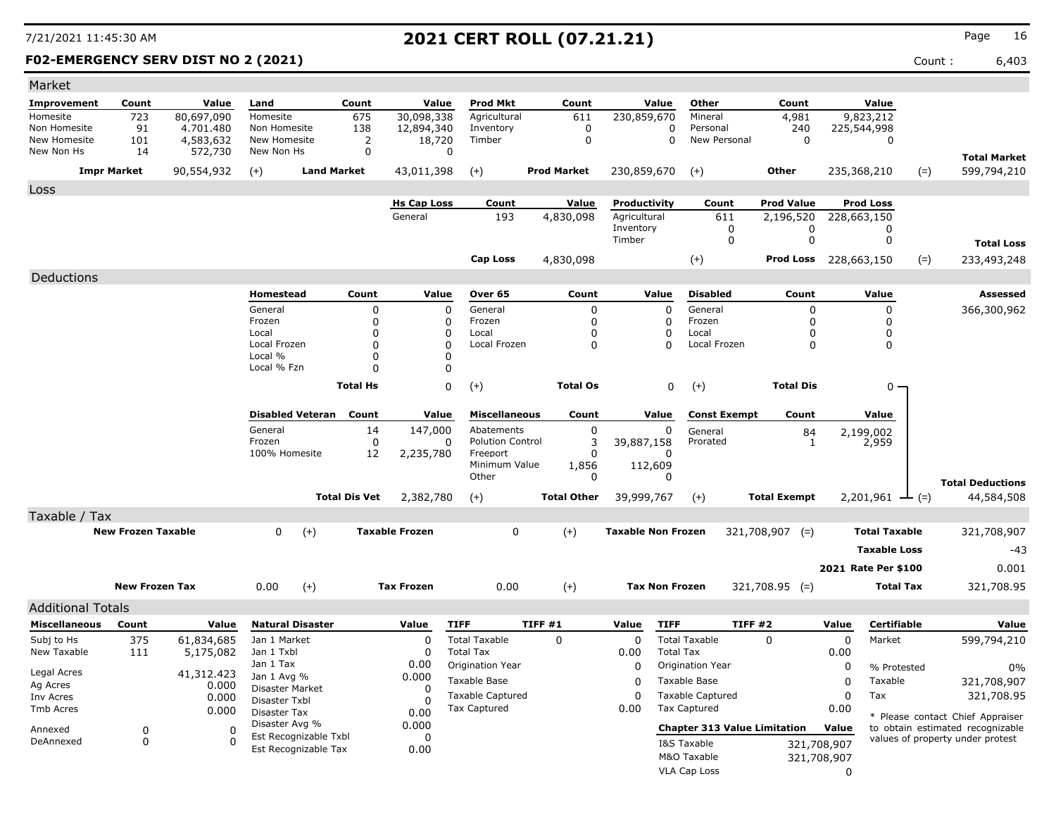7/21/2021 11:45:30 AM

# 2021 CERT ROLL (07.21.21)

**F02-EMERGENCY SERV DIST NO 2 (2021)** Count : 6,403

## Market

| Improvement | Count | Value | Land | Count | Value | Prod Mkt | Count | Value | Other | Count | Value | | |
|---|---|---|---|---|---|---|---|---|---|---|---|---|---|
| Homesite | 723 | 80,697,090 | Homesite | 675 | 30,098,338 | Agricultural | 611 | 230,859,670 | Mineral | 4,981 | 9,823,212 | | |
| Non Homesite | 91 | 4.701.480 | Non Homesite | 138 | 12,894,340 | Inventory | 0 | 0 | Personal | 240 | 225,544,998 | | |
| New Homesite | 101 | 4,583,632 | New Homesite | 2 | 18,720 | Timber | 0 | 0 | New Personal | 0 | 0 | | |
| New Non Hs | 14 | 572,730 | New Non Hs | 0 | 0 | | | | | | | | **Total Market** |
| **Impr Market** | | 90,554,932 | (+) **Land Market** | | 43,011,398 | (+) **Prod Market** | | 230,859,670 | (+) **Other** | | 235,368,210 | (=) | 599,794,210 |

## Loss

| Hs Cap Loss | Count | Value | Productivity | Count | Prod Value | Prod Loss | | |
|---|---|---|---|---|---|---|---|---|
| General | 193 | 4,830,098 | Agricultural | 611 | 2,196,520 | 228,663,150 | | |
| | | | Inventory | 0 | 0 | 0 | | |
| | | | Timber | 0 | 0 | 0 | | **Total Loss** |
| **Cap Loss** | | 4,830,098 | (+) | | **Prod Loss** | 228,663,150 | (=) | 233,493,248 |

## Deductions

| Homestead | Count | Value | Over 65 | Count | Value | Disabled | Count | Value | Assessed |
|---|---|---|---|---|---|---|---|---|---|
| General | 0 | 0 | General | 0 | 0 | General | 0 | 0 | 366,300,962 |
| Frozen | 0 | 0 | Frozen | 0 | 0 | Frozen | 0 | 0 | |
| Local | 0 | 0 | Local | 0 | 0 | Local | 0 | 0 | |
| Local Frozen | 0 | 0 | Local Frozen | 0 | 0 | Local Frozen | 0 | 0 | |
| Local % | 0 | 0 | | | | | | | |
| Local % Fzn | 0 | 0 | | | | | | | |
| **Total Hs** | | 0 | (+) **Total Os** | | 0 | (+) **Total Dis** | | 0 | |

| Disabled Veteran | Count | Value | Miscellaneous | Count | Value | Const Exempt | Count | Value | |
|---|---|---|---|---|---|---|---|---|---|
| General | 14 | 147,000 | Abatements | 0 | 0 | General | 84 | 2,199,002 | |
| Frozen | 0 | 0 | Polution Control | 3 | 39,887,158 | Prorated | 1 | 2,959 | |
| 100% Homesite | 12 | 2,235,780 | Freeport | 0 | 0 | | | | |
| | | | Minimum Value | 1,856 | 112,609 | | | | |
| | | | Other | 0 | 0 | | | | **Total Deductions** |
| **Total Dis Vet** | | 2,382,780 | (+) **Total Other** | | 39,999,767 | (+) **Total Exempt** | | 2,201,961 | (=) 44,584,508 |

## Taxable / Tax

| | | | | | | | |
|---|---|---|---|---|---|---|---|
| **New Frozen Taxable** | 0 | (+) **Taxable Frozen** | 0 | (+) **Taxable Non Frozen** | 321,708,907 | (=) **Total Taxable** | 321,708,907 |
| | | | | | | **Taxable Loss** | -43 |
| | | | | | | **2021 Rate Per $100** | 0.001 |
| **New Frozen Tax** | 0.00 | (+) **Tax Frozen** | 0.00 | (+) **Tax Non Frozen** | 321,708.95 | (=) **Total Tax** | 321,708.95 |

## Additional Totals

| Miscellaneous | Count | Value | Natural Disaster | Value | TIFF | TIFF #1 | Value | TIFF | TIFF #2 | Value | Certifiable | Value |
|---|---|---|---|---|---|---|---|---|---|---|---|---|
| Subj to Hs | 375 | 61,834,685 | Jan 1 Market | 0 | Total Taxable | 0 | 0 | Total Taxable | 0 | 0 | Market | 599,794,210 |
| New Taxable | 111 | 5,175,082 | Jan 1 Txbl | 0 | Total Tax | | 0.00 | Total Tax | | 0.00 | | |
| | | | Jan 1 Tax | 0.00 | Origination Year | | 0 | Origination Year | | 0 | % Protested | 0% |
| Legal Acres | | 41,312.423 | Jan 1 Avg % | 0.000 | Taxable Base | | 0 | Taxable Base | | 0 | Taxable | 321,708,907 |
| Ag Acres | | 0.000 | Disaster Market | 0 | Taxable Captured | | 0 | Taxable Captured | | 0 | Tax | 321,708.95 |
| Inv Acres | | 0.000 | Disaster Txbl | 0 | Tax Captured | | 0.00 | Tax Captured | | 0.00 | | |
| Tmb Acres | | 0.000 | Disaster Tax | 0.00 | | | | | | | | |
| Annexed | 0 | 0 | Disaster Avg % | 0.000 | | | | **Chapter 313 Value Limitation** | | **Value** | | |
| DeAnnexed | 0 | 0 | Est Recognizable Txbl | 0 | | | | I&S Taxable | | 321,708,907 | | |
| | | | Est Recognizable Tax | 0.00 | | | | M&O Taxable | | 321,708,907 | | |
| | | | | | | | | VLA Cap Loss | | 0 | | |

* Please contact Chief Appraiser to obtain estimated recognizable values of property under protest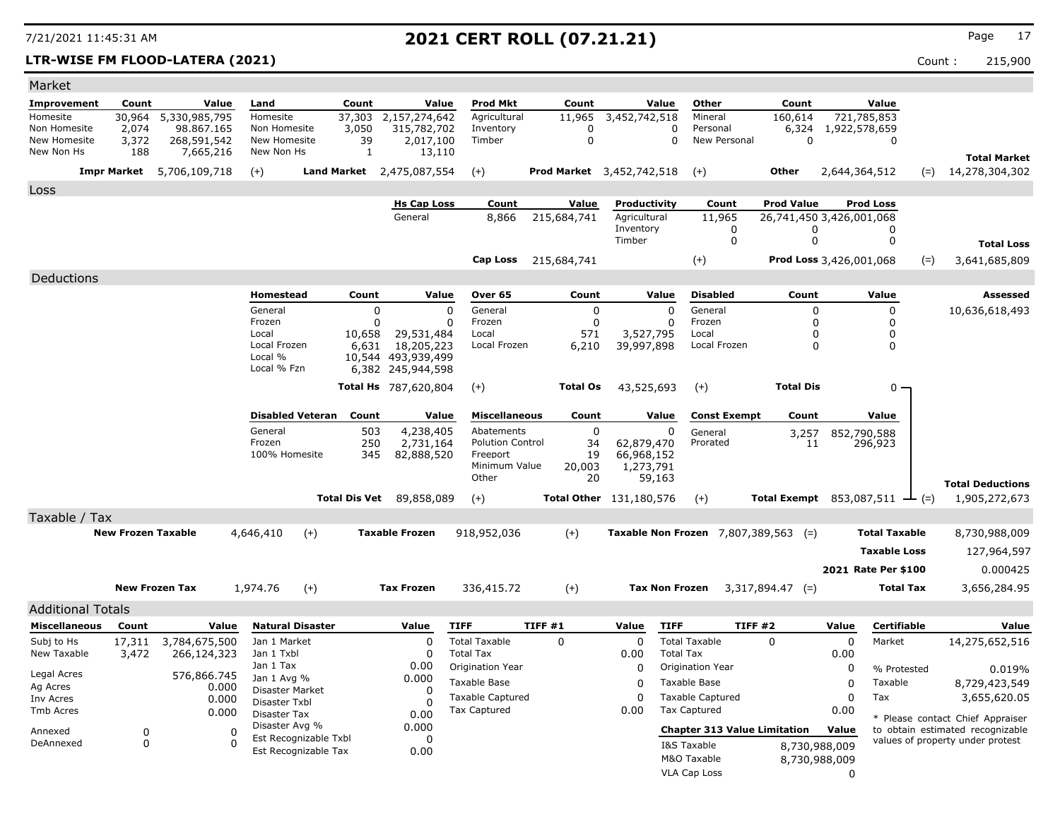# 2021 CERT ROLL (07.21.21)

**LTR-WISE FM FLOOD-LATERA (2021)** Count : 215,900

## Market

| Improvement | Count | Value | Land | Count | Value | Prod Mkt | Count | Value | Other | Count | Value | | |
|---|---|---|---|---|---|---|---|---|---|---|---|---|---|
| Homesite | 30,964 | 5,330,985,795 | Homesite | 37,303 | 2,157,274,642 | Agricultural | 11,965 | 3,452,742,518 | Mineral | 160,614 | 721,785,853 | | |
| Non Homesite | 2,074 | 98.867.165 | Non Homesite | 3,050 | 315,782,702 | Inventory | 0 | 0 | Personal | 6,324 | 1,922,578,659 | | |
| New Homesite | 3,372 | 268,591,542 | New Homesite | 39 | 2,017,100 | Timber | 0 | 0 | New Personal | 0 | 0 | | |
| New Non Hs | 188 | 7,665,216 | New Non Hs | 1 | 13,110 | | | | | | | | **Total Market** |
| **Impr Market** | | 5,706,109,718 | (+) | **Land Market** | 2,475,087,554 | (+) | **Prod Market** | 3,452,742,518 | (+) | **Other** | 2,644,364,512 | (=) | 14,278,304,302 |

## Loss

| Hs Cap Loss | Count | Value | Productivity | Count | Prod Value | Prod Loss | | |
|---|---|---|---|---|---|---|---|---|
| General | 8,866 | 215,684,741 | Agricultural | 11,965 | 26,741,450 | 3,426,001,068 | | |
| | | | Inventory | 0 | 0 | 0 | | |
| | | | Timber | 0 | 0 | 0 | | **Total Loss** |
| **Cap Loss** | | 215,684,741 | | (+) | **Prod Loss** | 3,426,001,068 | (=) | 3,641,685,809 |

## Deductions

| Homestead | Count | Value | Over 65 | Count | Value | Disabled | Count | Value | | Assessed |
|---|---|---|---|---|---|---|---|---|---|---|
| General | 0 | 0 | General | 0 | 0 | General | 0 | 0 | | 10,636,618,493 |
| Frozen | 0 | 0 | Frozen | 0 | 0 | Frozen | 0 | 0 | | |
| Local | 10,658 | 29,531,484 | Local | 571 | 3,527,795 | Local | 0 | 0 | | |
| Local Frozen | 6,631 | 18,205,223 | Local Frozen | 6,210 | 39,997,898 | Local Frozen | 0 | 0 | | |
| Local % | 10,544 | 493,939,499 | | | | | | | | |
| Local % Fzn | 6,382 | 245,944,598 | | | | | | | | |
| **Total Hs** | | 787,620,804 | (+) **Total Os** | | 43,525,693 | (+) **Total Dis** | | 0 | | |

| Disabled Veteran | Count | Value | Miscellaneous | Count | Value | Const Exempt | Count | Value | | Total Deductions |
|---|---|---|---|---|---|---|---|---|---|---|
| General | 503 | 4,238,405 | Abatements | 0 | 0 | General | 3,257 | 852,790,588 | | |
| Frozen | 250 | 2,731,164 | Polution Control | 34 | 62,879,470 | Prorated | 11 | 296,923 | | |
| 100% Homesite | 345 | 82,888,520 | Freeport | 19 | 66,968,152 | | | | | |
| | | | Minimum Value | 20,003 | 1,273,791 | | | | | |
| | | | Other | 20 | 59,163 | | | | | |
| **Total Dis Vet** | | 89,858,089 | (+) **Total Other** | | 131,180,576 | (+) **Total Exempt** | | 853,087,511 | (=) | 1,905,272,673 |

## Taxable / Tax

| | | | | | | | | |
|---|---|---|---|---|---|---|---|---|
| **New Frozen Taxable** | 4,646,410 | (+) | **Taxable Frozen** | 918,952,036 | (+) | **Taxable Non Frozen** | 7,807,389,563 (=) | **Total Taxable** 8,730,988,009 |
| | | | | | | | | **Taxable Loss** 127,964,597 |
| | | | | | | | | **2021 Rate Per $100** 0.000425 |
| **New Frozen Tax** | 1,974.76 | (+) | **Tax Frozen** | 336,415.72 | (+) | **Tax Non Frozen** | 3,317,894.47 (=) | **Total Tax** 3,656,284.95 |

## Additional Totals

| Miscellaneous | Count | Value |
|---|---|---|
| Subj to Hs | 17,311 | 3,784,675,500 |
| New Taxable | 3,472 | 266,124,323 |
| Legal Acres | | 576,866.745 |
| Ag Acres | | 0.000 |
| Inv Acres | | 0.000 |
| Tmb Acres | | 0.000 |
| Annexed | 0 | 0 |
| DeAnnexed | 0 | 0 |

| Natural Disaster | Value |
|---|---|
| Jan 1 Market | 0 |
| Jan 1 Txbl | 0 |
| Jan 1 Tax | 0.00 |
| Jan 1 Avg % | 0.000 |
| Disaster Market | 0 |
| Disaster Txbl | 0 |
| Disaster Tax | 0.00 |
| Disaster Avg % | 0.000 |
| Est Recognizable Txbl | 0 |
| Est Recognizable Tax | 0.00 |

| TIFF | TIFF #1 | Value |
|---|---|---|
| Total Taxable | 0 | 0 |
| Total Tax | | 0.00 |
| Origination Year | | 0 |
| Taxable Base | | 0 |
| Taxable Captured | | 0 |
| Tax Captured | | 0.00 |

| TIFF | TIFF #2 | Value |
|---|---|---|
| Total Taxable | 0 | 0 |
| Total Tax | | 0.00 |
| Origination Year | | 0 |
| Taxable Base | | 0 |
| Taxable Captured | | 0 |
| Tax Captured | | 0.00 |

| Chapter 313 Value Limitation | Value |
|---|---|
| I&S Taxable | 8,730,988,009 |
| M&O Taxable | 8,730,988,009 |
| VLA Cap Loss | 0 |

| Certifiable | Value |
|---|---|
| Market | 14,275,652,516 |
| % Protested | 0.019% |
| Taxable | 8,729,423,549 |
| Tax | 3,655,620.05 |

* Please contact Chief Appraiser to obtain estimated recognizable values of property under protest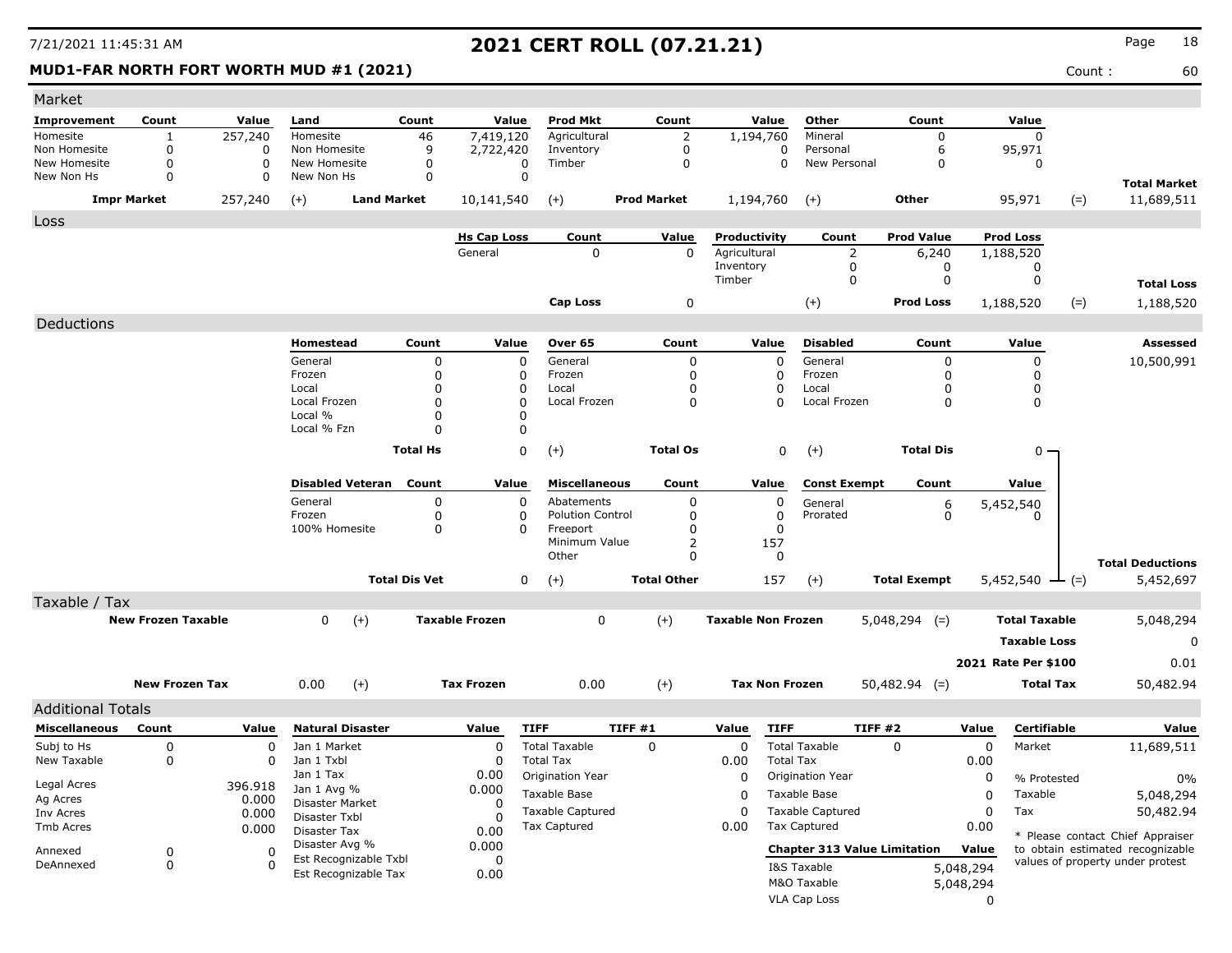# 2021 CERT ROLL (07.21.21)

7/21/2021 11:45:31 AM

**MUD1-FAR NORTH FORT WORTH MUD #1 (2021)**

Count : 60

## Market

| Improvement | Count | Value | Land | Count | Value | Prod Mkt | Count | Value | Other | Count | Value | | |
|---|---|---|---|---|---|---|---|---|---|---|---|---|---|
| Homesite | 1 | 257,240 | Homesite | 46 | 7,419,120 | Agricultural | 2 | 1,194,760 | Mineral | 0 | 0 | | |
| Non Homesite | 0 | 0 | Non Homesite | 9 | 2,722,420 | Inventory | 0 | 0 | Personal | 6 | 95,971 | | |
| New Homesite | 0 | 0 | New Homesite | 0 | 0 | Timber | 0 | 0 | New Personal | 0 | 0 | | |
| New Non Hs | 0 | 0 | New Non Hs | 0 | 0 | | | | | | | | **Total Market** |
| **Impr Market** | | 257,240 | (+) | **Land Market** | 10,141,540 | (+) | **Prod Market** | 1,194,760 | (+) | **Other** | 95,971 | (=) | 11,689,511 |

## Loss

| Hs Cap Loss | Count | Value | Productivity | Count | Prod Value | Prod Loss | | |
|---|---|---|---|---|---|---|---|---|
| General | 0 | 0 | Agricultural | 2 | 6,240 | 1,188,520 | | |
| | | | Inventory | 0 | 0 | 0 | | |
| | | | Timber | 0 | 0 | 0 | | **Total Loss** |
| **Cap Loss** | | 0 | (+) | | **Prod Loss** | 1,188,520 | (=) | 1,188,520 |

## Deductions

| Homestead | Count | Value | Over 65 | Count | Value | Disabled | Count | Value | Assessed |
|---|---|---|---|---|---|---|---|---|---|
| General | 0 | 0 | General | 0 | 0 | General | 0 | 0 | 10,500,991 |
| Frozen | 0 | 0 | Frozen | 0 | 0 | Frozen | 0 | 0 | |
| Local | 0 | 0 | Local | 0 | 0 | Local | 0 | 0 | |
| Local Frozen | 0 | 0 | Local Frozen | 0 | 0 | Local Frozen | 0 | 0 | |
| Local % | 0 | 0 | | | | | | | |
| Local % Fzn | 0 | 0 | | | | | | | |
| **Total Hs** | | 0 | (+) **Total Os** | | 0 | (+) **Total Dis** | | 0 | |

| Disabled Veteran | Count | Value | Miscellaneous | Count | Value | Const Exempt | Count | Value | | |
|---|---|---|---|---|---|---|---|---|---|---|
| General | 0 | 0 | Abatements | 0 | 0 | General | 6 | 5,452,540 | | |
| Frozen | 0 | 0 | Polution Control | 0 | 0 | Prorated | 0 | 0 | | |
| 100% Homesite | 0 | 0 | Freeport | 0 | 0 | | | | | |
| | | | Minimum Value | 2 | 157 | | | | | |
| | | | Other | 0 | 0 | | | | | **Total Deductions** |
| **Total Dis Vet** | | 0 | (+) **Total Other** | | 157 | (+) **Total Exempt** | | 5,452,540 | (=) | 5,452,697 |

## Taxable / Tax

| | | | | | | | | |
|---|---|---|---|---|---|---|---|---|
| **New Frozen Taxable** | 0 | (+) | **Taxable Frozen** | 0 | (+) | **Taxable Non Frozen** | 5,048,294 (=) | **Total Taxable** 5,048,294 |
| | | | | | | | | **Taxable Loss** 0 |
| | | | | | | | | **2021 Rate Per $100** 0.01 |
| **New Frozen Tax** | 0.00 | (+) | **Tax Frozen** | 0.00 | (+) | **Tax Non Frozen** | 50,482.94 (=) | **Total Tax** 50,482.94 |

## Additional Totals

| Miscellaneous | Count | Value |
|---|---|---|
| Subj to Hs | 0 | 0 |
| New Taxable | 0 | 0 |
| Legal Acres | | 396.918 |
| Ag Acres | | 0.000 |
| Inv Acres | | 0.000 |
| Tmb Acres | | 0.000 |
| Annexed | 0 | 0 |
| DeAnnexed | 0 | 0 |

| Natural Disaster | Value |
|---|---|
| Jan 1 Market | 0 |
| Jan 1 Txbl | 0 |
| Jan 1 Tax | 0.00 |
| Jan 1 Avg % | 0.000 |
| Disaster Market | 0 |
| Disaster Txbl | 0 |
| Disaster Tax | 0.00 |
| Disaster Avg % | 0.000 |
| Est Recognizable Txbl | 0 |
| Est Recognizable Tax | 0.00 |

| TIFF | TIFF #1 | Value |
|---|---|---|
| Total Taxable | 0 | 0 |
| Total Tax | | 0.00 |
| Origination Year | | 0 |
| Taxable Base | | 0 |
| Taxable Captured | | 0 |
| Tax Captured | | 0.00 |

| TIFF | TIFF #2 | Value |
|---|---|---|
| Total Taxable | 0 | 0 |
| Total Tax | | 0.00 |
| Origination Year | | 0 |
| Taxable Base | | 0 |
| Taxable Captured | | 0 |
| Tax Captured | | 0.00 |

| Chapter 313 Value Limitation | Value |
|---|---|
| I&S Taxable | 5,048,294 |
| M&O Taxable | 5,048,294 |
| VLA Cap Loss | 0 |

| Certifiable | Value |
|---|---|
| Market | 11,689,511 |
| % Protested | 0% |
| Taxable | 5,048,294 |
| Tax | 50,482.94 |

* Please contact Chief Appraiser to obtain estimated recognizable values of property under protest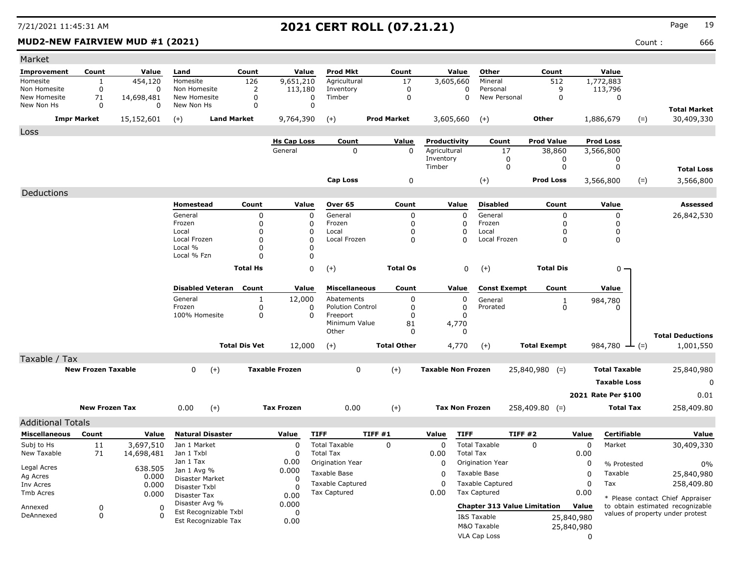7/21/2021 11:45:31 AM

# 2021 CERT ROLL (07.21.21)

**MUD2-NEW FAIRVIEW MUD #1 (2021)**

Count : 666

## Market

| Improvement | Count | Value | Land | Count | Value | Prod Mkt | Count | Value | Other | Count | Value | | |
|---|---|---|---|---|---|---|---|---|---|---|---|---|---|
| Homesite | 1 | 454,120 | Homesite | 126 | 9,651,210 | Agricultural | 17 | 3,605,660 | Mineral | 512 | 1,772,883 | | |
| Non Homesite | 0 | 0 | Non Homesite | 2 | 113,180 | Inventory | 0 | 0 | Personal | 9 | 113,796 | | |
| New Homesite | 71 | 14,698,481 | New Homesite | 0 | 0 | Timber | 0 | 0 | New Personal | 0 | 0 | | |
| New Non Hs | 0 | 0 | New Non Hs | 0 | 0 | | | | | | | | **Total Market** |
| **Impr Market** | | 15,152,601 | (+) | **Land Market** | 9,764,390 | (+) | **Prod Market** | 3,605,660 | (+) | **Other** | 1,886,679 | (=) | 30,409,330 |

## Loss

| Hs Cap Loss | Count | Value | Productivity | Count | Prod Value | Prod Loss | | |
|---|---|---|---|---|---|---|---|---|
| General | 0 | 0 | Agricultural | 17 | 38,860 | 3,566,800 | | |
| | | | Inventory | 0 | 0 | 0 | | |
| | | | Timber | 0 | 0 | 0 | | **Total Loss** |
| **Cap Loss** | | 0 | (+) | | **Prod Loss** | 3,566,800 | (=) | 3,566,800 |

## Deductions

| Homestead | Count | Value | Over 65 | Count | Value | Disabled | Count | Value | Assessed |
|---|---|---|---|---|---|---|---|---|---|
| General | 0 | 0 | General | 0 | 0 | General | 0 | 0 | 26,842,530 |
| Frozen | 0 | 0 | Frozen | 0 | 0 | Frozen | 0 | 0 | |
| Local | 0 | 0 | Local | 0 | 0 | Local | 0 | 0 | |
| Local Frozen | 0 | 0 | Local Frozen | 0 | 0 | Local Frozen | 0 | 0 | |
| Local % | 0 | 0 | | | | | | | |
| Local % Fzn | 0 | 0 | | | | | | | |
| **Total Hs** | | 0 | (+) **Total Os** | | 0 | (+) **Total Dis** | | 0 | |

| Disabled Veteran | Count | Value | Miscellaneous | Count | Value | Const Exempt | Count | Value | |
|---|---|---|---|---|---|---|---|---|---|
| General | 1 | 12,000 | Abatements | 0 | 0 | General | 1 | 984,780 | |
| Frozen | 0 | 0 | Polution Control | 0 | 0 | Prorated | 0 | 0 | |
| 100% Homesite | 0 | 0 | Freeport | 0 | 0 | | | | |
| | | | Minimum Value | 81 | 4,770 | | | | |
| | | | Other | 0 | 0 | | | | **Total Deductions** |
| **Total Dis Vet** | | 12,000 | (+) **Total Other** | | 4,770 | (+) **Total Exempt** | | 984,780 | (=) 1,001,550 |

## Taxable / Tax

| | | | | | | | | |
|---|---|---|---|---|---|---|---|---|
| **New Frozen Taxable** | 0 | (+) | **Taxable Frozen** | 0 | (+) | **Taxable Non Frozen** | 25,840,980 (=) | **Total Taxable** 25,840,980 |
| | | | | | | | | **Taxable Loss** 0 |
| | | | | | | | | **2021 Rate Per $100** 0.01 |
| **New Frozen Tax** | 0.00 | (+) | **Tax Frozen** | 0.00 | (+) | **Tax Non Frozen** | 258,409.80 (=) | **Total Tax** 258,409.80 |

## Additional Totals

| Miscellaneous | Count | Value | Natural Disaster | Value | TIFF | TIFF #1 | Value | TIFF | TIFF #2 | Value | Certifiable | Value |
|---|---|---|---|---|---|---|---|---|---|---|---|---|
| Subj to Hs | 11 | 3,697,510 | Jan 1 Market | 0 | Total Taxable | 0 | 0 | Total Taxable | 0 | 0 | Market | 30,409,330 |
| New Taxable | 71 | 14,698,481 | Jan 1 Txbl | 0 | Total Tax | | 0.00 | Total Tax | | 0.00 | | |
| Legal Acres | | 638.505 | Jan 1 Tax | 0.00 | Origination Year | | 0 | Origination Year | | 0 | % Protested | 0% |
| Ag Acres | | 0.000 | Jan 1 Avg % | 0.000 | Taxable Base | | 0 | Taxable Base | | 0 | Taxable | 25,840,980 |
| Inv Acres | | 0.000 | Disaster Market | 0 | Taxable Captured | | 0 | Taxable Captured | | 0 | Tax | 258,409.80 |
| Tmb Acres | | 0.000 | Disaster Txbl | 0 | Tax Captured | | 0.00 | Tax Captured | | 0.00 | | |
| Annexed | 0 | 0 | Disaster Tax | 0.00 | | | | **Chapter 313 Value Limitation** | | **Value** | | |
| DeAnnexed | 0 | 0 | Disaster Avg % | 0.000 | | | | I&S Taxable | | 25,840,980 | | |
| | | | Est Recognizable Txbl | 0 | | | | M&O Taxable | | 25,840,980 | | |
| | | | Est Recognizable Tax | 0.00 | | | | VLA Cap Loss | | 0 | | |

* Please contact Chief Appraiser to obtain estimated recognizable values of property under protest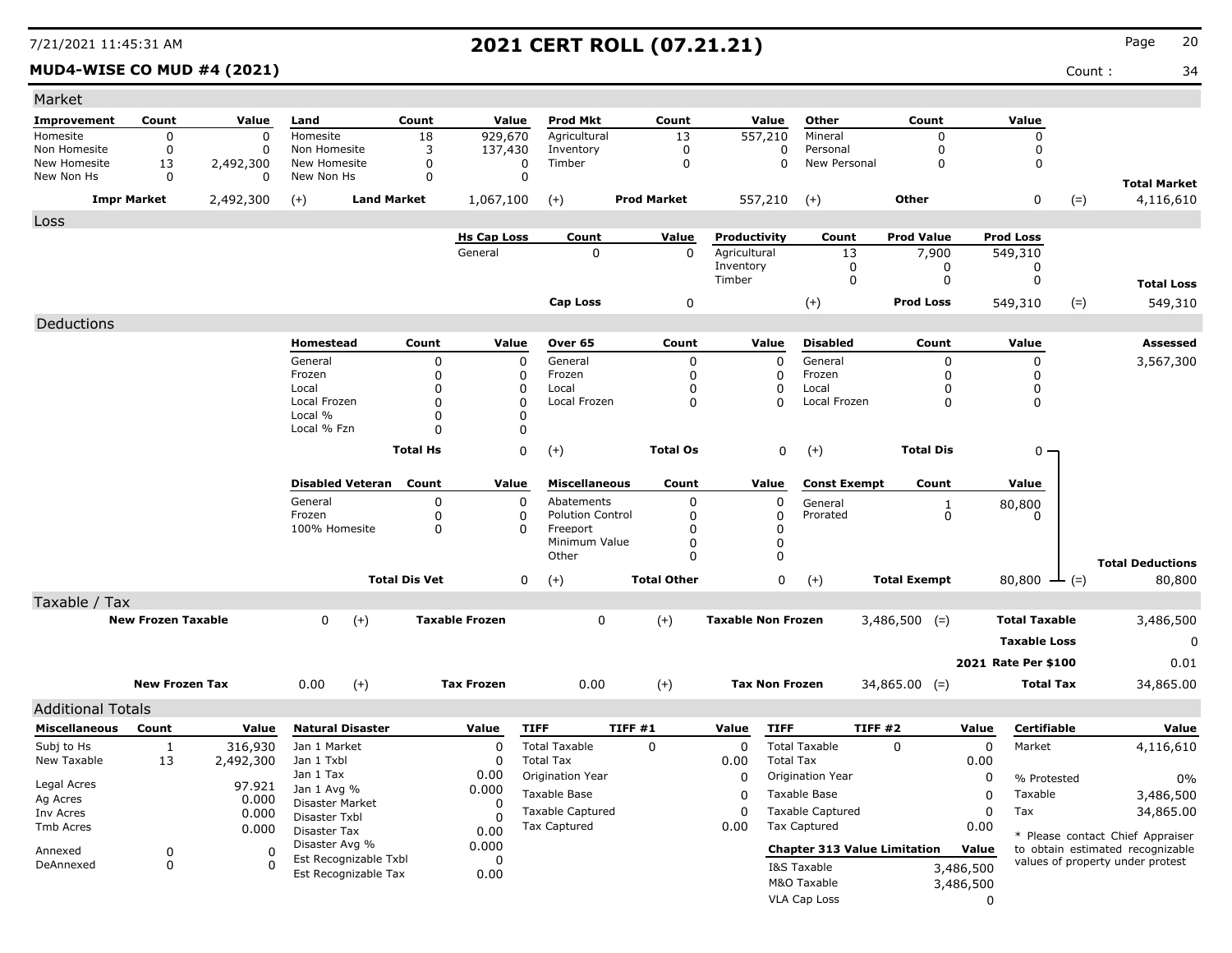# 2021 CERT ROLL (07.21.21)

7/21/2021 11:45:31 AM

**MUD4-WISE CO MUD #4 (2021)** Count : 34

## Market

| Improvement | Count | Value | Land | Count | Value | Prod Mkt | Count | Value | Other | Count | Value | | |
|---|---|---|---|---|---|---|---|---|---|---|---|---|---|
| Homesite | 0 | 0 | Homesite | 18 | 929,670 | Agricultural | 13 | 557,210 | Mineral | 0 | 0 | | |
| Non Homesite | 0 | 0 | Non Homesite | 3 | 137,430 | Inventory | 0 | 0 | Personal | 0 | 0 | | |
| New Homesite | 13 | 2,492,300 | New Homesite | 0 | 0 | Timber | 0 | 0 | New Personal | 0 | 0 | | |
| New Non Hs | 0 | 0 | New Non Hs | 0 | 0 | | | | | | | | **Total Market** |
| **Impr Market** | | 2,492,300 | (+) **Land Market** | | 1,067,100 | (+) **Prod Market** | | 557,210 | (+) **Other** | | 0 | (=) | 4,116,610 |

## Loss

| Hs Cap Loss | Count | Value | Productivity | Count | Prod Value | Prod Loss | | |
|---|---|---|---|---|---|---|---|---|
| General | 0 | 0 | Agricultural | 13 | 7,900 | 549,310 | | |
| | | | Inventory | 0 | 0 | 0 | | |
| | | | Timber | 0 | 0 | 0 | | **Total Loss** |
| **Cap Loss** | | 0 | (+) | | **Prod Loss** | 549,310 | (=) | 549,310 |

## Deductions

| Homestead | Count | Value | Over 65 | Count | Value | Disabled | Count | Value | Assessed |
|---|---|---|---|---|---|---|---|---|---|
| General | 0 | 0 | General | 0 | 0 | General | 0 | 0 | 3,567,300 |
| Frozen | 0 | 0 | Frozen | 0 | 0 | Frozen | 0 | 0 | |
| Local | 0 | 0 | Local | 0 | 0 | Local | 0 | 0 | |
| Local Frozen | 0 | 0 | Local Frozen | 0 | 0 | Local Frozen | 0 | 0 | |
| Local % | 0 | 0 | | | | | | | |
| Local % Fzn | 0 | 0 | | | | | | | |
| **Total Hs** | | 0 | (+) **Total Os** | | 0 | (+) **Total Dis** | | 0 | |

| Disabled Veteran | Count | Value | Miscellaneous | Count | Value | Const Exempt | Count | Value | | |
|---|---|---|---|---|---|---|---|---|---|---|
| General | 0 | 0 | Abatements | 0 | 0 | General | 1 | 80,800 | | |
| Frozen | 0 | 0 | Polution Control | 0 | 0 | Prorated | 0 | 0 | | |
| 100% Homesite | 0 | 0 | Freeport | 0 | 0 | | | | | |
| | | | Minimum Value | 0 | 0 | | | | | |
| | | | Other | 0 | 0 | | | | | **Total Deductions** |
| **Total Dis Vet** | | 0 | (+) **Total Other** | | 0 | (+) **Total Exempt** | | 80,800 | (=) | 80,800 |

## Taxable / Tax

| | | | | | | | | |
|---|---|---|---|---|---|---|---|---|
| **New Frozen Taxable** | 0 | (+) | **Taxable Frozen** | 0 | (+) | **Taxable Non Frozen** | 3,486,500 (=) | **Total Taxable** 3,486,500 |
| | | | | | | | | **Taxable Loss** 0 |
| | | | | | | | | **2021 Rate Per $100** 0.01 |
| **New Frozen Tax** | 0.00 | (+) | **Tax Frozen** | 0.00 | (+) | **Tax Non Frozen** | 34,865.00 (=) | **Total Tax** 34,865.00 |

## Additional Totals

| Miscellaneous | Count | Value | Natural Disaster | Value | TIFF | TIFF #1 | Value | TIFF | TIFF #2 | Value | Certifiable | Value |
|---|---|---|---|---|---|---|---|---|---|---|---|---|
| Subj to Hs | 1 | 316,930 | Jan 1 Market | 0 | Total Taxable | 0 | 0 | Total Taxable | 0 | 0 | Market | 4,116,610 |
| New Taxable | 13 | 2,492,300 | Jan 1 Txbl | 0 | Total Tax | | 0.00 | Total Tax | | 0.00 | | |
| | | | Jan 1 Tax | 0.00 | Origination Year | | 0 | Origination Year | | 0 | % Protested | 0% |
| Legal Acres | | 97.921 | Jan 1 Avg % | 0.000 | Taxable Base | | 0 | Taxable Base | | 0 | Taxable | 3,486,500 |
| Ag Acres | | 0.000 | Disaster Market | 0 | Taxable Captured | | 0 | Taxable Captured | | 0 | Tax | 34,865.00 |
| Inv Acres | | 0.000 | Disaster Txbl | 0 | Tax Captured | | 0.00 | Tax Captured | | 0.00 | | |
| Tmb Acres | | 0.000 | Disaster Tax | 0.00 | | | | | | | | |
| Annexed | 0 | 0 | Disaster Avg % | 0.000 | | | | **Chapter 313 Value Limitation** | | **Value** | | |
| DeAnnexed | 0 | 0 | Est Recognizable Txbl | 0 | | | | I&S Taxable | | 3,486,500 | | |
| | | | Est Recognizable Tax | 0.00 | | | | M&O Taxable | | 3,486,500 | | |
| | | | | | | | | VLA Cap Loss | | 0 | | |

* Please contact Chief Appraiser to obtain estimated recognizable values of property under protest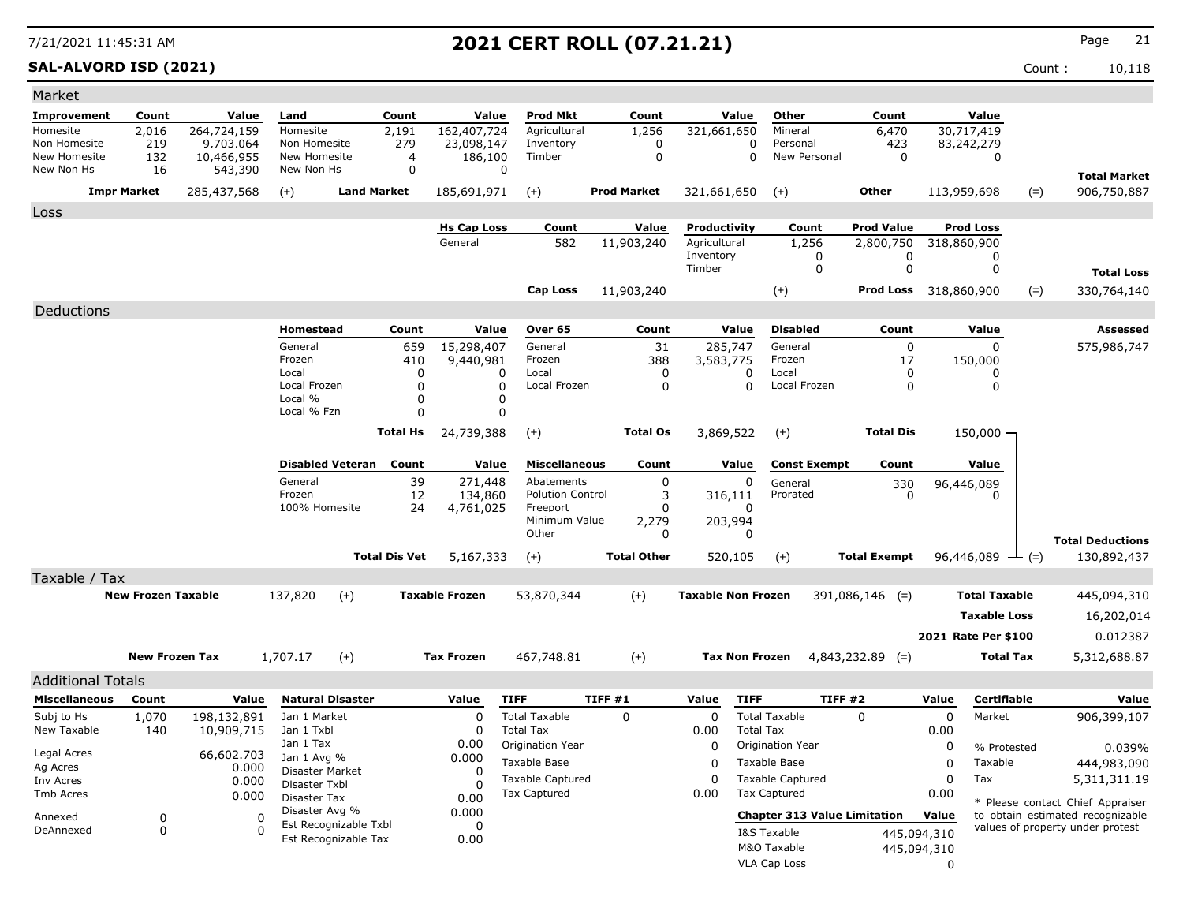# 2021 CERT ROLL (07.21.21)

7/21/2021 11:45:31 AM

**SAL-ALVORD ISD (2021)** Count : 10,118

## Market

| Improvement | Count | Value | Land | Count | Value | Prod Mkt | Count | Value | Other | Count | Value | | |
|---|---|---|---|---|---|---|---|---|---|---|---|---|---|
| Homesite | 2,016 | 264,724,159 | Homesite | 2,191 | 162,407,724 | Agricultural | 1,256 | 321,661,650 | Mineral | 6,470 | 30,717,419 | | |
| Non Homesite | 219 | 9.703.064 | Non Homesite | 279 | 23,098,147 | Inventory | 0 | 0 | Personal | 423 | 83,242,279 | | |
| New Homesite | 132 | 10,466,955 | New Homesite | 4 | 186,100 | Timber | 0 | 0 | New Personal | 0 | 0 | | |
| New Non Hs | 16 | 543,390 | New Non Hs | 0 | 0 | | | | | | | | **Total Market** |
| **Impr Market** | | 285,437,568 | (+) **Land Market** | | 185,691,971 | (+) **Prod Market** | | 321,661,650 | (+) **Other** | | 113,959,698 | (=) | 906,750,887 |

## Loss

| Hs Cap Loss | Count | Value | Productivity | Count | Prod Value | Prod Loss | | |
|---|---|---|---|---|---|---|---|---|
| General | 582 | 11,903,240 | Agricultural | 1,256 | 2,800,750 | 318,860,900 | | |
| | | | Inventory | 0 | 0 | 0 | | |
| | | | Timber | 0 | 0 | 0 | | **Total Loss** |
| **Cap Loss** | | 11,903,240 | (+) | | **Prod Loss** | 318,860,900 | (=) | 330,764,140 |

## Deductions

| Homestead | Count | Value | Over 65 | Count | Value | Disabled | Count | Value | **Assessed** |
|---|---|---|---|---|---|---|---|---|---|
| General | 659 | 15,298,407 | General | 31 | 285,747 | General | 0 | 0 | 575,986,747 |
| Frozen | 410 | 9,440,981 | Frozen | 388 | 3,583,775 | Frozen | 17 | 150,000 | |
| Local | 0 | 0 | Local | 0 | 0 | Local | 0 | 0 | |
| Local Frozen | 0 | 0 | Local Frozen | 0 | 0 | Local Frozen | 0 | 0 | |
| Local % | 0 | 0 | | | | | | | |
| Local % Fzn | 0 | 0 | | | | | | | |
| **Total Hs** | | 24,739,388 | (+) **Total Os** | | 3,869,522 | (+) **Total Dis** | | 150,000 | |

| Disabled Veteran | Count | Value | Miscellaneous | Count | Value | Const Exempt | Count | Value | |
|---|---|---|---|---|---|---|---|---|---|
| General | 39 | 271,448 | Abatements | 0 | 0 | General | 330 | 96,446,089 | |
| Frozen | 12 | 134,860 | Polution Control | 3 | 316,111 | Prorated | 0 | 0 | |
| 100% Homesite | 24 | 4,761,025 | Freeport | 0 | 0 | | | | |
| | | | Minimum Value | 2,279 | 203,994 | | | | |
| | | | Other | 0 | 0 | | | | **Total Deductions** |
| **Total Dis Vet** | | 5,167,333 | (+) **Total Other** | | 520,105 | (+) **Total Exempt** | | 96,446,089 | (=) 130,892,437 |

## Taxable / Tax

| | | | | | | | |
|---|---|---|---|---|---|---|---|
| **New Frozen Taxable** | 137,820 | (+) **Taxable Frozen** | 53,870,344 | (+) **Taxable Non Frozen** | 391,086,146 (=) | **Total Taxable** | 445,094,310 |
| | | | | | | **Taxable Loss** | 16,202,014 |
| | | | | | | **2021 Rate Per $100** | 0.012387 |
| **New Frozen Tax** | 1,707.17 | (+) **Tax Frozen** | 467,748.81 | (+) **Tax Non Frozen** | 4,843,232.89 (=) | **Total Tax** | 5,312,688.87 |

## Additional Totals

| Miscellaneous | Count | Value |
|---|---|---|
| Subj to Hs | 1,070 | 198,132,891 |
| New Taxable | 140 | 10,909,715 |
| Legal Acres | | 66,602.703 |
| Ag Acres | | 0.000 |
| Inv Acres | | 0.000 |
| Tmb Acres | | 0.000 |
| Annexed | 0 | 0 |
| DeAnnexed | 0 | 0 |

| Natural Disaster | Value |
|---|---|
| Jan 1 Market | 0 |
| Jan 1 Txbl | 0 |
| Jan 1 Tax | 0.00 |
| Jan 1 Avg % | 0.000 |
| Disaster Market | 0 |
| Disaster Txbl | 0 |
| Disaster Tax | 0.00 |
| Disaster Avg % | 0.000 |
| Est Recognizable Txbl | 0 |
| Est Recognizable Tax | 0.00 |

| TIFF | TIFF #1 | Value |
|---|---|---|
| Total Taxable | 0 | 0 |
| Total Tax | | 0.00 |
| Origination Year | | 0 |
| Taxable Base | | 0 |
| Taxable Captured | | 0 |
| Tax Captured | | 0.00 |

| TIFF | TIFF #2 | Value |
|---|---|---|
| Total Taxable | 0 | 0 |
| Total Tax | | 0.00 |
| Origination Year | | 0 |
| Taxable Base | | 0 |
| Taxable Captured | | 0 |
| Tax Captured | | 0.00 |

| Chapter 313 Value Limitation | Value |
|---|---|
| I&S Taxable | 445,094,310 |
| M&O Taxable | 445,094,310 |
| VLA Cap Loss | 0 |

| Certifiable | Value |
|---|---|
| Market | 906,399,107 |
| % Protested | 0.039% |
| Taxable | 444,983,090 |
| Tax | 5,311,311.19 |

* Please contact Chief Appraiser to obtain estimated recognizable values of property under protest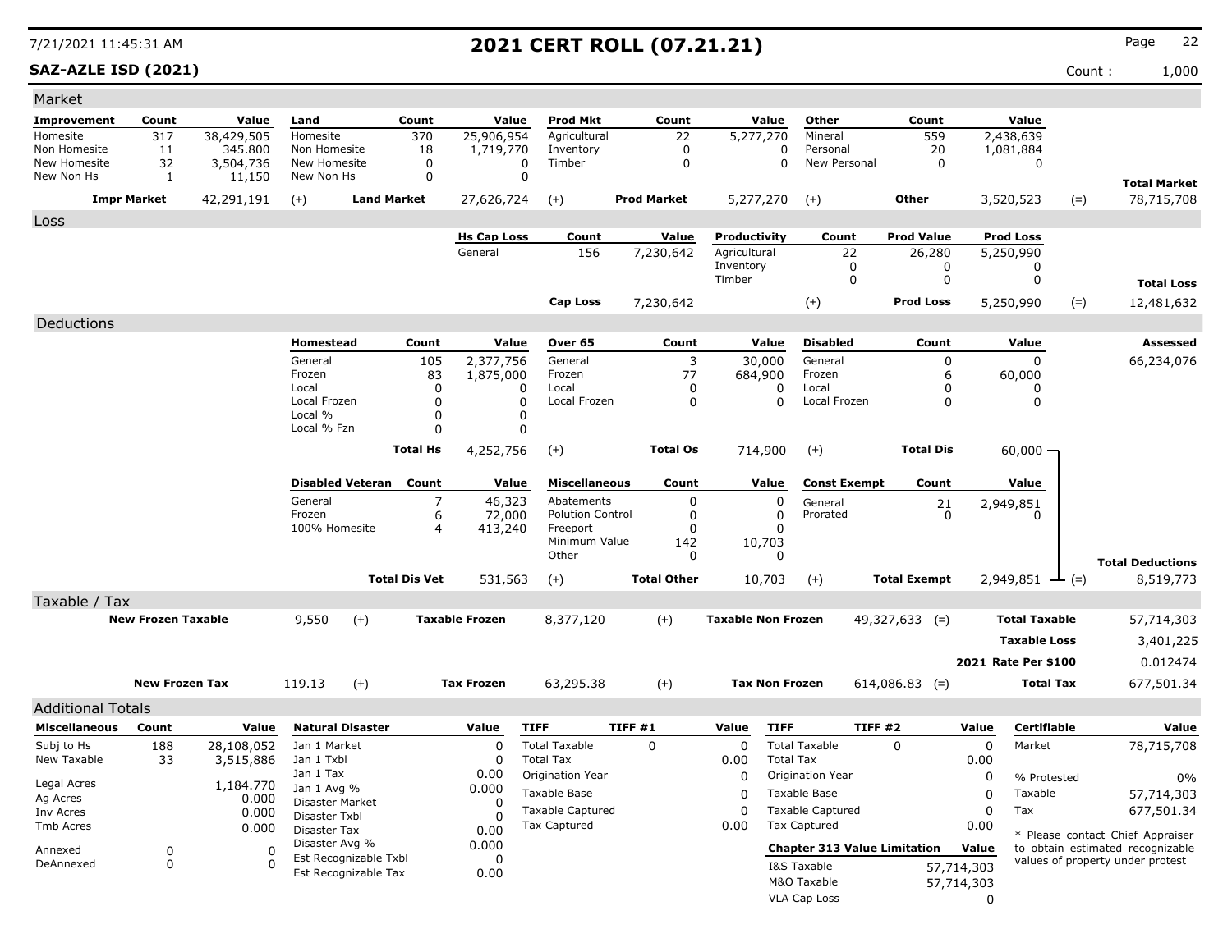# 2021 CERT ROLL (07.21.21)

7/21/2021 11:45:31 AM

**SAZ-AZLE ISD (2021)**

Count : 1,000

## Market

| Improvement | Count | Value | Land | Count | Value | Prod Mkt | Count | Value | Other | Count | Value | | |
|---|---|---|---|---|---|---|---|---|---|---|---|---|---|
| Homesite | 317 | 38,429,505 | Homesite | 370 | 25,906,954 | Agricultural | 22 | 5,277,270 | Mineral | 559 | 2,438,639 | | |
| Non Homesite | 11 | 345.800 | Non Homesite | 18 | 1,719,770 | Inventory | 0 | 0 | Personal | 20 | 1,081,884 | | |
| New Homesite | 32 | 3,504,736 | New Homesite | 0 | 0 | Timber | 0 | 0 | New Personal | 0 | 0 | | |
| New Non Hs | 1 | 11,150 | New Non Hs | 0 | 0 | | | | | | | | **Total Market** |
| **Impr Market** | | 42,291,191 | (+) **Land Market** | | 27,626,724 | (+) **Prod Market** | | 5,277,270 | (+) **Other** | | 3,520,523 | (=) | 78,715,708 |

## Loss

| Hs Cap Loss | Count | Value | Productivity | Count | Prod Value | Prod Loss | | |
|---|---|---|---|---|---|---|---|---|
| General | 156 | 7,230,642 | Agricultural | 22 | 26,280 | 5,250,990 | | |
| | | | Inventory | 0 | 0 | 0 | | |
| | | | Timber | 0 | 0 | 0 | | **Total Loss** |
| **Cap Loss** | | 7,230,642 | (+) | | **Prod Loss** | 5,250,990 | (=) | 12,481,632 |

## Deductions

| Homestead | Count | Value | Over 65 | Count | Value | Disabled | Count | Value | Assessed |
|---|---|---|---|---|---|---|---|---|---|
| General | 105 | 2,377,756 | General | 3 | 30,000 | General | 0 | 0 | 66,234,076 |
| Frozen | 83 | 1,875,000 | Frozen | 77 | 684,900 | Frozen | 6 | 60,000 | |
| Local | 0 | 0 | Local | 0 | 0 | Local | 0 | 0 | |
| Local Frozen | 0 | 0 | Local Frozen | 0 | 0 | Local Frozen | 0 | 0 | |
| Local % | 0 | 0 | | | | | | | |
| Local % Fzn | 0 | 0 | | | | | | | |
| **Total Hs** | | 4,252,756 | (+) **Total Os** | | 714,900 | (+) **Total Dis** | | 60,000 | |

| Disabled Veteran | Count | Value | Miscellaneous | Count | Value | Const Exempt | Count | Value | | |
|---|---|---|---|---|---|---|---|---|---|---|
| General | 7 | 46,323 | Abatements | 0 | 0 | General | 21 | 2,949,851 | | |
| Frozen | 6 | 72,000 | Polution Control | 0 | 0 | Prorated | 0 | 0 | | |
| 100% Homesite | 4 | 413,240 | Freeport | 0 | 0 | | | | | |
| | | | Minimum Value | 142 | 10,703 | | | | | |
| | | | Other | 0 | 0 | | | | | **Total Deductions** |
| **Total Dis Vet** | | 531,563 | (+) **Total Other** | | 10,703 | (+) **Total Exempt** | | 2,949,851 | (=) | 8,519,773 |

## Taxable / Tax

| | | | | | | | |
|---|---|---|---|---|---|---|---|
| **New Frozen Taxable** | 9,550 | (+) **Taxable Frozen** | 8,377,120 | (+) **Taxable Non Frozen** | 49,327,633 | (=) **Total Taxable** | 57,714,303 |
| | | | | | | **Taxable Loss** | 3,401,225 |
| | | | | | | **2021 Rate Per $100** | 0.012474 |
| **New Frozen Tax** | 119.13 | (+) **Tax Frozen** | 63,295.38 | (+) **Tax Non Frozen** | 614,086.83 | (=) **Total Tax** | 677,501.34 |

## Additional Totals

| Miscellaneous | Count | Value |
|---|---|---|
| Subj to Hs | 188 | 28,108,052 |
| New Taxable | 33 | 3,515,886 |
| Legal Acres | | 1,184.770 |
| Ag Acres | | 0.000 |
| Inv Acres | | 0.000 |
| Tmb Acres | | 0.000 |
| Annexed | 0 | 0 |
| DeAnnexed | 0 | 0 |

| Natural Disaster | Value |
|---|---|
| Jan 1 Market | 0 |
| Jan 1 Txbl | 0 |
| Jan 1 Tax | 0.00 |
| Jan 1 Avg % | 0.000 |
| Disaster Market | 0 |
| Disaster Txbl | 0 |
| Disaster Tax | 0.00 |
| Disaster Avg % | 0.000 |
| Est Recognizable Txbl | 0 |
| Est Recognizable Tax | 0.00 |

| TIFF | TIFF #1 | Value |
|---|---|---|
| Total Taxable | 0 | 0 |
| Total Tax | | 0.00 |
| Origination Year | | 0 |
| Taxable Base | | 0 |
| Taxable Captured | | 0 |
| Tax Captured | | 0.00 |

| TIFF | TIFF #2 | Value |
|---|---|---|
| Total Taxable | 0 | 0 |
| Total Tax | | 0.00 |
| Origination Year | | 0 |
| Taxable Base | | 0 |
| Taxable Captured | | 0 |
| Tax Captured | | 0.00 |

| Chapter 313 Value Limitation | Value |
|---|---|
| I&S Taxable | 57,714,303 |
| M&O Taxable | 57,714,303 |
| VLA Cap Loss | 0 |

| Certifiable | Value |
|---|---|
| Market | 78,715,708 |
| % Protested | 0% |
| Taxable | 57,714,303 |
| Tax | 677,501.34 |

* Please contact Chief Appraiser to obtain estimated recognizable values of property under protest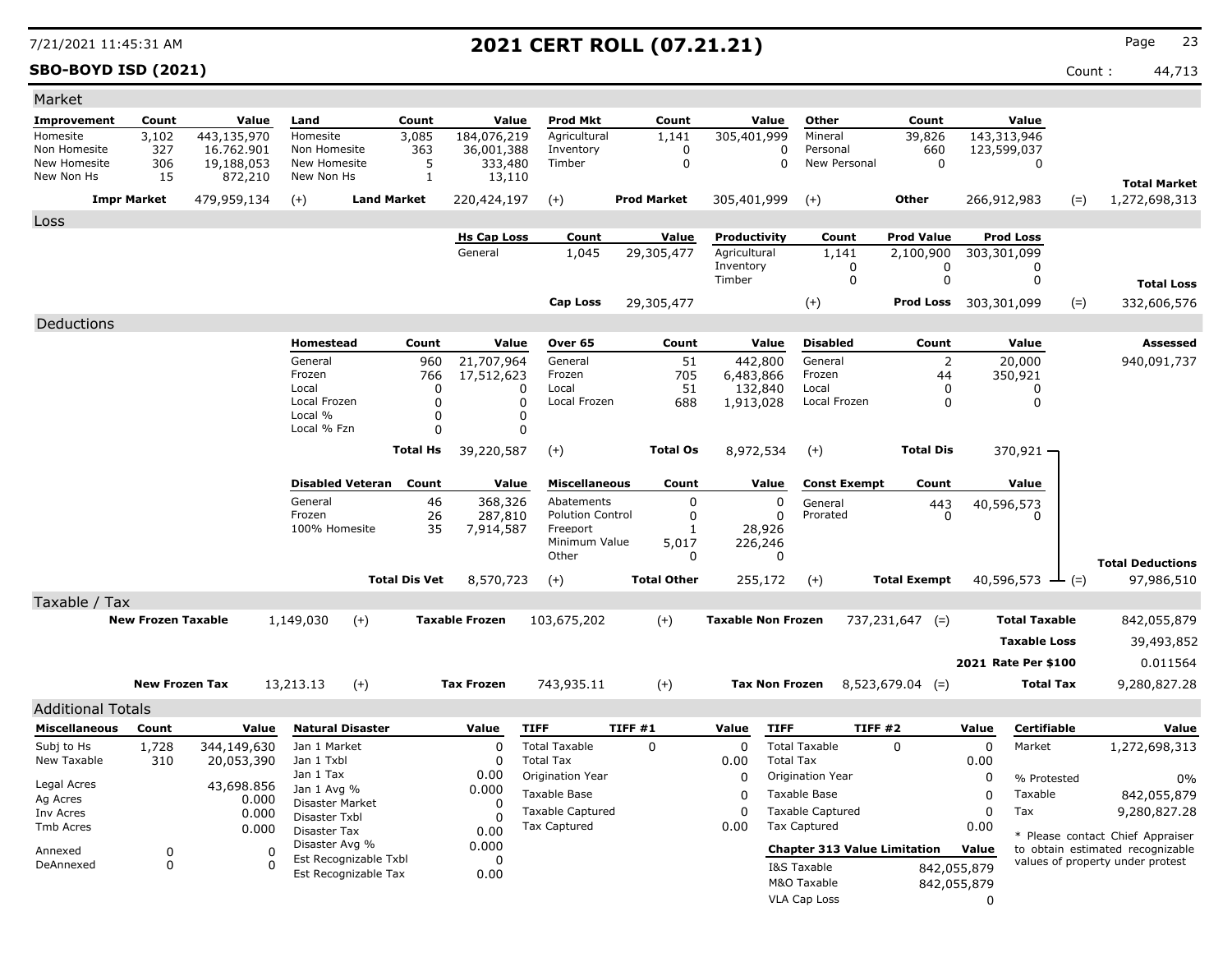# 2021 CERT ROLL (07.21.21)

7/21/2021 11:45:31 AM

**SBO-BOYD ISD (2021)**

Count : 44,713

## Market

| Improvement | Count | Value | Land | Count | Value | Prod Mkt | Count | Value | Other | Count | Value | | |
|---|---|---|---|---|---|---|---|---|---|---|---|---|---|
| Homesite | 3,102 | 443,135,970 | Homesite | 3,085 | 184,076,219 | Agricultural | 1,141 | 305,401,999 | Mineral | 39,826 | 143,313,946 | | |
| Non Homesite | 327 | 16.762.901 | Non Homesite | 363 | 36,001,388 | Inventory | 0 | 0 | Personal | 660 | 123,599,037 | | |
| New Homesite | 306 | 19,188,053 | New Homesite | 5 | 333,480 | Timber | 0 | 0 | New Personal | 0 | 0 | | |
| New Non Hs | 15 | 872,210 | New Non Hs | 1 | 13,110 | | | | | | | | **Total Market** |
| **Impr Market** | | 479,959,134 | (+) **Land Market** | | 220,424,197 | (+) **Prod Market** | | 305,401,999 | (+) **Other** | | 266,912,983 | (=) | 1,272,698,313 |

## Loss

| Hs Cap Loss | Count | Value | Productivity | Count | Prod Value | Prod Loss | | |
|---|---|---|---|---|---|---|---|---|
| General | 1,045 | 29,305,477 | Agricultural | 1,141 | 2,100,900 | 303,301,099 | | |
| | | | Inventory | 0 | 0 | 0 | | |
| | | | Timber | 0 | 0 | 0 | | **Total Loss** |
| **Cap Loss** | | 29,305,477 | (+) | | **Prod Loss** | 303,301,099 | (=) | 332,606,576 |

## Deductions

| Homestead | Count | Value | Over 65 | Count | Value | Disabled | Count | Value | Assessed |
|---|---|---|---|---|---|---|---|---|---|
| General | 960 | 21,707,964 | General | 51 | 442,800 | General | 2 | 20,000 | 940,091,737 |
| Frozen | 766 | 17,512,623 | Frozen | 705 | 6,483,866 | Frozen | 44 | 350,921 | |
| Local | 0 | 0 | Local | 51 | 132,840 | Local | 0 | 0 | |
| Local Frozen | 0 | 0 | Local Frozen | 688 | 1,913,028 | Local Frozen | 0 | 0 | |
| Local % | 0 | 0 | | | | | | | |
| Local % Fzn | 0 | 0 | | | | | | | |
| **Total Hs** | | 39,220,587 | (+) **Total Os** | | 8,972,534 | (+) **Total Dis** | | 370,921 | |

| Disabled Veteran | Count | Value | Miscellaneous | Count | Value | Const Exempt | Count | Value | | |
|---|---|---|---|---|---|---|---|---|---|---|
| General | 46 | 368,326 | Abatements | 0 | 0 | General | 443 | 40,596,573 | | |
| Frozen | 26 | 287,810 | Polution Control | 0 | 0 | Prorated | 0 | 0 | | |
| 100% Homesite | 35 | 7,914,587 | Freeport | 1 | 28,926 | | | | | |
| | | | Minimum Value | 5,017 | 226,246 | | | | | |
| | | | Other | 0 | 0 | | | | | **Total Deductions** |
| **Total Dis Vet** | | 8,570,723 | (+) **Total Other** | | 255,172 | (+) **Total Exempt** | | 40,596,573 | (=) | 97,986,510 |

## Taxable / Tax

| | | | | | | | |
|---|---|---|---|---|---|---|---|
| **New Frozen Taxable** | 1,149,030 | (+) **Taxable Frozen** | 103,675,202 | (+) **Taxable Non Frozen** | 737,231,647 | (=) **Total Taxable** | 842,055,879 |
| | | | | | | **Taxable Loss** | 39,493,852 |
| | | | | | | **2021 Rate Per $100** | 0.011564 |
| **New Frozen Tax** | 13,213.13 | (+) **Tax Frozen** | 743,935.11 | (+) **Tax Non Frozen** | 8,523,679.04 | (=) **Total Tax** | 9,280,827.28 |

## Additional Totals

| Miscellaneous | Count | Value |
|---|---|---|
| Subj to Hs | 1,728 | 344,149,630 |
| New Taxable | 310 | 20,053,390 |
| Legal Acres | | 43,698.856 |
| Ag Acres | | 0.000 |
| Inv Acres | | 0.000 |
| Tmb Acres | | 0.000 |
| Annexed | 0 | 0 |
| DeAnnexed | 0 | 0 |

| Natural Disaster | Value |
|---|---|
| Jan 1 Market | 0 |
| Jan 1 Txbl | 0 |
| Jan 1 Tax | 0.00 |
| Jan 1 Avg % | 0.000 |
| Disaster Market | 0 |
| Disaster Txbl | 0 |
| Disaster Tax | 0.00 |
| Disaster Avg % | 0.000 |
| Est Recognizable Txbl | 0 |
| Est Recognizable Tax | 0.00 |

| TIFF | TIFF #1 | Value |
|---|---|---|
| Total Taxable | 0 | 0 |
| Total Tax | | 0.00 |
| Origination Year | | 0 |
| Taxable Base | | 0 |
| Taxable Captured | | 0 |
| Tax Captured | | 0.00 |

| TIFF | TIFF #2 | Value |
|---|---|---|
| Total Taxable | 0 | 0 |
| Total Tax | | 0.00 |
| Origination Year | | 0 |
| Taxable Base | | 0 |
| Taxable Captured | | 0 |
| Tax Captured | | 0.00 |

| Chapter 313 Value Limitation | Value |
|---|---|
| I&S Taxable | 842,055,879 |
| M&O Taxable | 842,055,879 |
| VLA Cap Loss | 0 |

| Certifiable | Value |
|---|---|
| Market | 1,272,698,313 |
| % Protested | 0% |
| Taxable | 842,055,879 |
| Tax | 9,280,827.28 |

* Please contact Chief Appraiser to obtain estimated recognizable values of property under protest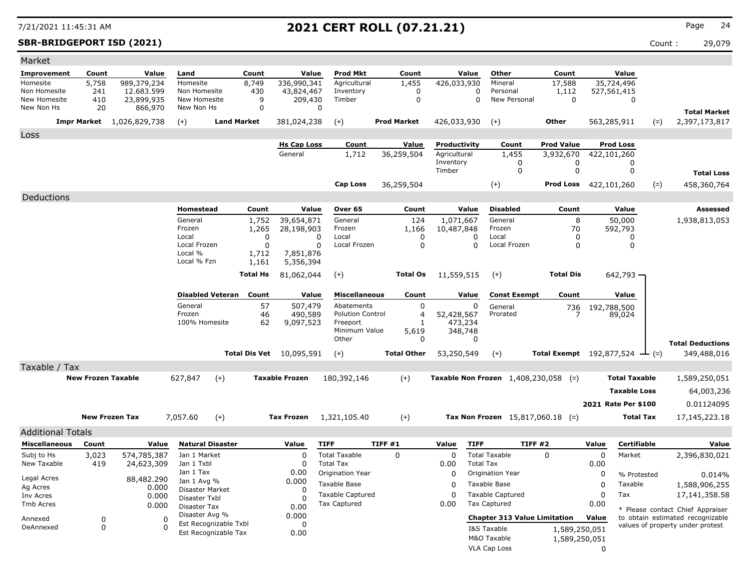# 2021 CERT ROLL (07.21.21)

7/21/2021 11:45:31 AM

**SBR-BRIDGEPORT ISD (2021)** Count : 29,079

## Market

| Improvement | Count | Value | Land | Count | Value | Prod Mkt | Count | Value | Other | Count | Value | | |
|---|---|---|---|---|---|---|---|---|---|---|---|---|---|
| Homesite | 5,758 | 989,379,234 | Homesite | 8,749 | 336,990,341 | Agricultural | 1,455 | 426,033,930 | Mineral | 17,588 | 35,724,496 | | |
| Non Homesite | 241 | 12.683.599 | Non Homesite | 430 | 43,824,467 | Inventory | 0 | 0 | Personal | 1,112 | 527,561,415 | | |
| New Homesite | 410 | 23,899,935 | New Homesite | 9 | 209,430 | Timber | 0 | 0 | New Personal | 0 | 0 | | |
| New Non Hs | 20 | 866,970 | New Non Hs | 0 | 0 | | | | | | | | **Total Market** |
| **Impr Market** | | 1,026,829,738 | (+) **Land Market** | | 381,024,238 | (+) **Prod Market** | | 426,033,930 | (+) **Other** | | 563,285,911 | (=) | 2,397,173,817 |

## Loss

| Hs Cap Loss | Count | Value | Productivity | Count | Prod Value | Prod Loss | | |
|---|---|---|---|---|---|---|---|---|
| General | 1,712 | 36,259,504 | Agricultural | 1,455 | 3,932,670 | 422,101,260 | | |
| | | | Inventory | 0 | 0 | 0 | | |
| | | | Timber | 0 | 0 | 0 | | **Total Loss** |
| **Cap Loss** | | 36,259,504 | (+) | | **Prod Loss** | 422,101,260 | (=) | 458,360,764 |

## Deductions

| Homestead | Count | Value | Over 65 | Count | Value | Disabled | Count | Value | | Assessed |
|---|---|---|---|---|---|---|---|---|---|---|
| General | 1,752 | 39,654,871 | General | 124 | 1,071,667 | General | 8 | 50,000 | | 1,938,813,053 |
| Frozen | 1,265 | 28,198,903 | Frozen | 1,166 | 10,487,848 | Frozen | 70 | 592,793 | | |
| Local | 0 | 0 | Local | 0 | 0 | Local | 0 | 0 | | |
| Local Frozen | 0 | 0 | Local Frozen | 0 | 0 | Local Frozen | 0 | 0 | | |
| Local % | 1,712 | 7,851,876 | | | | | | | | |
| Local % Fzn | 1,161 | 5,356,394 | | | | | | | | |
| **Total Hs** | | 81,062,044 | (+) **Total Os** | | 11,559,515 | (+) **Total Dis** | | 642,793 | | |

| Disabled Veteran | Count | Value | Miscellaneous | Count | Value | Const Exempt | Count | Value | | |
|---|---|---|---|---|---|---|---|---|---|---|
| General | 57 | 507,479 | Abatements | 0 | 0 | General | 736 | 192,788,500 | | |
| Frozen | 46 | 490,589 | Polution Control | 4 | 52,428,567 | Prorated | 7 | 89,024 | | |
| 100% Homesite | 62 | 9,097,523 | Freeport | 1 | 473,234 | | | | | |
| | | | Minimum Value | 5,619 | 348,748 | | | | | |
| | | | Other | 0 | 0 | | | | | **Total Deductions** |
| **Total Dis Vet** | | 10,095,591 | (+) **Total Other** | | 53,250,549 | (+) **Total Exempt** | | 192,877,524 | (=) | 349,488,016 |

## Taxable / Tax

| | | | | | | | |
|---|---|---|---|---|---|---|---|
| **New Frozen Taxable** | 627,847 | (+) **Taxable Frozen** | 180,392,146 | (+) **Taxable Non Frozen** | 1,408,230,058 | (=) **Total Taxable** | 1,589,250,051 |
| | | | | | | **Taxable Loss** | 64,003,236 |
| | | | | | | **2021 Rate Per $100** | 0.01124095 |
| **New Frozen Tax** | 7,057.60 | (+) **Tax Frozen** | 1,321,105.40 | (+) **Tax Non Frozen** | 15,817,060.18 | (=) **Total Tax** | 17,145,223.18 |

## Additional Totals

| Miscellaneous | Count | Value |
|---|---|---|
| Subj to Hs | 3,023 | 574,785,387 |
| New Taxable | 419 | 24,623,309 |
| Legal Acres | | 88,482.290 |
| Ag Acres | | 0.000 |
| Inv Acres | | 0.000 |
| Tmb Acres | | 0.000 |
| Annexed | 0 | 0 |
| DeAnnexed | 0 | 0 |

| Natural Disaster | Value |
|---|---|
| Jan 1 Market | 0 |
| Jan 1 Txbl | 0 |
| Jan 1 Tax | 0.00 |
| Jan 1 Avg % | 0.000 |
| Disaster Market | 0 |
| Disaster Txbl | 0 |
| Disaster Tax | 0.00 |
| Disaster Avg % | 0.000 |
| Est Recognizable Txbl | 0 |
| Est Recognizable Tax | 0.00 |

| TIFF | TIFF #1 | Value |
|---|---|---|
| Total Taxable | 0 | 0 |
| Total Tax | | 0.00 |
| Origination Year | | 0 |
| Taxable Base | | 0 |
| Taxable Captured | | 0 |
| Tax Captured | | 0.00 |

| TIFF | TIFF #2 | Value |
|---|---|---|
| Total Taxable | 0 | 0 |
| Total Tax | | 0.00 |
| Origination Year | | 0 |
| Taxable Base | | 0 |
| Taxable Captured | | 0 |
| Tax Captured | | 0.00 |

| Chapter 313 Value Limitation | Value |
|---|---|
| I&S Taxable | 1,589,250,051 |
| M&O Taxable | 1,589,250,051 |
| VLA Cap Loss | 0 |

| Certifiable | Value |
|---|---|
| Market | 2,396,830,021 |
| % Protested | 0.014% |
| Taxable | 1,588,906,255 |
| Tax | 17,141,358.58 |

* Please contact Chief Appraiser to obtain estimated recognizable values of property under protest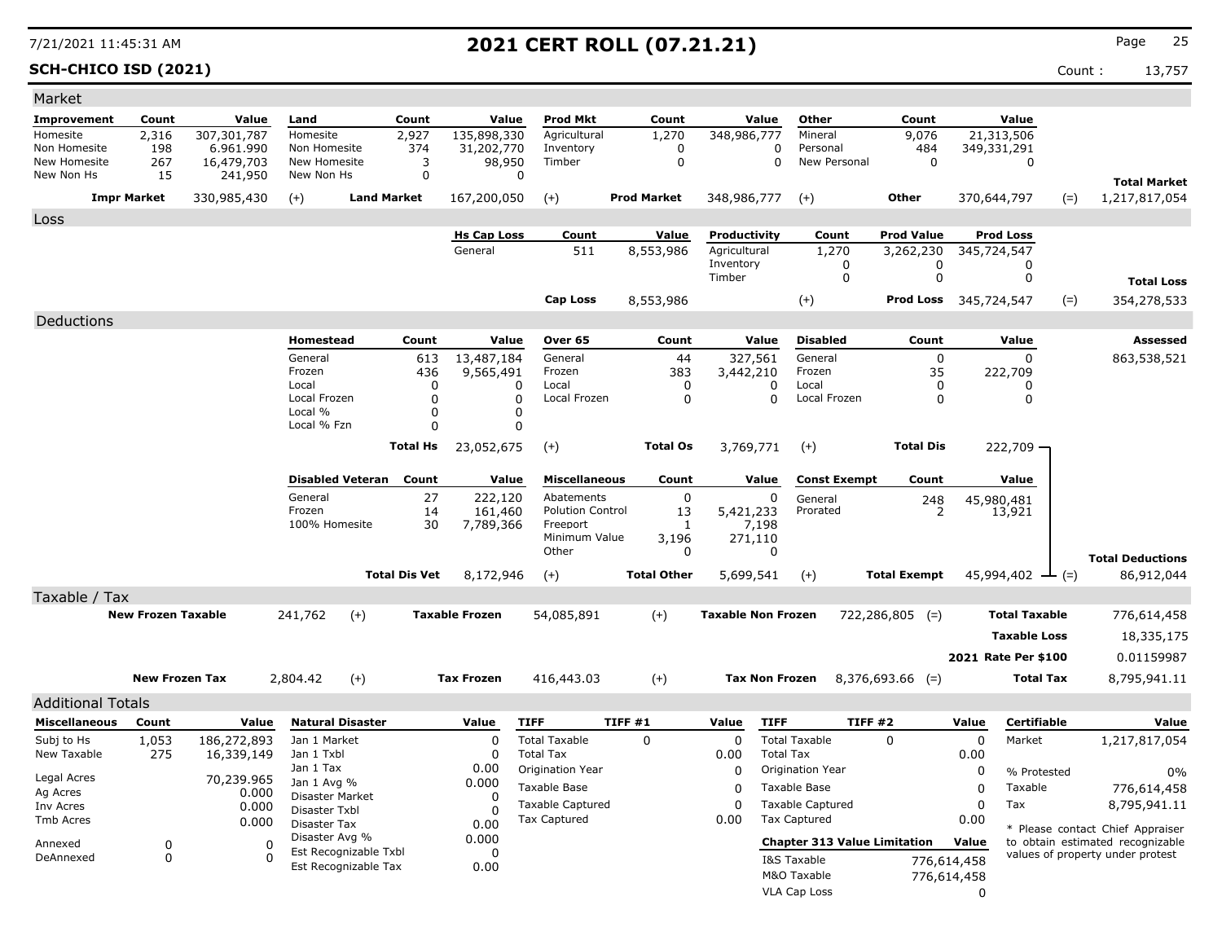# 2021 CERT ROLL (07.21.21)

7/21/2021 11:45:31 AM

**SCH-CHICO ISD (2021)**

Count : 13,757

## Market

| Improvement | Count | Value | Land | Count | Value | Prod Mkt | Count | Value | Other | Count | Value | | |
|---|---|---|---|---|---|---|---|---|---|---|---|---|---|
| Homesite | 2,316 | 307,301,787 | Homesite | 2,927 | 135,898,330 | Agricultural | 1,270 | 348,986,777 | Mineral | 9,076 | 21,313,506 | | |
| Non Homesite | 198 | 6.961.990 | Non Homesite | 374 | 31,202,770 | Inventory | 0 | 0 | Personal | 484 | 349,331,291 | | |
| New Homesite | 267 | 16,479,703 | New Homesite | 3 | 98,950 | Timber | 0 | 0 | New Personal | 0 | 0 | | |
| New Non Hs | 15 | 241,950 | New Non Hs | 0 | 0 | | | | | | | | **Total Market** |
| **Impr Market** | | 330,985,430 | (+) **Land Market** | | 167,200,050 | (+) **Prod Market** | | 348,986,777 | (+) **Other** | | 370,644,797 | (=) | 1,217,817,054 |

## Loss

| Hs Cap Loss | Count | Value | Productivity | Count | Prod Value | Prod Loss | | |
|---|---|---|---|---|---|---|---|---|
| General | 511 | 8,553,986 | Agricultural | 1,270 | 3,262,230 | 345,724,547 | | |
| | | | Inventory | 0 | 0 | 0 | | |
| | | | Timber | 0 | 0 | 0 | | **Total Loss** |
| **Cap Loss** | | 8,553,986 | | (+) | **Prod Loss** | 345,724,547 | (=) | 354,278,533 |

## Deductions

| Homestead | Count | Value | Over 65 | Count | Value | Disabled | Count | Value | Assessed |
|---|---|---|---|---|---|---|---|---|---|
| General | 613 | 13,487,184 | General | 44 | 327,561 | General | 0 | 0 | 863,538,521 |
| Frozen | 436 | 9,565,491 | Frozen | 383 | 3,442,210 | Frozen | 35 | 222,709 | |
| Local | 0 | 0 | Local | 0 | 0 | Local | 0 | 0 | |
| Local Frozen | 0 | 0 | Local Frozen | 0 | 0 | Local Frozen | 0 | 0 | |
| Local % | 0 | 0 | | | | | | | |
| Local % Fzn | 0 | 0 | | | | | | | |
| **Total Hs** | | 23,052,675 | (+) **Total Os** | | 3,769,771 | (+) **Total Dis** | | 222,709 | |

| Disabled Veteran | Count | Value | Miscellaneous | Count | Value | Const Exempt | Count | Value | | |
|---|---|---|---|---|---|---|---|---|---|---|
| General | 27 | 222,120 | Abatements | 0 | 0 | General | 248 | 45,980,481 | | |
| Frozen | 14 | 161,460 | Polution Control | 13 | 5,421,233 | Prorated | 2 | 13,921 | | |
| 100% Homesite | 30 | 7,789,366 | Freeport | 1 | 7,198 | | | | | |
| | | | Minimum Value | 3,196 | 271,110 | | | | | |
| | | | Other | 0 | 0 | | | | | **Total Deductions** |
| **Total Dis Vet** | | 8,172,946 | (+) **Total Other** | | 5,699,541 | (+) **Total Exempt** | | 45,994,402 | (=) | 86,912,044 |

## Taxable / Tax

| | | | | | | | |
|---|---|---|---|---|---|---|---|
| **New Frozen Taxable** | 241,762 | (+) **Taxable Frozen** | 54,085,891 | (+) **Taxable Non Frozen** | 722,286,805 (=) | **Total Taxable** | 776,614,458 |
| | | | | | | **Taxable Loss** | 18,335,175 |
| | | | | | | **2021 Rate Per $100** | 0.01159987 |
| **New Frozen Tax** | 2,804.42 | (+) **Tax Frozen** | 416,443.03 | (+) **Tax Non Frozen** | 8,376,693.66 (=) | **Total Tax** | 8,795,941.11 |

## Additional Totals

| Miscellaneous | Count | Value |
|---|---|---|
| Subj to Hs | 1,053 | 186,272,893 |
| New Taxable | 275 | 16,339,149 |
| Legal Acres | | 70,239.965 |
| Ag Acres | | 0.000 |
| Inv Acres | | 0.000 |
| Tmb Acres | | 0.000 |
| Annexed | 0 | 0 |
| DeAnnexed | 0 | 0 |

| Natural Disaster | Value |
|---|---|
| Jan 1 Market | 0 |
| Jan 1 Txbl | 0 |
| Jan 1 Tax | 0.00 |
| Jan 1 Avg % | 0.000 |
| Disaster Market | 0 |
| Disaster Txbl | 0 |
| Disaster Tax | 0.00 |
| Disaster Avg % | 0.000 |
| Est Recognizable Txbl | 0 |
| Est Recognizable Tax | 0.00 |

| TIFF | TIFF #1 | Value |
|---|---|---|
| Total Taxable | 0 | 0 |
| Total Tax | | 0.00 |
| Origination Year | | 0 |
| Taxable Base | | 0 |
| Taxable Captured | | 0 |
| Tax Captured | | 0.00 |

| TIFF | TIFF #2 | Value |
|---|---|---|
| Total Taxable | 0 | 0 |
| Total Tax | | 0.00 |
| Origination Year | | 0 |
| Taxable Base | | 0 |
| Taxable Captured | | 0 |
| Tax Captured | | 0.00 |

| Chapter 313 Value Limitation | Value |
|---|---|
| I&S Taxable | 776,614,458 |
| M&O Taxable | 776,614,458 |
| VLA Cap Loss | 0 |

| Certifiable | Value |
|---|---|
| Market | 1,217,817,054 |
| % Protested | 0% |
| Taxable | 776,614,458 |
| Tax | 8,795,941.11 |

* Please contact Chief Appraiser to obtain estimated recognizable values of property under protest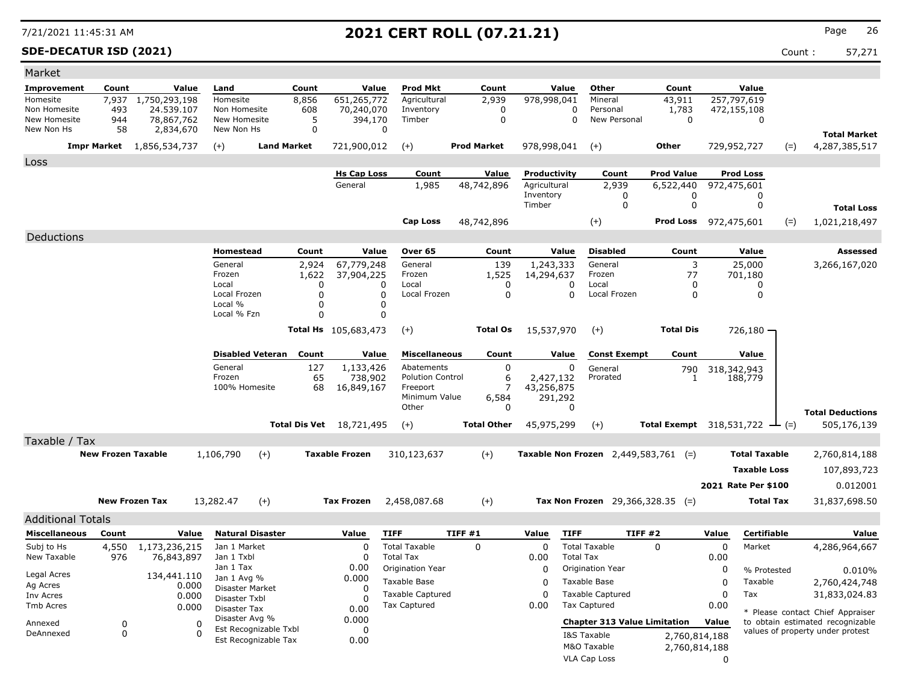# 2021 CERT ROLL (07.21.21)

**SDE-DECATUR ISD (2021)** Count : 57,271

## Market

| Improvement | Count | Value | Land | Count | Value | Prod Mkt | Count | Value | Other | Count | Value | | |
|---|---|---|---|---|---|---|---|---|---|---|---|---|---|
| Homesite | 7,937 | 1,750,293,198 | Homesite | 8,856 | 651,265,772 | Agricultural | 2,939 | 978,998,041 | Mineral | 43,911 | 257,797,619 | | |
| Non Homesite | 493 | 24.539.107 | Non Homesite | 608 | 70,240,070 | Inventory | 0 | 0 | Personal | 1,783 | 472,155,108 | | |
| New Homesite | 944 | 78,867,762 | New Homesite | 5 | 394,170 | Timber | 0 | 0 | New Personal | 0 | 0 | | |
| New Non Hs | 58 | 2,834,670 | New Non Hs | 0 | 0 | | | | | | | | **Total Market** |
| **Impr Market** | | 1,856,534,737 | (+) **Land Market** | | 721,900,012 | (+) | **Prod Market** | 978,998,041 | (+) | **Other** | 729,952,727 | (=) | 4,287,385,517 |

## Loss

| Hs Cap Loss | Count | Value | Productivity | Count | Prod Value | Prod Loss | | |
|---|---|---|---|---|---|---|---|---|
| General | 1,985 | 48,742,896 | Agricultural | 2,939 | 6,522,440 | 972,475,601 | | |
| | | | Inventory | 0 | 0 | 0 | | |
| | | | Timber | 0 | 0 | 0 | | **Total Loss** |
| **Cap Loss** | | 48,742,896 | | (+) | **Prod Loss** | 972,475,601 | (=) | 1,021,218,497 |

## Deductions

| Homestead | Count | Value | Over 65 | Count | Value | Disabled | Count | Value | Assessed |
|---|---|---|---|---|---|---|---|---|---|
| General | 2,924 | 67,779,248 | General | 139 | 1,243,333 | General | 3 | 25,000 | 3,266,167,020 |
| Frozen | 1,622 | 37,904,225 | Frozen | 1,525 | 14,294,637 | Frozen | 77 | 701,180 | |
| Local | 0 | 0 | Local | 0 | 0 | Local | 0 | 0 | |
| Local Frozen | 0 | 0 | Local Frozen | 0 | 0 | Local Frozen | 0 | 0 | |
| Local % | 0 | 0 | | | | | | | |
| Local % Fzn | 0 | 0 | | | | | | | |
| | **Total Hs** | 105,683,473 | (+) | **Total Os** | 15,537,970 | (+) | **Total Dis** | 726,180 | |

| Disabled Veteran | Count | Value | Miscellaneous | Count | Value | Const Exempt | Count | Value | | |
|---|---|---|---|---|---|---|---|---|---|---|
| General | 127 | 1,133,426 | Abatements | 0 | 0 | General | 790 | 318,342,943 | | |
| Frozen | 65 | 738,902 | Polution Control | 6 | 2,427,132 | Prorated | 1 | 188,779 | | |
| 100% Homesite | 68 | 16,849,167 | Freeport | 7 | 43,256,875 | | | | | |
| | | | Minimum Value | 6,584 | 291,292 | | | | | |
| | | | Other | 0 | 0 | | | | | **Total Deductions** |
| | **Total Dis Vet** | 18,721,495 | (+) | **Total Other** | 45,975,299 | (+) | **Total Exempt** | 318,531,722 | (=) | 505,176,139 |

## Taxable / Tax

| | | | | | | | | |
|---|---|---|---|---|---|---|---|---|
| **New Frozen Taxable** | 1,106,790 | (+) | **Taxable Frozen** | 310,123,637 | (+) | **Taxable Non Frozen** 2,449,583,761 | (=) **Total Taxable** | 2,760,814,188 |
| | | | | | | | **Taxable Loss** | 107,893,723 |
| | | | | | | | **2021 Rate Per $100** | 0.012001 |
| **New Frozen Tax** | 13,282.47 | (+) | **Tax Frozen** | 2,458,087.68 | (+) | **Tax Non Frozen** 29,366,328.35 | (=) **Total Tax** | 31,837,698.50 |

## Additional Totals

| Miscellaneous | Count | Value |
|---|---|---|
| Subj to Hs | 4,550 | 1,173,236,215 |
| New Taxable | 976 | 76,843,897 |
| Legal Acres | | 134,441.110 |
| Ag Acres | | 0.000 |
| Inv Acres | | 0.000 |
| Tmb Acres | | 0.000 |
| Annexed | 0 | 0 |
| DeAnnexed | 0 | 0 |

| Natural Disaster | Value |
|---|---|
| Jan 1 Market | 0 |
| Jan 1 Txbl | 0 |
| Jan 1 Tax | 0.00 |
| Jan 1 Avg % | 0.000 |
| Disaster Market | 0 |
| Disaster Txbl | 0 |
| Disaster Tax | 0.00 |
| Disaster Avg % | 0.000 |
| Est Recognizable Txbl | 0 |
| Est Recognizable Tax | 0.00 |

| TIFF | TIFF #1 | Value |
|---|---|---|
| Total Taxable | 0 | 0 |
| Total Tax | | 0.00 |
| Origination Year | | 0 |
| Taxable Base | | 0 |
| Taxable Captured | | 0 |
| Tax Captured | | 0.00 |

| TIFF | TIFF #2 | Value |
|---|---|---|
| Total Taxable | 0 | 0 |
| Total Tax | | 0.00 |
| Origination Year | | 0 |
| Taxable Base | | 0 |
| Taxable Captured | | 0 |
| Tax Captured | | 0.00 |

| Chapter 313 Value Limitation | Value |
|---|---|
| I&S Taxable | 2,760,814,188 |
| M&O Taxable | 2,760,814,188 |
| VLA Cap Loss | 0 |

| Certifiable | Value |
|---|---|
| Market | 4,286,964,667 |
| % Protested | 0.010% |
| Taxable | 2,760,424,748 |
| Tax | 31,833,024.83 |

* Please contact Chief Appraiser to obtain estimated recognizable values of property under protest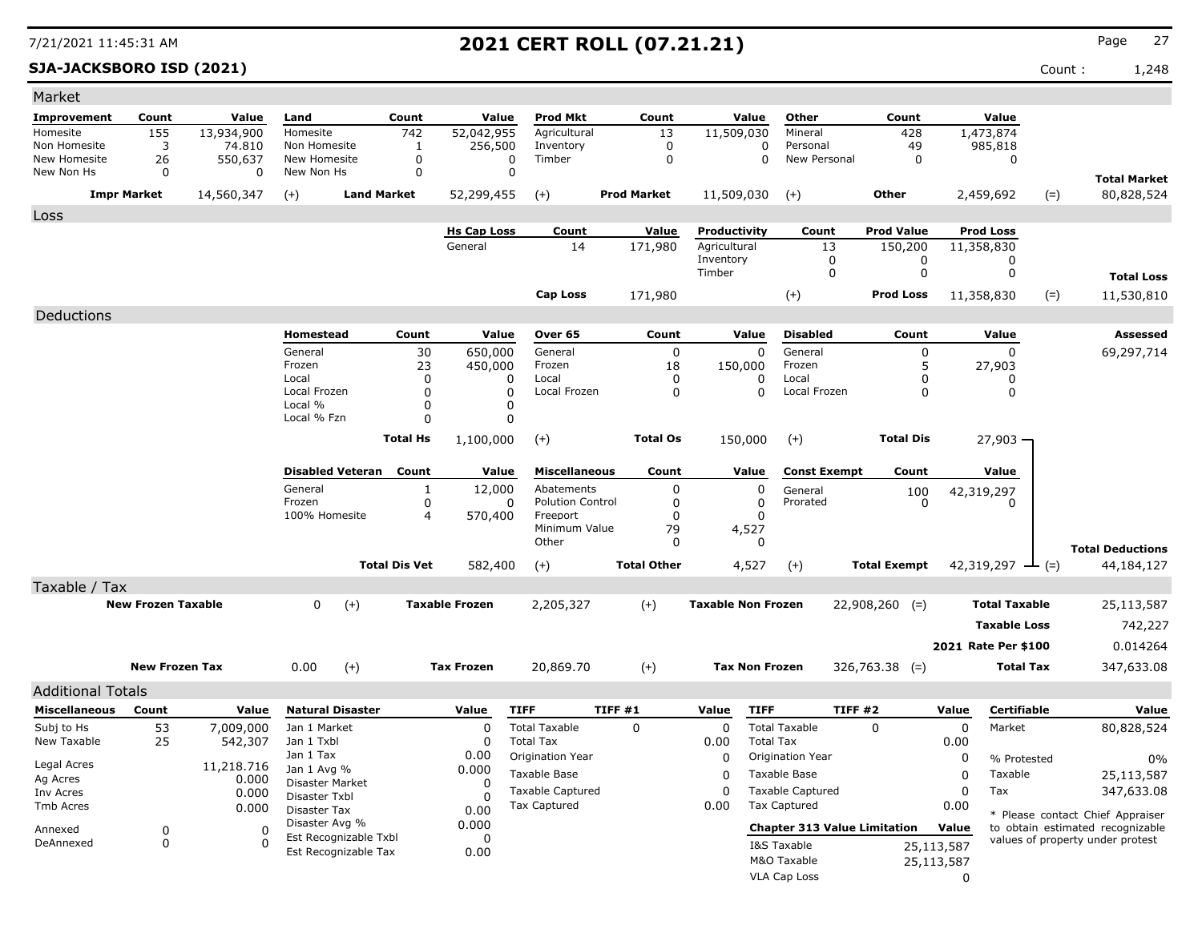# 2021 CERT ROLL (07.21.21)

7/21/2021 11:45:31 AM

**SJA-JACKSBORO ISD (2021)**

Count : 1,248

## Market

| Improvement | Count | Value | Land | Count | Value | Prod Mkt | Count | Value | Other | Count | Value | | |
|---|---|---|---|---|---|---|---|---|---|---|---|---|---|
| Homesite | 155 | 13,934,900 | Homesite | 742 | 52,042,955 | Agricultural | 13 | 11,509,030 | Mineral | 428 | 1,473,874 | | |
| Non Homesite | 3 | 74.810 | Non Homesite | 1 | 256,500 | Inventory | 0 | 0 | Personal | 49 | 985,818 | | |
| New Homesite | 26 | 550,637 | New Homesite | 0 | 0 | Timber | 0 | 0 | New Personal | 0 | 0 | | |
| New Non Hs | 0 | 0 | New Non Hs | 0 | 0 | | | | | | | | **Total Market** |
| **Impr Market** | | 14,560,347 | (+) **Land Market** | | 52,299,455 | (+) **Prod Market** | | 11,509,030 | (+) **Other** | | 2,459,692 | (=) | 80,828,524 |

## Loss

| Hs Cap Loss | Count | Value | Productivity | Count | Prod Value | Prod Loss | | |
|---|---|---|---|---|---|---|---|---|
| General | 14 | 171,980 | Agricultural | 13 | 150,200 | 11,358,830 | | |
| | | | Inventory | 0 | 0 | 0 | | |
| | | | Timber | 0 | 0 | 0 | | **Total Loss** |
| **Cap Loss** | | 171,980 | (+) | | **Prod Loss** | 11,358,830 | (=) | 11,530,810 |

## Deductions

| Homestead | Count | Value | Over 65 | Count | Value | Disabled | Count | Value | Assessed |
|---|---|---|---|---|---|---|---|---|---|
| General | 30 | 650,000 | General | 0 | 0 | General | 0 | 0 | 69,297,714 |
| Frozen | 23 | 450,000 | Frozen | 18 | 150,000 | Frozen | 5 | 27,903 | |
| Local | 0 | 0 | Local | 0 | 0 | Local | 0 | 0 | |
| Local Frozen | 0 | 0 | Local Frozen | 0 | 0 | Local Frozen | 0 | 0 | |
| Local % | 0 | 0 | | | | | | | |
| Local % Fzn | 0 | 0 | | | | | | | |
| **Total Hs** | | 1,100,000 | (+) **Total Os** | | 150,000 | (+) **Total Dis** | | 27,903 | |

| Disabled Veteran | Count | Value | Miscellaneous | Count | Value | Const Exempt | Count | Value | |
|---|---|---|---|---|---|---|---|---|---|
| General | 1 | 12,000 | Abatements | 0 | 0 | General | 100 | 42,319,297 | |
| Frozen | 0 | 0 | Polution Control | 0 | 0 | Prorated | 0 | 0 | |
| 100% Homesite | 4 | 570,400 | Freeport | 0 | 0 | | | | |
| | | | Minimum Value | 79 | 4,527 | | | | |
| | | | Other | 0 | 0 | | | | **Total Deductions** |
| **Total Dis Vet** | | 582,400 | (+) **Total Other** | | 4,527 | (+) **Total Exempt** | | 42,319,297 (=) | 44,184,127 |

## Taxable / Tax

| | | | | | | |
|---|---|---|---|---|---|---|
| **New Frozen Taxable** | 0 (+) | **Taxable Frozen** | 2,205,327 (+) | **Taxable Non Frozen** | 22,908,260 (=) | **Total Taxable** 25,113,587 |
| | | | | | | **Taxable Loss** 742,227 |
| | | | | | | **2021 Rate Per $100** 0.014264 |
| **New Frozen Tax** | 0.00 (+) | **Tax Frozen** | 20,869.70 (+) | **Tax Non Frozen** | 326,763.38 (=) | **Total Tax** 347,633.08 |

## Additional Totals

| Miscellaneous | Count | Value |
|---|---|---|
| Subj to Hs | 53 | 7,009,000 |
| New Taxable | 25 | 542,307 |
| Legal Acres | | 11,218.716 |
| Ag Acres | | 0.000 |
| Inv Acres | | 0.000 |
| Tmb Acres | | 0.000 |
| Annexed | 0 | 0 |
| DeAnnexed | 0 | 0 |

| Natural Disaster | Value |
|---|---|
| Jan 1 Market | 0 |
| Jan 1 Txbl | 0 |
| Jan 1 Tax | 0.00 |
| Jan 1 Avg % | 0.000 |
| Disaster Market | 0 |
| Disaster Txbl | 0 |
| Disaster Tax | 0.00 |
| Disaster Avg % | 0.000 |
| Est Recognizable Txbl | 0 |
| Est Recognizable Tax | 0.00 |

| TIFF | TIFF #1 | Value |
|---|---|---|
| Total Taxable | 0 | 0 |
| Total Tax | | 0.00 |
| Origination Year | | 0 |
| Taxable Base | | 0 |
| Taxable Captured | | 0 |
| Tax Captured | | 0.00 |

| TIFF | TIFF #2 | Value |
|---|---|---|
| Total Taxable | 0 | 0 |
| Total Tax | | 0.00 |
| Origination Year | | 0 |
| Taxable Base | | 0 |
| Taxable Captured | | 0 |
| Tax Captured | | 0.00 |

| Chapter 313 Value Limitation | Value |
|---|---|
| I&S Taxable | 25,113,587 |
| M&O Taxable | 25,113,587 |
| VLA Cap Loss | 0 |

| Certifiable | Value |
|---|---|
| Market | 80,828,524 |
| % Protested | 0% |
| Taxable | 25,113,587 |
| Tax | 347,633.08 |

* Please contact Chief Appraiser to obtain estimated recognizable values of property under protest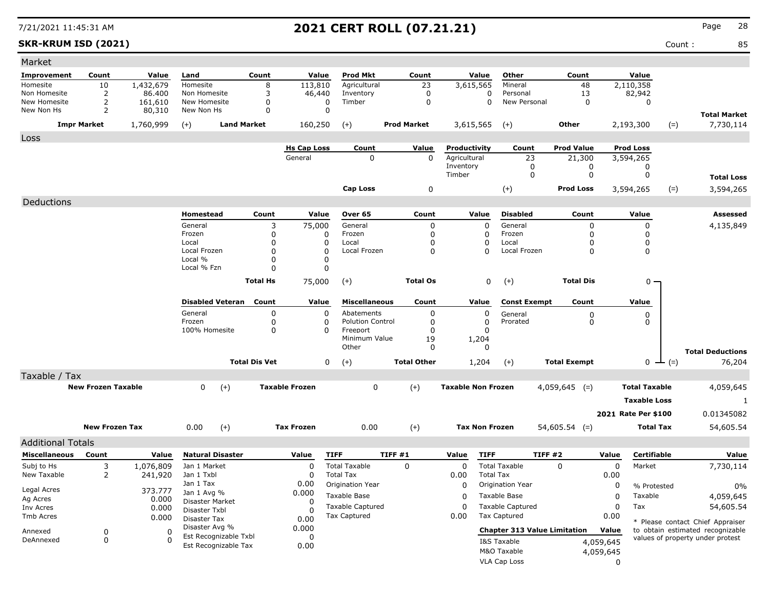# 2021 CERT ROLL (07.21.21)

7/21/2021 11:45:31 AM

**SKR-KRUM ISD (2021)**

Count : 85

## Market

| Improvement | Count | Value | Land | Count | Value | Prod Mkt | Count | Value | Other | Count | Value | | |
|---|---|---|---|---|---|---|---|---|---|---|---|---|---|
| Homesite | 10 | 1,432,679 | Homesite | 8 | 113,810 | Agricultural | 23 | 3,615,565 | Mineral | 48 | 2,110,358 | | |
| Non Homesite | 2 | 86.400 | Non Homesite | 3 | 46,440 | Inventory | 0 | 0 | Personal | 13 | 82,942 | | |
| New Homesite | 2 | 161,610 | New Homesite | 0 | 0 | Timber | 0 | 0 | New Personal | 0 | 0 | | |
| New Non Hs | 2 | 80,310 | New Non Hs | 0 | 0 | | | | | | | | **Total Market** |
| **Impr Market** | | 1,760,999 | (+) **Land Market** | | 160,250 | (+) **Prod Market** | | 3,615,565 | (+) **Other** | | 2,193,300 | (=) | 7,730,114 |

## Loss

| Hs Cap Loss | Count | Value | Productivity | Count | Prod Value | Prod Loss | | |
|---|---|---|---|---|---|---|---|---|
| General | 0 | 0 | Agricultural | 23 | 21,300 | 3,594,265 | | |
| | | | Inventory | 0 | 0 | 0 | | |
| | | | Timber | 0 | 0 | 0 | | **Total Loss** |
| **Cap Loss** | | 0 | (+) | | **Prod Loss** | 3,594,265 | (=) | 3,594,265 |

## Deductions

| Homestead | Count | Value | Over 65 | Count | Value | Disabled | Count | Value | Assessed |
|---|---|---|---|---|---|---|---|---|---|
| General | 3 | 75,000 | General | 0 | 0 | General | 0 | 0 | 4,135,849 |
| Frozen | 0 | 0 | Frozen | 0 | 0 | Frozen | 0 | 0 | |
| Local | 0 | 0 | Local | 0 | 0 | Local | 0 | 0 | |
| Local Frozen | 0 | 0 | Local Frozen | 0 | 0 | Local Frozen | 0 | 0 | |
| Local % | 0 | 0 | | | | | | | |
| Local % Fzn | 0 | 0 | | | | | | | |
| **Total Hs** | | 75,000 | (+) **Total Os** | | 0 | (+) **Total Dis** | | 0 | |

| Disabled Veteran | Count | Value | Miscellaneous | Count | Value | Const Exempt | Count | Value | | |
|---|---|---|---|---|---|---|---|---|---|---|
| General | 0 | 0 | Abatements | 0 | 0 | General | 0 | 0 | | |
| Frozen | 0 | 0 | Polution Control | 0 | 0 | Prorated | 0 | 0 | | |
| 100% Homesite | 0 | 0 | Freeport | 0 | 0 | | | | | |
| | | | Minimum Value | 19 | 1,204 | | | | | |
| | | | Other | 0 | 0 | | | | | **Total Deductions** |
| **Total Dis Vet** | | 0 | (+) **Total Other** | | 1,204 | (+) **Total Exempt** | | 0 | (=) | 76,204 |

## Taxable / Tax

| New Frozen Taxable | | Taxable Frozen | | Taxable Non Frozen | | Total Taxable | |
|---|---|---|---|---|---|---|---|
| 0 | (+) | 0 | (+) | 4,059,645 | (=) | **Total Taxable** | 4,059,645 |
| | | | | | | **Taxable Loss** | 1 |
| | | | | | | **2021 Rate Per $100** | 0.01345082 |
| **New Frozen Tax** 0.00 | (+) | **Tax Frozen** 0.00 | (+) | **Tax Non Frozen** 54,605.54 | (=) | **Total Tax** | 54,605.54 |

## Additional Totals

| Miscellaneous | Count | Value |
|---|---|---|
| Subj to Hs | 3 | 1,076,809 |
| New Taxable | 2 | 241,920 |
| Legal Acres | | 373.777 |
| Ag Acres | | 0.000 |
| Inv Acres | | 0.000 |
| Tmb Acres | | 0.000 |
| Annexed | 0 | 0 |
| DeAnnexed | 0 | 0 |

| Natural Disaster | Value |
|---|---|
| Jan 1 Market | 0 |
| Jan 1 Txbl | 0 |
| Jan 1 Tax | 0.00 |
| Jan 1 Avg % | 0.000 |
| Disaster Market | 0 |
| Disaster Txbl | 0 |
| Disaster Tax | 0.00 |
| Disaster Avg % | 0.000 |
| Est Recognizable Txbl | 0 |
| Est Recognizable Tax | 0.00 |

| TIFF | TIFF #1 | Value |
|---|---|---|
| Total Taxable | 0 | 0 |
| Total Tax | | 0.00 |
| Origination Year | | 0 |
| Taxable Base | | 0 |
| Taxable Captured | | 0 |
| Tax Captured | | 0.00 |

| TIFF | TIFF #2 | Value |
|---|---|---|
| Total Taxable | 0 | 0 |
| Total Tax | | 0.00 |
| Origination Year | | 0 |
| Taxable Base | | 0 |
| Taxable Captured | | 0 |
| Tax Captured | | 0.00 |

| Chapter 313 Value Limitation | Value |
|---|---|
| I&S Taxable | 4,059,645 |
| M&O Taxable | 4,059,645 |
| VLA Cap Loss | 0 |

| Certifiable | Value |
|---|---|
| Market | 7,730,114 |
| % Protested | 0% |
| Taxable | 4,059,645 |
| Tax | 54,605.54 |

* Please contact Chief Appraiser to obtain estimated recognizable values of property under protest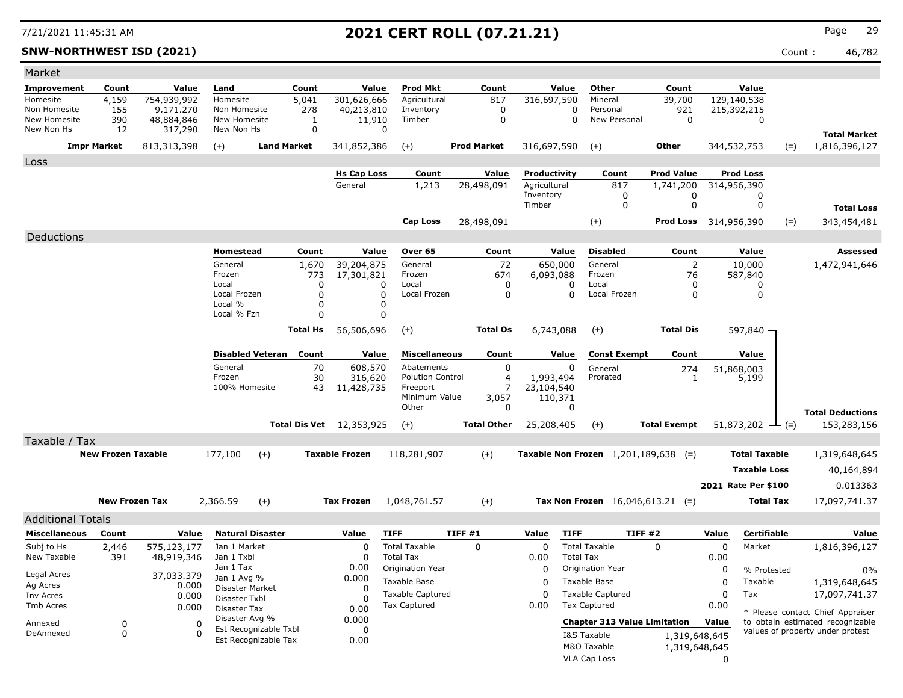# 2021 CERT ROLL (07.21.21)

**SNW-NORTHWEST ISD (2021)** Count : 46,782

## Market

| Improvement | Count | Value | Land | Count | Value | Prod Mkt | Count | Value | Other | Count | Value |
|---|---|---|---|---|---|---|---|---|---|---|---|
| Homesite | 4,159 | 754,939,992 | Homesite | 5,041 | 301,626,666 | Agricultural | 817 | 316,697,590 | Mineral | 39,700 | 129,140,538 |
| Non Homesite | 155 | 9.171.270 | Non Homesite | 278 | 40,213,810 | Inventory | 0 | 0 | Personal | 921 | 215,392,215 |
| New Homesite | 390 | 48,884,846 | New Homesite | 1 | 11,910 | Timber | 0 | 0 | New Personal | 0 | 0 |
| New Non Hs | 12 | 317,290 | New Non Hs | 0 | 0 | | | | | | |

**Impr Market** 813,313,398 (+) **Land Market** 341,852,386 (+) **Prod Market** 316,697,590 (+) **Other** 344,532,753 (=) **Total Market** 1,816,396,127

## Loss

| Hs Cap Loss | Count | Value | Productivity | Count | Prod Value | Prod Loss |
|---|---|---|---|---|---|---|
| General | 1,213 | 28,498,091 | Agricultural | 817 | 1,741,200 | 314,956,390 |
| | | | Inventory | 0 | 0 | 0 |
| | | | Timber | 0 | 0 | 0 |

**Cap Loss** 28,498,091 (+) **Prod Loss** 314,956,390 (=) **Total Loss** 343,454,481

## Deductions

| Homestead | Count | Value | Over 65 | Count | Value | Disabled | Count | Value |
|---|---|---|---|---|---|---|---|---|
| General | 1,670 | 39,204,875 | General | 72 | 650,000 | General | 2 | 10,000 |
| Frozen | 773 | 17,301,821 | Frozen | 674 | 6,093,088 | Frozen | 76 | 587,840 |
| Local | 0 | 0 | Local | 0 | 0 | Local | 0 | 0 |
| Local Frozen | 0 | 0 | Local Frozen | 0 | 0 | Local Frozen | 0 | 0 |
| Local % | 0 | 0 | | | | | | |
| Local % Fzn | 0 | 0 | | | | | | |
| **Total Hs** | | 56,506,696 | (+) **Total Os** | | 6,743,088 | (+) **Total Dis** | | 597,840 |

**Assessed** 1,472,941,646

| Disabled Veteran | Count | Value | Miscellaneous | Count | Value | Const Exempt | Count | Value |
|---|---|---|---|---|---|---|---|---|
| General | 70 | 608,570 | Abatements | 0 | 0 | General | 274 | 51,868,003 |
| Frozen | 30 | 316,620 | Polution Control | 4 | 1,993,494 | Prorated | 1 | 5,199 |
| 100% Homesite | 43 | 11,428,735 | Freeport | 7 | 23,104,540 | | | |
| | | | Minimum Value | 3,057 | 110,371 | | | |
| | | | Other | 0 | 0 | | | |
| **Total Dis Vet** | | 12,353,925 | (+) **Total Other** | | 25,208,405 | (+) **Total Exempt** | | 51,873,202 |

(=) **Total Deductions** 153,283,156

## Taxable / Tax

**New Frozen Taxable** 177,100 (+) **Taxable Frozen** 118,281,907 (+) **Taxable Non Frozen** 1,201,189,638 (=) **Total Taxable** 1,319,648,645

**Taxable Loss** 40,164,894

**2021 Rate Per $100** 0.013363

**New Frozen Tax** 2,366.59 (+) **Tax Frozen** 1,048,761.57 (+) **Tax Non Frozen** 16,046,613.21 (=) **Total Tax** 17,097,741.37

## Additional Totals

| Miscellaneous | Count | Value |
|---|---|---|
| Subj to Hs | 2,446 | 575,123,177 |
| New Taxable | 391 | 48,919,346 |
| Legal Acres | | 37,033.379 |
| Ag Acres | | 0.000 |
| Inv Acres | | 0.000 |
| Tmb Acres | | 0.000 |
| Annexed | 0 | 0 |
| DeAnnexed | 0 | 0 |

| Natural Disaster | Value |
|---|---|
| Jan 1 Market | 0 |
| Jan 1 Txbl | 0 |
| Jan 1 Tax | 0.00 |
| Jan 1 Avg % | 0.000 |
| Disaster Market | 0 |
| Disaster Txbl | 0 |
| Disaster Tax | 0.00 |
| Disaster Avg % | 0.000 |
| Est Recognizable Txbl | 0 |
| Est Recognizable Tax | 0.00 |

| TIFF | TIFF #1 | Value |
|---|---|---|
| Total Taxable | 0 | 0 |
| Total Tax | | 0.00 |
| Origination Year | | 0 |
| Taxable Base | | 0 |
| Taxable Captured | | 0 |
| Tax Captured | | 0.00 |

| TIFF | TIFF #2 | Value |
|---|---|---|
| Total Taxable | 0 | 0 |
| Total Tax | | 0.00 |
| Origination Year | | 0 |
| Taxable Base | | 0 |
| Taxable Captured | | 0 |
| Tax Captured | | 0.00 |

| Chapter 313 Value Limitation | Value |
|---|---|
| I&S Taxable | 1,319,648,645 |
| M&O Taxable | 1,319,648,645 |
| VLA Cap Loss | 0 |

| Certifiable | Value |
|---|---|
| Market | 1,816,396,127 |
| % Protested | 0% |
| Taxable | 1,319,648,645 |
| Tax | 17,097,741.37 |

* Please contact Chief Appraiser to obtain estimated recognizable values of property under protest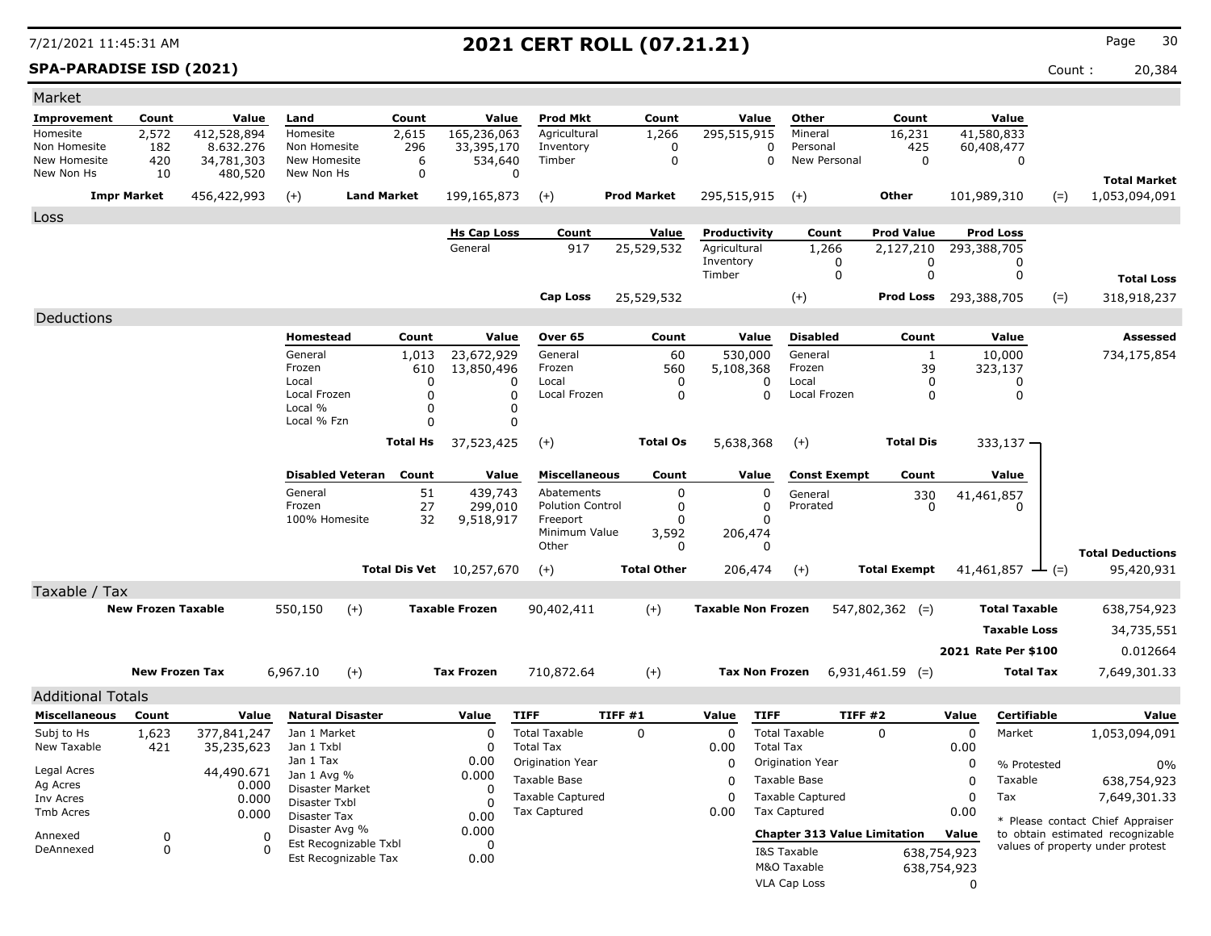# 2021 CERT ROLL (07.21.21)

**SPA-PARADISE ISD (2021)** Count : 20,384

## Market

| Improvement | Count | Value | Land | Count | Value | Prod Mkt | Count | Value | Other | Count | Value | | |
|---|---|---|---|---|---|---|---|---|---|---|---|---|---|
| Homesite | 2,572 | 412,528,894 | Homesite | 2,615 | 165,236,063 | Agricultural | 1,266 | 295,515,915 | Mineral | 16,231 | 41,580,833 | | |
| Non Homesite | 182 | 8.632.276 | Non Homesite | 296 | 33,395,170 | Inventory | 0 | 0 | Personal | 425 | 60,408,477 | | |
| New Homesite | 420 | 34,781,303 | New Homesite | 6 | 534,640 | Timber | 0 | 0 | New Personal | 0 | 0 | | |
| New Non Hs | 10 | 480,520 | New Non Hs | 0 | 0 | | | | | | | | **Total Market** |
| **Impr Market** | | 456,422,993 | (+) **Land Market** | | 199,165,873 | (+) | **Prod Market** | 295,515,915 | (+) | **Other** | 101,989,310 | (=) | 1,053,094,091 |

## Loss

| Hs Cap Loss | Count | Value | Productivity | Count | Prod Value | Prod Loss | | |
|---|---|---|---|---|---|---|---|---|
| General | 917 | 25,529,532 | Agricultural | 1,266 | 2,127,210 | 293,388,705 | | |
| | | | Inventory | 0 | 0 | 0 | | |
| | | | Timber | 0 | 0 | 0 | | **Total Loss** |
| **Cap Loss** | | 25,529,532 | (+) | | **Prod Loss** | 293,388,705 | (=) | 318,918,237 |

## Deductions

| Homestead | Count | Value | Over 65 | Count | Value | Disabled | Count | Value | Assessed |
|---|---|---|---|---|---|---|---|---|---|
| General | 1,013 | 23,672,929 | General | 60 | 530,000 | General | 1 | 10,000 | 734,175,854 |
| Frozen | 610 | 13,850,496 | Frozen | 560 | 5,108,368 | Frozen | 39 | 323,137 | |
| Local | 0 | 0 | Local | 0 | 0 | Local | 0 | 0 | |
| Local Frozen | 0 | 0 | Local Frozen | 0 | 0 | Local Frozen | 0 | 0 | |
| Local % | 0 | 0 | | | | | | | |
| Local % Fzn | 0 | 0 | | | | | | | |
| **Total Hs** | | 37,523,425 | (+) **Total Os** | | 5,638,368 | (+) **Total Dis** | | 333,137 | |

| Disabled Veteran | Count | Value | Miscellaneous | Count | Value | Const Exempt | Count | Value | Total Deductions |
|---|---|---|---|---|---|---|---|---|---|
| General | 51 | 439,743 | Abatements | 0 | 0 | General | 330 | 41,461,857 | |
| Frozen | 27 | 299,010 | Polution Control | 0 | 0 | Prorated | 0 | 0 | |
| 100% Homesite | 32 | 9,518,917 | Freeport | 0 | 0 | | | | |
| | | | Minimum Value | 3,592 | 206,474 | | | | |
| | | | Other | 0 | 0 | | | | |
| **Total Dis Vet** | | 10,257,670 | (+) **Total Other** | | 206,474 | (+) **Total Exempt** | | 41,461,857 | (=) 95,420,931 |

## Taxable / Tax

| | | | | | | | | |
|---|---|---|---|---|---|---|---|---|
| **New Frozen Taxable** | 550,150 | (+) | **Taxable Frozen** | 90,402,411 | (+) | **Taxable Non Frozen** | 547,802,362 (=) | **Total Taxable** 638,754,923 |
| | | | | | | | | **Taxable Loss** 34,735,551 |
| | | | | | | | | **2021 Rate Per $100** 0.012664 |
| **New Frozen Tax** | 6,967.10 | (+) | **Tax Frozen** | 710,872.64 | (+) | **Tax Non Frozen** | 6,931,461.59 (=) | **Total Tax** 7,649,301.33 |

## Additional Totals

| Miscellaneous | Count | Value |
|---|---|---|
| Subj to Hs | 1,623 | 377,841,247 |
| New Taxable | 421 | 35,235,623 |
| Legal Acres | | 44,490.671 |
| Ag Acres | | 0.000 |
| Inv Acres | | 0.000 |
| Tmb Acres | | 0.000 |
| Annexed | 0 | 0 |
| DeAnnexed | 0 | 0 |

| Natural Disaster | Value |
|---|---|
| Jan 1 Market | 0 |
| Jan 1 Txbl | 0 |
| Jan 1 Tax | 0.00 |
| Jan 1 Avg % | 0.000 |
| Disaster Market | 0 |
| Disaster Txbl | 0 |
| Disaster Tax | 0.00 |
| Disaster Avg % | 0.000 |
| Est Recognizable Txbl | 0 |
| Est Recognizable Tax | 0.00 |

| TIFF | TIFF #1 | Value |
|---|---|---|
| Total Taxable | 0 | 0 |
| Total Tax | | 0.00 |
| Origination Year | | 0 |
| Taxable Base | | 0 |
| Taxable Captured | | 0 |
| Tax Captured | | 0.00 |

| TIFF | TIFF #2 | Value |
|---|---|---|
| Total Taxable | 0 | 0 |
| Total Tax | | 0.00 |
| Origination Year | | 0 |
| Taxable Base | | 0 |
| Taxable Captured | | 0 |
| Tax Captured | | 0.00 |

| Chapter 313 Value Limitation | Value |
|---|---|
| I&S Taxable | 638,754,923 |
| M&O Taxable | 638,754,923 |
| VLA Cap Loss | 0 |

| Certifiable | Value |
|---|---|
| Market | 1,053,094,091 |
| % Protested | 0% |
| Taxable | 638,754,923 |
| Tax | 7,649,301.33 |

* Please contact Chief Appraiser to obtain estimated recognizable values of property under protest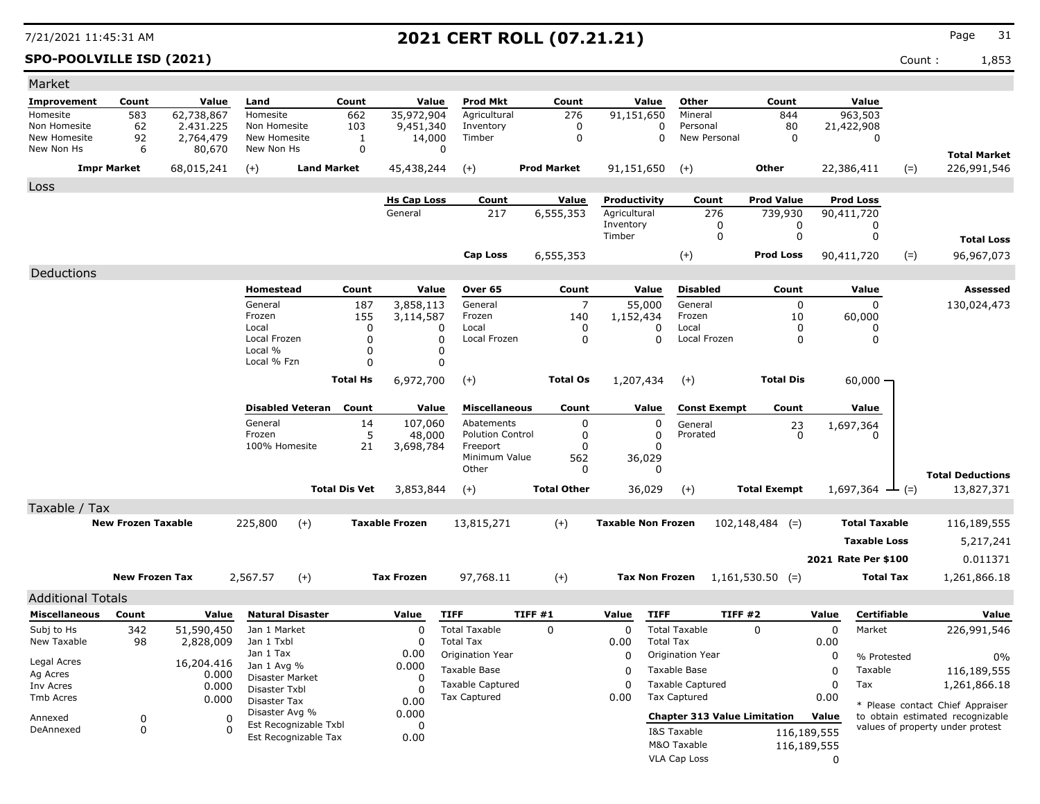# 2021 CERT ROLL (07.21.21)

**SPO-POOLVILLE ISD (2021)** Count : 1,853

## Market

| Improvement | Count | Value | Land | Count | Value | Prod Mkt | Count | Value | Other | Count | Value | | |
|---|---|---|---|---|---|---|---|---|---|---|---|---|---|
| Homesite | 583 | 62,738,867 | Homesite | 662 | 35,972,904 | Agricultural | 276 | 91,151,650 | Mineral | 844 | 963,503 | | |
| Non Homesite | 62 | 2.431.225 | Non Homesite | 103 | 9,451,340 | Inventory | 0 | 0 | Personal | 80 | 21,422,908 | | |
| New Homesite | 92 | 2,764,479 | New Homesite | 1 | 14,000 | Timber | 0 | 0 | New Personal | 0 | 0 | | |
| New Non Hs | 6 | 80,670 | New Non Hs | 0 | 0 | | | | | | | | **Total Market** |
| **Impr Market** | | 68,015,241 | (+) **Land Market** | | 45,438,244 | (+) **Prod Market** | | 91,151,650 | (+) **Other** | | 22,386,411 | (=) | 226,991,546 |

## Loss

| Hs Cap Loss | Count | Value | Productivity | Count | Prod Value | Prod Loss | | |
|---|---|---|---|---|---|---|---|---|
| General | 217 | 6,555,353 | Agricultural | 276 | 739,930 | 90,411,720 | | |
| | | | Inventory | 0 | 0 | 0 | | |
| | | | Timber | 0 | 0 | 0 | | **Total Loss** |
| **Cap Loss** | | 6,555,353 | (+) | | **Prod Loss** | 90,411,720 | (=) | 96,967,073 |

## Deductions

| Homestead | Count | Value | Over 65 | Count | Value | Disabled | Count | Value | Assessed |
|---|---|---|---|---|---|---|---|---|---|
| General | 187 | 3,858,113 | General | 7 | 55,000 | General | 0 | 0 | 130,024,473 |
| Frozen | 155 | 3,114,587 | Frozen | 140 | 1,152,434 | Frozen | 10 | 60,000 | |
| Local | 0 | 0 | Local | 0 | 0 | Local | 0 | 0 | |
| Local Frozen | 0 | 0 | Local Frozen | 0 | 0 | Local Frozen | 0 | 0 | |
| Local % | 0 | 0 | | | | | | | |
| Local % Fzn | 0 | 0 | | | | | | | |
| **Total Hs** | | 6,972,700 | (+) **Total Os** | | 1,207,434 | (+) **Total Dis** | | 60,000 | |

| Disabled Veteran | Count | Value | Miscellaneous | Count | Value | Const Exempt | Count | Value | |
|---|---|---|---|---|---|---|---|---|---|
| General | 14 | 107,060 | Abatements | 0 | 0 | General | 23 | 1,697,364 | |
| Frozen | 5 | 48,000 | Polution Control | 0 | 0 | Prorated | 0 | 0 | |
| 100% Homesite | 21 | 3,698,784 | Freeport | 0 | 0 | | | | |
| | | | Minimum Value | 562 | 36,029 | | | | |
| | | | Other | 0 | 0 | | | | **Total Deductions** |
| **Total Dis Vet** | | 3,853,844 | (+) **Total Other** | | 36,029 | (+) **Total Exempt** | | 1,697,364 | (=) 13,827,371 |

## Taxable / Tax

| | | | | | | | | |
|---|---|---|---|---|---|---|---|---|
| **New Frozen Taxable** | 225,800 | (+) | **Taxable Frozen** | 13,815,271 | (+) | **Taxable Non Frozen** | 102,148,484 (=) | **Total Taxable** 116,189,555 |
| | | | | | | | | **Taxable Loss** 5,217,241 |
| | | | | | | | | **2021 Rate Per $100** 0.011371 |
| **New Frozen Tax** | 2,567.57 | (+) | **Tax Frozen** | 97,768.11 | (+) | **Tax Non Frozen** | 1,161,530.50 (=) | **Total Tax** 1,261,866.18 |

## Additional Totals

| Miscellaneous | Count | Value | Natural Disaster | Value | TIFF | TIFF #1 | Value | TIFF | TIFF #2 | Value | Certifiable | Value |
|---|---|---|---|---|---|---|---|---|---|---|---|---|
| Subj to Hs | 342 | 51,590,450 | Jan 1 Market | 0 | Total Taxable | 0 | 0 | Total Taxable | 0 | 0 | Market | 226,991,546 |
| New Taxable | 98 | 2,828,009 | Jan 1 Txbl | 0 | Total Tax | | 0.00 | Total Tax | | 0.00 | | |
| Legal Acres | | 16,204.416 | Jan 1 Tax | 0.00 | Origination Year | | 0 | Origination Year | | 0 | % Protested | 0% |
| Ag Acres | | 0.000 | Jan 1 Avg % | 0.000 | Taxable Base | | 0 | Taxable Base | | 0 | Taxable | 116,189,555 |
| Inv Acres | | 0.000 | Disaster Market | 0 | Taxable Captured | | 0 | Taxable Captured | | 0 | Tax | 1,261,866.18 |
| Tmb Acres | | 0.000 | Disaster Txbl | 0 | Tax Captured | | 0.00 | Tax Captured | | 0.00 | | |
| Annexed | 0 | 0 | Disaster Tax | 0.00 | | | | | | | | |
| DeAnnexed | 0 | 0 | Disaster Avg % | 0.000 | | | | | | | | |
| | | | Est Recognizable Txbl | 0 | | | | | | | | |
| | | | Est Recognizable Tax | 0.00 | | | | | | | | |

| Chapter 313 Value Limitation | Value |
|---|---|
| I&S Taxable | 116,189,555 |
| M&O Taxable | 116,189,555 |
| VLA Cap Loss | 0 |

* Please contact Chief Appraiser to obtain estimated recognizable values of property under protest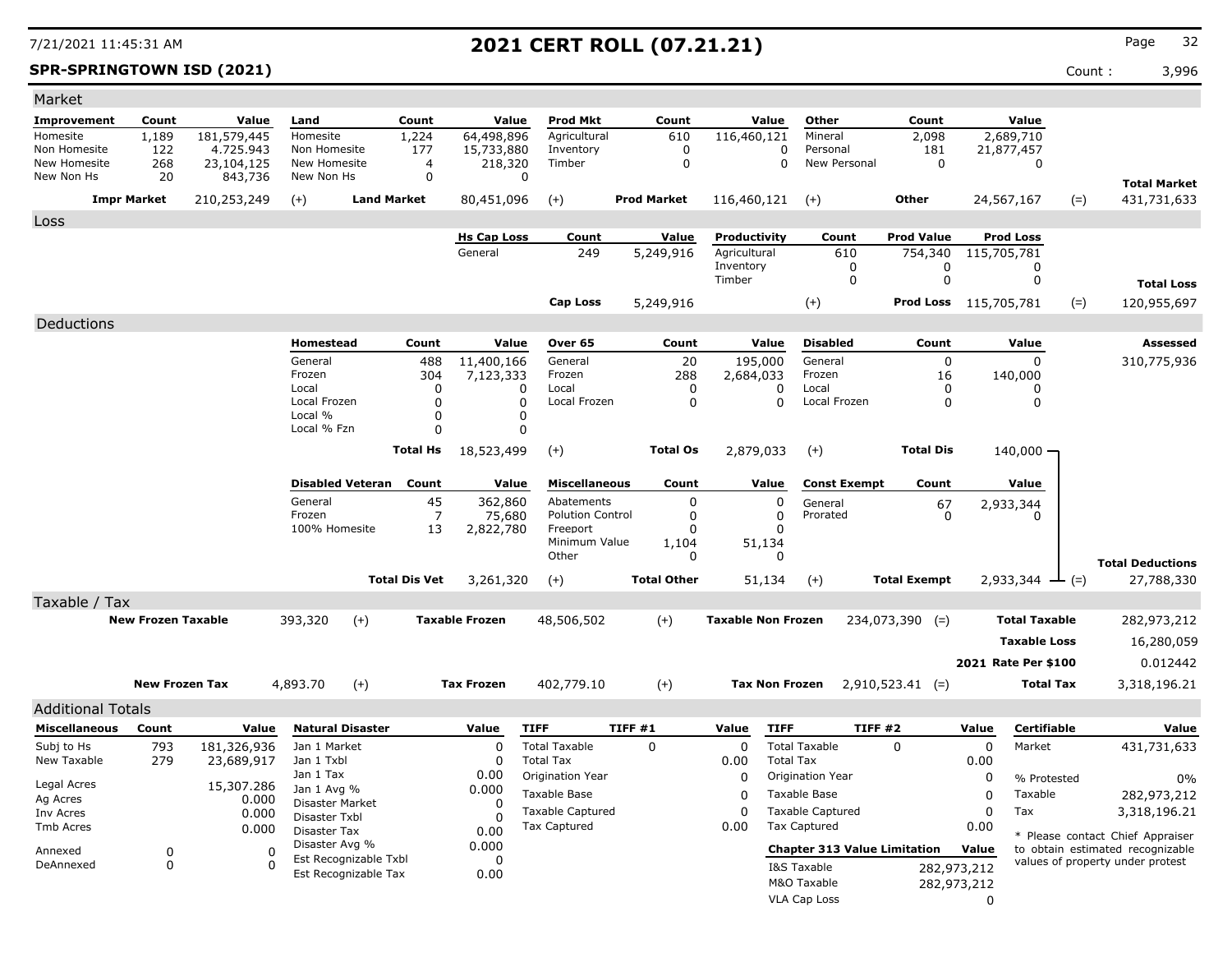# 2021 CERT ROLL (07.21.21)

7/21/2021 11:45:31 AM

**SPR-SPRINGTOWN ISD (2021)**

Count : 3,996

## Market

| Improvement | Count | Value | Land | Count | Value | Prod Mkt | Count | Value | Other | Count | Value | | |
|---|---|---|---|---|---|---|---|---|---|---|---|---|---|
| Homesite | 1,189 | 181,579,445 | Homesite | 1,224 | 64,498,896 | Agricultural | 610 | 116,460,121 | Mineral | 2,098 | 2,689,710 | | |
| Non Homesite | 122 | 4.725.943 | Non Homesite | 177 | 15,733,880 | Inventory | 0 | 0 | Personal | 181 | 21,877,457 | | |
| New Homesite | 268 | 23,104,125 | New Homesite | 4 | 218,320 | Timber | 0 | 0 | New Personal | 0 | 0 | | |
| New Non Hs | 20 | 843,736 | New Non Hs | 0 | 0 | | | | | | | | **Total Market** |
| **Impr Market** | | 210,253,249 | (+) | **Land Market** | 80,451,096 | (+) | **Prod Market** | 116,460,121 | (+) | **Other** | 24,567,167 | (=) | 431,731,633 |

## Loss

| Hs Cap Loss | Count | Value | Productivity | Count | Prod Value | Prod Loss | | |
|---|---|---|---|---|---|---|---|---|
| General | 249 | 5,249,916 | Agricultural | 610 | 754,340 | 115,705,781 | | |
| | | | Inventory | 0 | 0 | 0 | | |
| | | | Timber | 0 | 0 | 0 | | **Total Loss** |
| **Cap Loss** | | 5,249,916 | | (+) | **Prod Loss** | 115,705,781 | (=) | 120,955,697 |

## Deductions

| Homestead | Count | Value | Over 65 | Count | Value | Disabled | Count | Value | | Assessed |
|---|---|---|---|---|---|---|---|---|---|---|
| General | 488 | 11,400,166 | General | 20 | 195,000 | General | 0 | 0 | | 310,775,936 |
| Frozen | 304 | 7,123,333 | Frozen | 288 | 2,684,033 | Frozen | 16 | 140,000 | | |
| Local | 0 | 0 | Local | 0 | 0 | Local | 0 | 0 | | |
| Local Frozen | 0 | 0 | Local Frozen | 0 | 0 | Local Frozen | 0 | 0 | | |
| Local % | 0 | 0 | | | | | | | | |
| Local % Fzn | 0 | 0 | | | | | | | | |
| **Total Hs** | | 18,523,499 | (+) | **Total Os** | 2,879,033 | (+) | **Total Dis** | 140,000 | | |

| Disabled Veteran | Count | Value | Miscellaneous | Count | Value | Const Exempt | Count | Value | | |
|---|---|---|---|---|---|---|---|---|---|---|
| General | 45 | 362,860 | Abatements | 0 | 0 | General | 67 | 2,933,344 | | |
| Frozen | 7 | 75,680 | Polution Control | 0 | 0 | Prorated | 0 | 0 | | |
| 100% Homesite | 13 | 2,822,780 | Freeport | 0 | 0 | | | | | |
| | | | Minimum Value | 1,104 | 51,134 | | | | | |
| | | | Other | 0 | 0 | | | | | **Total Deductions** |
| **Total Dis Vet** | | 3,261,320 | (+) | **Total Other** | 51,134 | (+) | **Total Exempt** | 2,933,344 | (=) | 27,788,330 |

## Taxable / Tax

| | | | | | | | | | |
|---|---|---|---|---|---|---|---|---|---|
| **New Frozen Taxable** | 393,320 | (+) | **Taxable Frozen** | 48,506,502 | (+) | **Taxable Non Frozen** | 234,073,390 | (=) | **Total Taxable** 282,973,212 |
| | | | | | | | | | **Taxable Loss** 16,280,059 |
| | | | | | | | | | **2021 Rate Per $100** 0.012442 |
| **New Frozen Tax** | 4,893.70 | (+) | **Tax Frozen** | 402,779.10 | (+) | **Tax Non Frozen** | 2,910,523.41 | (=) | **Total Tax** 3,318,196.21 |

## Additional Totals

| Miscellaneous | Count | Value |
|---|---|---|
| Subj to Hs | 793 | 181,326,936 |
| New Taxable | 279 | 23,689,917 |
| Legal Acres | | 15,307.286 |
| Ag Acres | | 0.000 |
| Inv Acres | | 0.000 |
| Tmb Acres | | 0.000 |
| Annexed | 0 | 0 |
| DeAnnexed | 0 | 0 |

| Natural Disaster | Value |
|---|---|
| Jan 1 Market | 0 |
| Jan 1 Txbl | 0 |
| Jan 1 Tax | 0.00 |
| Jan 1 Avg % | 0.000 |
| Disaster Market | 0 |
| Disaster Txbl | 0 |
| Disaster Tax | 0.00 |
| Disaster Avg % | 0.000 |
| Est Recognizable Txbl | 0 |
| Est Recognizable Tax | 0.00 |

| TIFF | TIFF #1 | Value |
|---|---|---|
| Total Taxable | 0 | 0 |
| Total Tax | | 0.00 |
| Origination Year | | 0 |
| Taxable Base | | 0 |
| Taxable Captured | | 0 |
| Tax Captured | | 0.00 |

| TIFF | TIFF #2 | Value |
|---|---|---|
| Total Taxable | 0 | 0 |
| Total Tax | | 0.00 |
| Origination Year | | 0 |
| Taxable Base | | 0 |
| Taxable Captured | | 0 |
| Tax Captured | | 0.00 |

| Chapter 313 Value Limitation | Value |
|---|---|
| I&S Taxable | 282,973,212 |
| M&O Taxable | 282,973,212 |
| VLA Cap Loss | 0 |

| Certifiable | Value |
|---|---|
| Market | 431,731,633 |
| % Protested | 0% |
| Taxable | 282,973,212 |
| Tax | 3,318,196.21 |

* Please contact Chief Appraiser to obtain estimated recognizable values of property under protest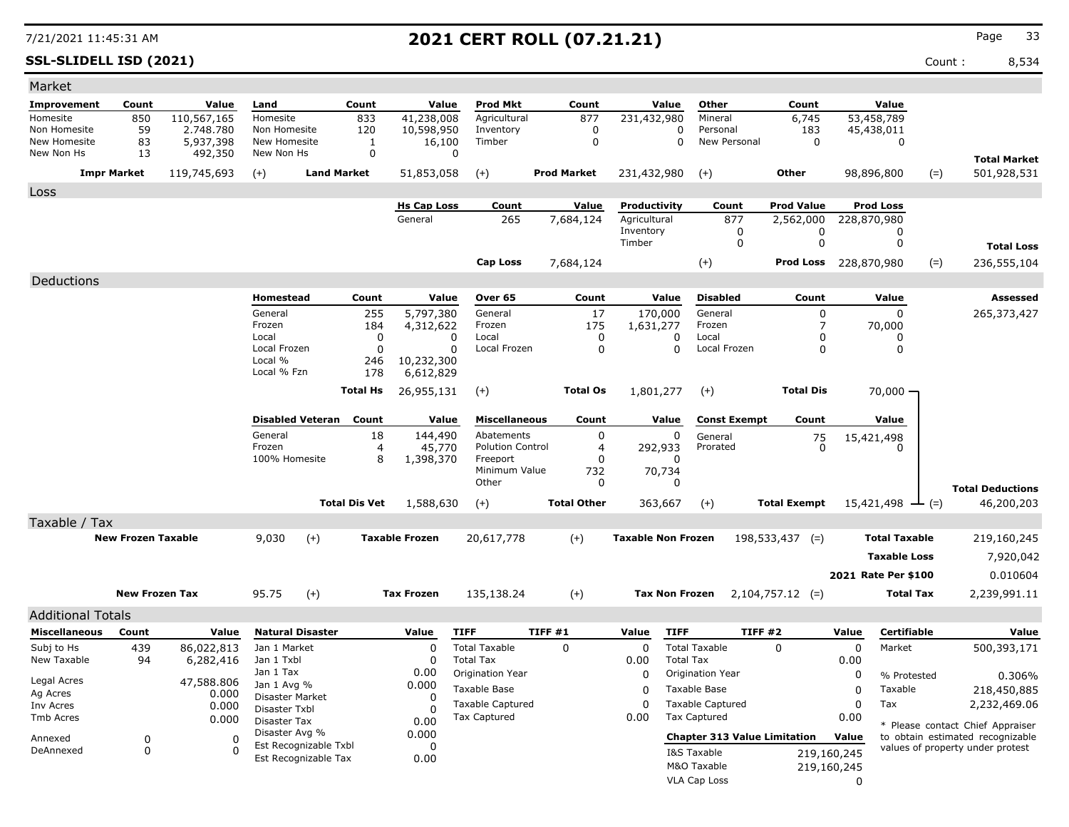# 2021 CERT ROLL (07.21.21)

7/21/2021 11:45:31 AM

**SSL-SLIDELL ISD (2021)**

Count : 8,534

## Market

| Improvement | Count | Value | Land | Count | Value | Prod Mkt | Count | Value | Other | Count | Value | | |
|---|---|---|---|---|---|---|---|---|---|---|---|---|---|
| Homesite | 850 | 110,567,165 | Homesite | 833 | 41,238,008 | Agricultural | 877 | 231,432,980 | Mineral | 6,745 | 53,458,789 | | |
| Non Homesite | 59 | 2.748.780 | Non Homesite | 120 | 10,598,950 | Inventory | 0 | 0 | Personal | 183 | 45,438,011 | | |
| New Homesite | 83 | 5,937,398 | New Homesite | 1 | 16,100 | Timber | 0 | 0 | New Personal | 0 | 0 | | |
| New Non Hs | 13 | 492,350 | New Non Hs | 0 | 0 | | | | | | | | **Total Market** |
| **Impr Market** | | 119,745,693 | (+) **Land Market** | | 51,853,058 | (+) **Prod Market** | | 231,432,980 | (+) **Other** | | 98,896,800 | (=) | 501,928,531 |

## Loss

| Hs Cap Loss | Count | Value | Productivity | Count | Prod Value | Prod Loss | | |
|---|---|---|---|---|---|---|---|---|
| General | 265 | 7,684,124 | Agricultural | 877 | 2,562,000 | 228,870,980 | | |
| | | | Inventory | 0 | 0 | 0 | | |
| | | | Timber | 0 | 0 | 0 | | **Total Loss** |
| **Cap Loss** | | 7,684,124 | (+) | | **Prod Loss** | 228,870,980 | (=) | 236,555,104 |

## Deductions

| Homestead | Count | Value | Over 65 | Count | Value | Disabled | Count | Value | Assessed |
|---|---|---|---|---|---|---|---|---|---|
| General | 255 | 5,797,380 | General | 17 | 170,000 | General | 0 | 0 | 265,373,427 |
| Frozen | 184 | 4,312,622 | Frozen | 175 | 1,631,277 | Frozen | 7 | 70,000 | |
| Local | 0 | 0 | Local | 0 | 0 | Local | 0 | 0 | |
| Local Frozen | 0 | 0 | Local Frozen | 0 | 0 | Local Frozen | 0 | 0 | |
| Local % | 246 | 10,232,300 | | | | | | | |
| Local % Fzn | 178 | 6,612,829 | | | | | | | |
| **Total Hs** | | 26,955,131 | (+) **Total Os** | | 1,801,277 | (+) **Total Dis** | | 70,000 | |

| Disabled Veteran | Count | Value | Miscellaneous | Count | Value | Const Exempt | Count | Value | |
|---|---|---|---|---|---|---|---|---|---|
| General | 18 | 144,490 | Abatements | 0 | 0 | General | 75 | 15,421,498 | |
| Frozen | 4 | 45,770 | Polution Control | 4 | 292,933 | Prorated | 0 | 0 | |
| 100% Homesite | 8 | 1,398,370 | Freeport | 0 | 0 | | | | |
| | | | Minimum Value | 732 | 70,734 | | | | |
| | | | Other | 0 | 0 | | | | **Total Deductions** |
| **Total Dis Vet** | | 1,588,630 | (+) **Total Other** | | 363,667 | (+) **Total Exempt** | | 15,421,498 | (=) 46,200,203 |

## Taxable / Tax

| | | | | | | | |
|---|---|---|---|---|---|---|---|
| **New Frozen Taxable** | 9,030 | (+) **Taxable Frozen** | 20,617,778 | (+) **Taxable Non Frozen** | 198,533,437 (=) | **Total Taxable** | 219,160,245 |
| | | | | | | **Taxable Loss** | 7,920,042 |
| | | | | | | **2021 Rate Per $100** | 0.010604 |
| **New Frozen Tax** | 95.75 | (+) **Tax Frozen** | 135,138.24 | (+) **Tax Non Frozen** | 2,104,757.12 (=) | **Total Tax** | 2,239,991.11 |

## Additional Totals

| Miscellaneous | Count | Value |
|---|---|---|
| Subj to Hs | 439 | 86,022,813 |
| New Taxable | 94 | 6,282,416 |
| Legal Acres | | 47,588.806 |
| Ag Acres | | 0.000 |
| Inv Acres | | 0.000 |
| Tmb Acres | | 0.000 |
| Annexed | 0 | 0 |
| DeAnnexed | 0 | 0 |

| Natural Disaster | Value |
|---|---|
| Jan 1 Market | 0 |
| Jan 1 Txbl | 0 |
| Jan 1 Tax | 0.00 |
| Jan 1 Avg % | 0.000 |
| Disaster Market | 0 |
| Disaster Txbl | 0 |
| Disaster Tax | 0.00 |
| Disaster Avg % | 0.000 |
| Est Recognizable Txbl | 0 |
| Est Recognizable Tax | 0.00 |

| TIFF | TIFF #1 | Value |
|---|---|---|
| Total Taxable | 0 | 0 |
| Total Tax | | 0.00 |
| Origination Year | | 0 |
| Taxable Base | | 0 |
| Taxable Captured | | 0 |
| Tax Captured | | 0.00 |

| TIFF | TIFF #2 | Value |
|---|---|---|
| Total Taxable | 0 | 0 |
| Total Tax | | 0.00 |
| Origination Year | | 0 |
| Taxable Base | | 0 |
| Taxable Captured | | 0 |
| Tax Captured | | 0.00 |

| Chapter 313 Value Limitation | Value |
|---|---|
| I&S Taxable | 219,160,245 |
| M&O Taxable | 219,160,245 |
| VLA Cap Loss | 0 |

| Certifiable | Value |
|---|---|
| Market | 500,393,171 |
| % Protested | 0.306% |
| Taxable | 218,450,885 |
| Tax | 2,232,469.06 |

* Please contact Chief Appraiser to obtain estimated recognizable values of property under protest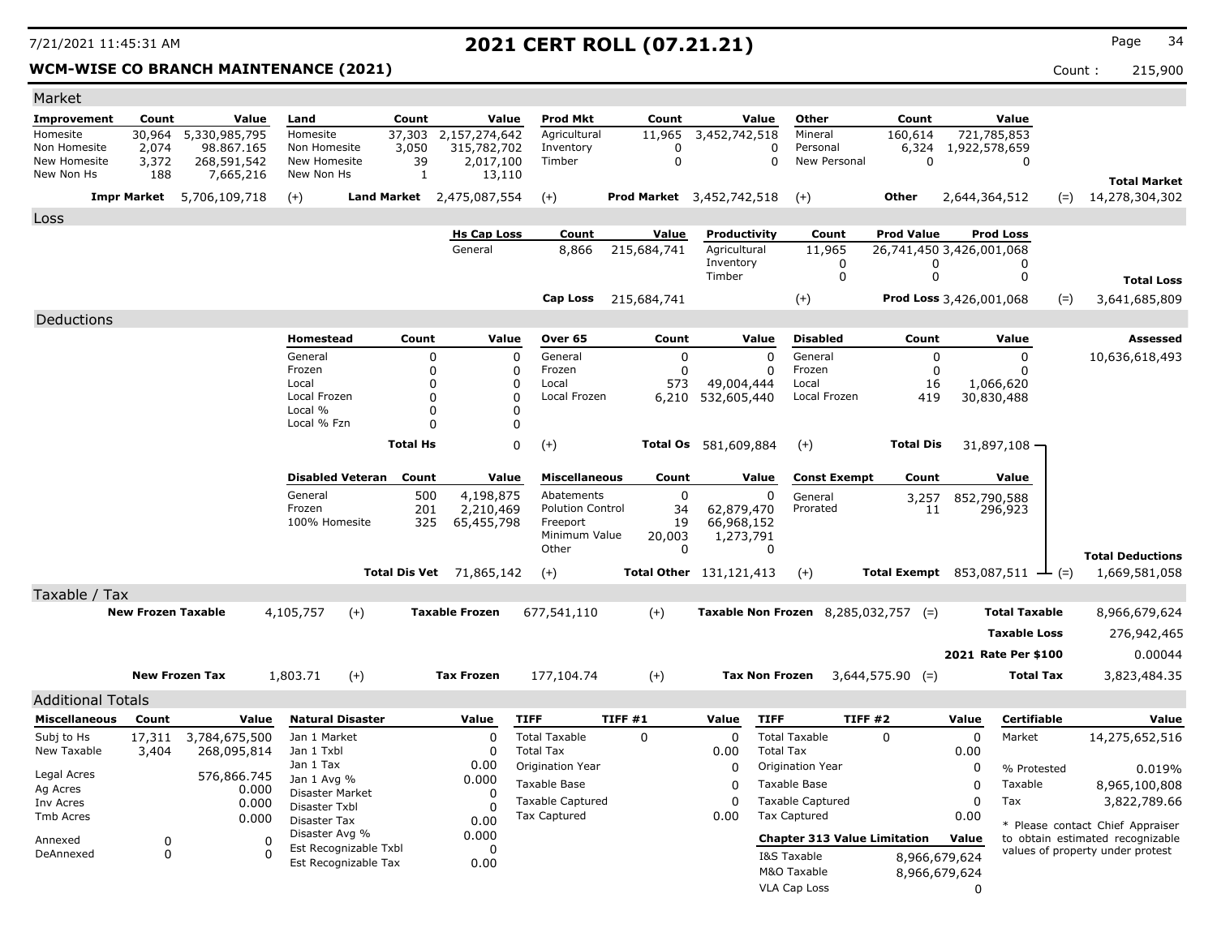# 2021 CERT ROLL (07.21.21)

**WCM-WISE CO BRANCH MAINTENANCE (2021)**

Count : 215,900

## Market

| Improvement | Count | Value | Land | Count | Value | Prod Mkt | Count | Value | Other | Count | Value | | |
|---|---|---|---|---|---|---|---|---|---|---|---|---|---|
| Homesite | 30,964 | 5,330,985,795 | Homesite | 37,303 | 2,157,274,642 | Agricultural | 11,965 | 3,452,742,518 | Mineral | 160,614 | 721,785,853 | | |
| Non Homesite | 2,074 | 98.867.165 | Non Homesite | 3,050 | 315,782,702 | Inventory | 0 | 0 | Personal | 6,324 | 1,922,578,659 | | |
| New Homesite | 3,372 | 268,591,542 | New Homesite | 39 | 2,017,100 | Timber | 0 | 0 | New Personal | 0 | 0 | | |
| New Non Hs | 188 | 7,665,216 | New Non Hs | 1 | 13,110 | | | | | | | | **Total Market** |
| **Impr Market** | | 5,706,109,718 | (+) **Land Market** | | 2,475,087,554 | (+) **Prod Market** | | 3,452,742,518 | (+) **Other** | | 2,644,364,512 | (=) | 14,278,304,302 |

## Loss

| Hs Cap Loss | Count | Value | Productivity | Count | Prod Value | Prod Loss | | |
|---|---|---|---|---|---|---|---|---|
| General | 8,866 | 215,684,741 | Agricultural | 11,965 | 26,741,450 | 3,426,001,068 | | |
| | | | Inventory | 0 | 0 | 0 | | |
| | | | Timber | 0 | 0 | 0 | | **Total Loss** |
| **Cap Loss** | | 215,684,741 | (+) | | **Prod Loss** | 3,426,001,068 | (=) | 3,641,685,809 |

## Deductions

| Homestead | Count | Value | Over 65 | Count | Value | Disabled | Count | Value | | Assessed |
|---|---|---|---|---|---|---|---|---|---|---|
| General | 0 | 0 | General | 0 | 0 | General | 0 | 0 | | 10,636,618,493 |
| Frozen | 0 | 0 | Frozen | 0 | 0 | Frozen | 0 | 0 | | |
| Local | 0 | 0 | Local | 573 | 49,004,444 | Local | 16 | 1,066,620 | | |
| Local Frozen | 0 | 0 | Local Frozen | 6,210 | 532,605,440 | Local Frozen | 419 | 30,830,488 | | |
| Local % | 0 | 0 | | | | | | | | |
| Local % Fzn | 0 | 0 | | | | | | | | |
| **Total Hs** | | 0 | (+) **Total Os** | | 581,609,884 | (+) **Total Dis** | | 31,897,108 | | |

| Disabled Veteran | Count | Value | Miscellaneous | Count | Value | Const Exempt | Count | Value | | |
|---|---|---|---|---|---|---|---|---|---|---|
| General | 500 | 4,198,875 | Abatements | 0 | 0 | General | 3,257 | 852,790,588 | | |
| Frozen | 201 | 2,210,469 | Polution Control | 34 | 62,879,470 | Prorated | 11 | 296,923 | | |
| 100% Homesite | 325 | 65,455,798 | Freeport | 19 | 66,968,152 | | | | | |
| | | | Minimum Value | 20,003 | 1,273,791 | | | | | |
| | | | Other | 0 | 0 | | | | | **Total Deductions** |
| **Total Dis Vet** | | 71,865,142 | (+) **Total Other** | | 131,121,413 | (+) **Total Exempt** | | 853,087,511 | (=) | 1,669,581,058 |

## Taxable / Tax

| | | | | | | | | |
|---|---|---|---|---|---|---|---|---|
| **New Frozen Taxable** | 4,105,757 | (+) | **Taxable Frozen** | 677,541,110 | (+) | **Taxable Non Frozen** 8,285,032,757 | (=) **Total Taxable** | 8,966,679,624 |
| | | | | | | | **Taxable Loss** | 276,942,465 |
| | | | | | | | **2021 Rate Per $100** | 0.00044 |
| **New Frozen Tax** | 1,803.71 | (+) | **Tax Frozen** | 177,104.74 | (+) | **Tax Non Frozen** 3,644,575.90 | (=) **Total Tax** | 3,823,484.35 |

## Additional Totals

| Miscellaneous | Count | Value |
|---|---|---|
| Subj to Hs | 17,311 | 3,784,675,500 |
| New Taxable | 3,404 | 268,095,814 |
| Legal Acres | | 576,866.745 |
| Ag Acres | | 0.000 |
| Inv Acres | | 0.000 |
| Tmb Acres | | 0.000 |
| Annexed | 0 | 0 |
| DeAnnexed | 0 | 0 |

| Natural Disaster | Value |
|---|---|
| Jan 1 Market | 0 |
| Jan 1 Txbl | 0 |
| Jan 1 Tax | 0.00 |
| Jan 1 Avg % | 0.000 |
| Disaster Market | 0 |
| Disaster Txbl | 0 |
| Disaster Tax | 0.00 |
| Disaster Avg % | 0.000 |
| Est Recognizable Txbl | 0 |
| Est Recognizable Tax | 0.00 |

| TIFF | TIFF #1 | Value |
|---|---|---|
| Total Taxable | 0 | 0 |
| Total Tax | | 0.00 |
| Origination Year | | 0 |
| Taxable Base | | 0 |
| Taxable Captured | | 0 |
| Tax Captured | | 0.00 |

| TIFF | TIFF #2 | Value |
|---|---|---|
| Total Taxable | 0 | 0 |
| Total Tax | | 0.00 |
| Origination Year | | 0 |
| Taxable Base | | 0 |
| Taxable Captured | | 0 |
| Tax Captured | | 0.00 |

| Chapter 313 Value Limitation | Value |
|---|---|
| I&S Taxable | 8,966,679,624 |
| M&O Taxable | 8,966,679,624 |
| VLA Cap Loss | 0 |

| Certifiable | Value |
|---|---|
| Market | 14,275,652,516 |
| % Protested | 0.019% |
| Taxable | 8,965,100,808 |
| Tax | 3,822,789.66 |

* Please contact Chief Appraiser to obtain estimated recognizable values of property under protest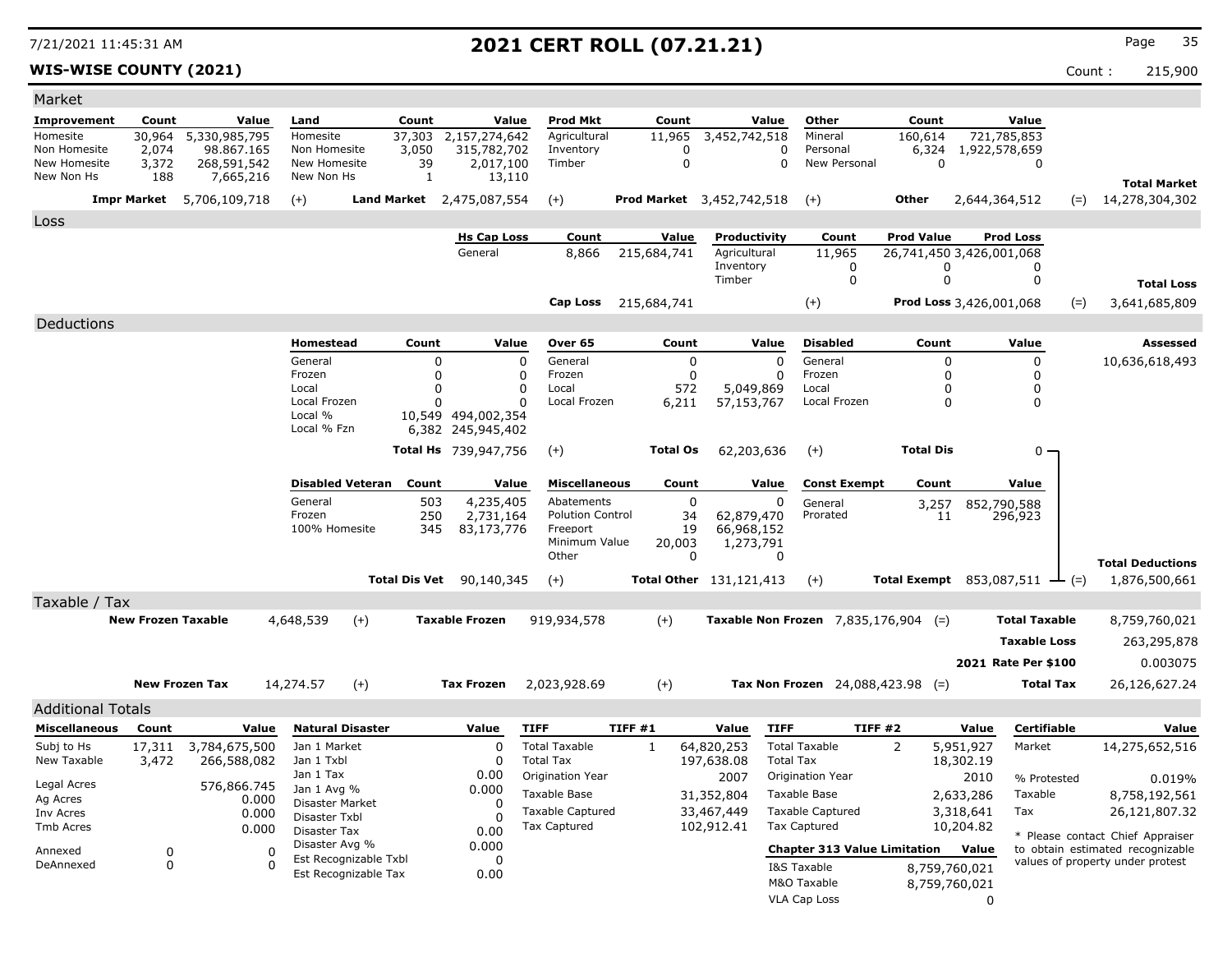# 2021 CERT ROLL (07.21.21)

**WIS-WISE COUNTY (2021)** Count : 215,900

## Market

| Improvement | Count | Value | Land | Count | Value | Prod Mkt | Count | Value | Other | Count | Value | | |
|---|---|---|---|---|---|---|---|---|---|---|---|---|---|
| Homesite | 30,964 | 5,330,985,795 | Homesite | 37,303 | 2,157,274,642 | Agricultural | 11,965 | 3,452,742,518 | Mineral | 160,614 | 721,785,853 | | |
| Non Homesite | 2,074 | 98.867.165 | Non Homesite | 3,050 | 315,782,702 | Inventory | 0 | 0 | Personal | 6,324 | 1,922,578,659 | | |
| New Homesite | 3,372 | 268,591,542 | New Homesite | 39 | 2,017,100 | Timber | 0 | 0 | New Personal | 0 | 0 | | |
| New Non Hs | 188 | 7,665,216 | New Non Hs | 1 | 13,110 | | | | | | | | **Total Market** |
| **Impr Market** | | 5,706,109,718 | (+) **Land Market** | | 2,475,087,554 | (+) **Prod Market** | | 3,452,742,518 | (+) **Other** | | 2,644,364,512 | (=) | 14,278,304,302 |

## Loss

| Hs Cap Loss | Count | Value | Productivity | Count | Prod Value | Prod Loss | | |
|---|---|---|---|---|---|---|---|---|
| General | 8,866 | 215,684,741 | Agricultural | 11,965 | 26,741,450 | 3,426,001,068 | | |
| | | | Inventory | 0 | 0 | 0 | | |
| | | | Timber | 0 | 0 | 0 | | **Total Loss** |
| **Cap Loss** | | 215,684,741 | (+) | | **Prod Loss** | 3,426,001,068 | (=) | 3,641,685,809 |

## Deductions

| Homestead | Count | Value | Over 65 | Count | Value | Disabled | Count | Value | Assessed |
|---|---|---|---|---|---|---|---|---|---|
| General | 0 | 0 | General | 0 | 0 | General | 0 | 0 | 10,636,618,493 |
| Frozen | 0 | 0 | Frozen | 0 | 0 | Frozen | 0 | 0 | |
| Local | 0 | 0 | Local | 572 | 5,049,869 | Local | 0 | 0 | |
| Local Frozen | 0 | 0 | Local Frozen | 6,211 | 57,153,767 | Local Frozen | 0 | 0 | |
| Local % | 10,549 | 494,002,354 | | | | | | | |
| Local % Fzn | 6,382 | 245,945,402 | | | | | | | |
| **Total Hs** | | 739,947,756 | (+) **Total Os** | | 62,203,636 | (+) **Total Dis** | | 0 | |

| Disabled Veteran | Count | Value | Miscellaneous | Count | Value | Const Exempt | Count | Value | | |
|---|---|---|---|---|---|---|---|---|---|---|
| General | 503 | 4,235,405 | Abatements | 0 | 0 | General | 3,257 | 852,790,588 | | |
| Frozen | 250 | 2,731,164 | Polution Control | 34 | 62,879,470 | Prorated | 11 | 296,923 | | |
| 100% Homesite | 345 | 83,173,776 | Freeport | 19 | 66,968,152 | | | | | |
| | | | Minimum Value | 20,003 | 1,273,791 | | | | | |
| | | | Other | 0 | 0 | | | | | **Total Deductions** |
| **Total Dis Vet** | | 90,140,345 | (+) **Total Other** | | 131,121,413 | (+) **Total Exempt** | | 853,087,511 | (=) | 1,876,500,661 |

## Taxable / Tax

| | | | | | | | |
|---|---|---|---|---|---|---|---|
| **New Frozen Taxable** | 4,648,539 | (+) **Taxable Frozen** | 919,934,578 | (+) **Taxable Non Frozen** | 7,835,176,904 | (=) **Total Taxable** | 8,759,760,021 |
| | | | | | | **Taxable Loss** | 263,295,878 |
| | | | | | | **2021 Rate Per $100** | 0.003075 |
| **New Frozen Tax** | 14,274.57 | (+) **Tax Frozen** | 2,023,928.69 | (+) **Tax Non Frozen** | 24,088,423.98 | (=) **Total Tax** | 26,126,627.24 |

## Additional Totals

| Miscellaneous | Count | Value |
|---|---|---|
| Subj to Hs | 17,311 | 3,784,675,500 |
| New Taxable | 3,472 | 266,588,082 |
| Legal Acres | | 576,866.745 |
| Ag Acres | | 0.000 |
| Inv Acres | | 0.000 |
| Tmb Acres | | 0.000 |
| Annexed | 0 | 0 |
| DeAnnexed | 0 | 0 |

| Natural Disaster | Value |
|---|---|
| Jan 1 Market | 0 |
| Jan 1 Txbl | 0 |
| Jan 1 Tax | 0.00 |
| Jan 1 Avg % | 0.000 |
| Disaster Market | 0 |
| Disaster Txbl | 0 |
| Disaster Tax | 0.00 |
| Disaster Avg % | 0.000 |
| Est Recognizable Txbl | 0 |
| Est Recognizable Tax | 0.00 |

| TIFF | TIFF #1 | Value |
|---|---|---|
| Total Taxable | 1 | 64,820,253 |
| Total Tax | | 197,638.08 |
| Origination Year | | 2007 |
| Taxable Base | | 31,352,804 |
| Taxable Captured | | 33,467,449 |
| Tax Captured | | 102,912.41 |

| TIFF | TIFF #2 | Value |
|---|---|---|
| Total Taxable | 2 | 5,951,927 |
| Total Tax | | 18,302.19 |
| Origination Year | | 2010 |
| Taxable Base | | 2,633,286 |
| Taxable Captured | | 3,318,641 |
| Tax Captured | | 10,204.82 |

| Chapter 313 Value Limitation | Value |
|---|---|
| I&S Taxable | 8,759,760,021 |
| M&O Taxable | 8,759,760,021 |
| VLA Cap Loss | 0 |

| Certifiable | Value |
|---|---|
| Market | 14,275,652,516 |
| % Protested | 0.019% |
| Taxable | 8,758,192,561 |
| Tax | 26,121,807.32 |

* Please contact Chief Appraiser to obtain estimated recognizable values of property under protest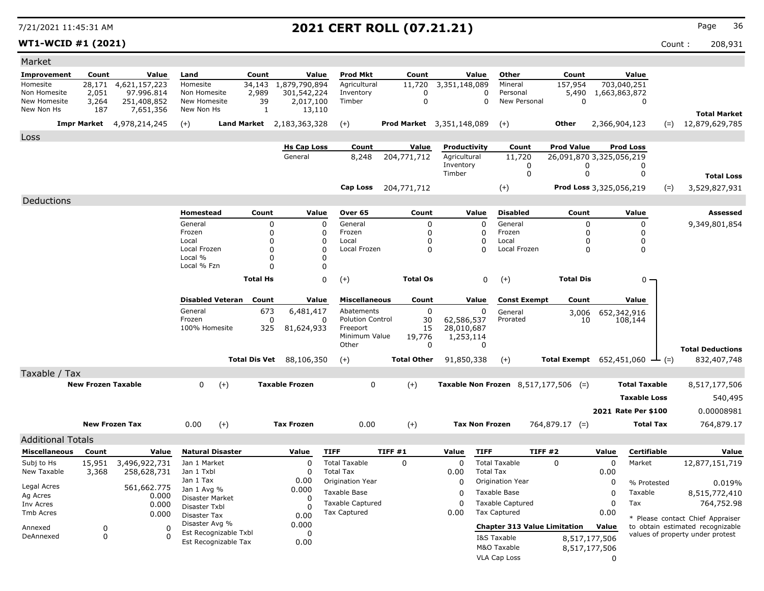# 2021 CERT ROLL (07.21.21)

**WT1-WCID #1 (2021)**

Count : 208,931

## Market

| Improvement | Count | Value | Land | Count | Value | Prod Mkt | Count | Value | Other | Count | Value | | |
|---|---|---|---|---|---|---|---|---|---|---|---|---|---|
| Homesite | 28,171 | 4,621,157,223 | Homesite | 34,143 | 1,879,790,894 | Agricultural | 11,720 | 3,351,148,089 | Mineral | 157,954 | 703,040,251 | | |
| Non Homesite | 2,051 | 97.996.814 | Non Homesite | 2,989 | 301,542,224 | Inventory | 0 | 0 | Personal | 5,490 | 1,663,863,872 | | |
| New Homesite | 3,264 | 251,408,852 | New Homesite | 39 | 2,017,100 | Timber | 0 | 0 | New Personal | 0 | 0 | | |
| New Non Hs | 187 | 7,651,356 | New Non Hs | 1 | 13,110 | | | | | | | | **Total Market** |
| **Impr Market** | | 4,978,214,245 | (+) **Land Market** | | 2,183,363,328 | (+) | **Prod Market** | 3,351,148,089 | (+) | **Other** | 2,366,904,123 | (=) | 12,879,629,785 |

## Loss

| Hs Cap Loss | Count | Value | Productivity | Count | Prod Value | Prod Loss | | |
|---|---|---|---|---|---|---|---|---|
| General | 8,248 | 204,771,712 | Agricultural | 11,720 | 26,091,870 | 3,325,056,219 | | |
| | | | Inventory | 0 | 0 | 0 | | |
| | | | Timber | 0 | 0 | 0 | | **Total Loss** |
| **Cap Loss** | | 204,771,712 | | (+) | **Prod Loss** | 3,325,056,219 | (=) | 3,529,827,931 |

## Deductions

| Homestead | Count | Value | Over 65 | Count | Value | Disabled | Count | Value | **Assessed** |
|---|---|---|---|---|---|---|---|---|---|
| General | 0 | 0 | General | 0 | 0 | General | 0 | 0 | 9,349,801,854 |
| Frozen | 0 | 0 | Frozen | 0 | 0 | Frozen | 0 | 0 | |
| Local | 0 | 0 | Local | 0 | 0 | Local | 0 | 0 | |
| Local Frozen | 0 | 0 | Local Frozen | 0 | 0 | Local Frozen | 0 | 0 | |
| Local % | 0 | 0 | | | | | | | |
| Local % Fzn | 0 | 0 | | | | | | | |
| **Total Hs** | | 0 | (+) **Total Os** | | 0 | (+) **Total Dis** | | 0 | |

| Disabled Veteran | Count | Value | Miscellaneous | Count | Value | Const Exempt | Count | Value | | |
|---|---|---|---|---|---|---|---|---|---|---|
| General | 673 | 6,481,417 | Abatements | 0 | 0 | General | 3,006 | 652,342,916 | | |
| Frozen | 0 | 0 | Polution Control | 30 | 62,586,537 | Prorated | 10 | 108,144 | | |
| 100% Homesite | 325 | 81,624,933 | Freeport | 15 | 28,010,687 | | | | | |
| | | | Minimum Value | 19,776 | 1,253,114 | | | | | |
| | | | Other | 0 | 0 | | | | | **Total Deductions** |
| **Total Dis Vet** | | 88,106,350 | (+) **Total Other** | | 91,850,338 | (+) **Total Exempt** | | 652,451,060 | (=) | 832,407,748 |

## Taxable / Tax

| | | | | | | | |
|---|---|---|---|---|---|---|---|
| **New Frozen Taxable** | 0 | (+) **Taxable Frozen** | 0 | (+) **Taxable Non Frozen** | 8,517,177,506 | (=) **Total Taxable** | 8,517,177,506 |
| | | | | | | **Taxable Loss** | 540,495 |
| | | | | | | **2021 Rate Per $100** | 0.00008981 |
| **New Frozen Tax** | 0.00 | (+) **Tax Frozen** | 0.00 | (+) **Tax Non Frozen** | 764,879.17 | (=) **Total Tax** | 764,879.17 |

## Additional Totals

| Miscellaneous | Count | Value | Natural Disaster | Value | TIFF | TIFF #1 | Value | TIFF | TIFF #2 | Value | Certifiable | Value |
|---|---|---|---|---|---|---|---|---|---|---|---|---|
| Subj to Hs | 15,951 | 3,496,922,731 | Jan 1 Market | 0 | Total Taxable | 0 | 0 | Total Taxable | 0 | 0 | Market | 12,877,151,719 |
| New Taxable | 3,368 | 258,628,731 | Jan 1 Txbl | 0 | Total Tax | | 0.00 | Total Tax | | 0.00 | | |
| | | | Jan 1 Tax | 0.00 | Origination Year | | 0 | Origination Year | | 0 | % Protested | 0.019% |
| Legal Acres | | 561,662.775 | Jan 1 Avg % | 0.000 | Taxable Base | | 0 | Taxable Base | | 0 | Taxable | 8,515,772,410 |
| Ag Acres | | 0.000 | Disaster Market | 0 | Taxable Captured | | 0 | Taxable Captured | | 0 | Tax | 764,752.98 |
| Inv Acres | | 0.000 | Disaster Txbl | 0 | Tax Captured | | 0.00 | Tax Captured | | 0.00 | | |
| Tmb Acres | | 0.000 | Disaster Tax | 0.00 | | | | | | | | |
| Annexed | 0 | 0 | Disaster Avg % | 0.000 | | | | **Chapter 313 Value Limitation** | | **Value** | | |
| DeAnnexed | 0 | 0 | Est Recognizable Txbl | 0 | | | | I&S Taxable | | 8,517,177,506 | | |
| | | | Est Recognizable Tax | 0.00 | | | | M&O Taxable | | 8,517,177,506 | | |
| | | | | | | | | VLA Cap Loss | | 0 | | |

* Please contact Chief Appraiser to obtain estimated recognizable values of property under protest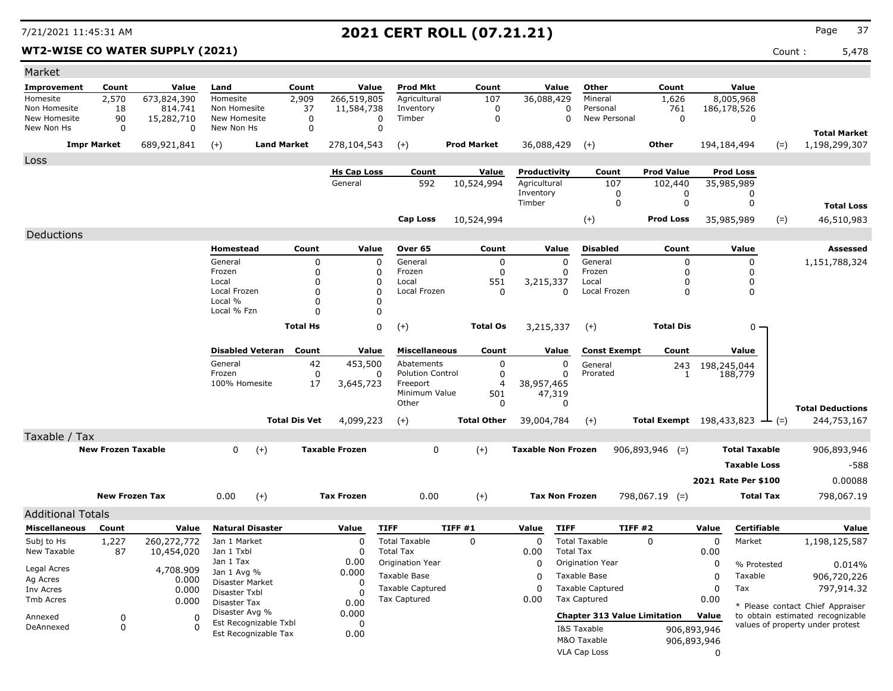# 2021 CERT ROLL (07.21.21)

7/21/2021 11:45:31 AM

**WT2-WISE CO WATER SUPPLY (2021)**

Count : 5,478

## Market

| Improvement | Count | Value | Land | Count | Value | Prod Mkt | Count | Value | Other | Count | Value | | |
|---|---|---|---|---|---|---|---|---|---|---|---|---|---|
| Homesite | 2,570 | 673,824,390 | Homesite | 2,909 | 266,519,805 | Agricultural | 107 | 36,088,429 | Mineral | 1,626 | 8,005,968 | | |
| Non Homesite | 18 | 814.741 | Non Homesite | 37 | 11,584,738 | Inventory | 0 | 0 | Personal | 761 | 186,178,526 | | |
| New Homesite | 90 | 15,282,710 | New Homesite | 0 | 0 | Timber | 0 | 0 | New Personal | 0 | 0 | | |
| New Non Hs | 0 | 0 | New Non Hs | 0 | 0 | | | | | | | | **Total Market** |
| **Impr Market** | | 689,921,841 | (+) **Land Market** | | 278,104,543 | (+) **Prod Market** | | 36,088,429 | (+) **Other** | | 194,184,494 | (=) | 1,198,299,307 |

## Loss

| Hs Cap Loss | Count | Value | Productivity | Count | Prod Value | Prod Loss | | |
|---|---|---|---|---|---|---|---|---|
| General | 592 | 10,524,994 | Agricultural | 107 | 102,440 | 35,985,989 | | |
| | | | Inventory | 0 | 0 | 0 | | |
| | | | Timber | 0 | 0 | 0 | | **Total Loss** |
| **Cap Loss** | | 10,524,994 | (+) | | **Prod Loss** | 35,985,989 | (=) | 46,510,983 |

## Deductions

| Homestead | Count | Value | Over 65 | Count | Value | Disabled | Count | Value | Assessed |
|---|---|---|---|---|---|---|---|---|---|
| General | 0 | 0 | General | 0 | 0 | General | 0 | 0 | 1,151,788,324 |
| Frozen | 0 | 0 | Frozen | 0 | 0 | Frozen | 0 | 0 | |
| Local | 0 | 0 | Local | 551 | 3,215,337 | Local | 0 | 0 | |
| Local Frozen | 0 | 0 | Local Frozen | 0 | 0 | Local Frozen | 0 | 0 | |
| Local % | 0 | 0 | | | | | | | |
| Local % Fzn | 0 | 0 | | | | | | | |
| **Total Hs** | | 0 | (+) **Total Os** | | 3,215,337 | (+) **Total Dis** | | 0 | |

| Disabled Veteran | Count | Value | Miscellaneous | Count | Value | Const Exempt | Count | Value | |
|---|---|---|---|---|---|---|---|---|---|
| General | 42 | 453,500 | Abatements | 0 | 0 | General | 243 | 198,245,044 | |
| Frozen | 0 | 0 | Polution Control | 0 | 0 | Prorated | 1 | 188,779 | |
| 100% Homesite | 17 | 3,645,723 | Freeport | 4 | 38,957,465 | | | | |
| | | | Minimum Value | 501 | 47,319 | | | | |
| | | | Other | 0 | 0 | | | | **Total Deductions** |
| **Total Dis Vet** | | 4,099,223 | (+) **Total Other** | | 39,004,784 | (+) **Total Exempt** | | 198,433,823 (=) | 244,753,167 |

## Taxable / Tax

| | | | | | | |
|---|---|---|---|---|---|---|
| **New Frozen Taxable** | 0 (+) | **Taxable Frozen** | 0 (+) | **Taxable Non Frozen** | 906,893,946 (=) | **Total Taxable** 906,893,946 |
| | | | | | | **Taxable Loss** -588 |
| | | | | | | **2021 Rate Per $100** 0.00088 |
| **New Frozen Tax** | 0.00 (+) | **Tax Frozen** | 0.00 (+) | **Tax Non Frozen** | 798,067.19 (=) | **Total Tax** 798,067.19 |

## Additional Totals

| Miscellaneous | Count | Value |
|---|---|---|
| Subj to Hs | 1,227 | 260,272,772 |
| New Taxable | 87 | 10,454,020 |
| Legal Acres | | 4,708.909 |
| Ag Acres | | 0.000 |
| Inv Acres | | 0.000 |
| Tmb Acres | | 0.000 |
| Annexed | 0 | 0 |
| DeAnnexed | 0 | 0 |

| Natural Disaster | Value |
|---|---|
| Jan 1 Market | 0 |
| Jan 1 Txbl | 0 |
| Jan 1 Tax | 0.00 |
| Jan 1 Avg % | 0.000 |
| Disaster Market | 0 |
| Disaster Txbl | 0 |
| Disaster Tax | 0.00 |
| Disaster Avg % | 0.000 |
| Est Recognizable Txbl | 0 |
| Est Recognizable Tax | 0.00 |

| TIFF | TIFF #1 | Value |
|---|---|---|
| Total Taxable | 0 | 0 |
| Total Tax | | 0.00 |
| Origination Year | | 0 |
| Taxable Base | | 0 |
| Taxable Captured | | 0 |
| Tax Captured | | 0.00 |

| TIFF | TIFF #2 | Value |
|---|---|---|
| Total Taxable | 0 | 0 |
| Total Tax | | 0.00 |
| Origination Year | | 0 |
| Taxable Base | | 0 |
| Taxable Captured | | 0 |
| Tax Captured | | 0.00 |

| Chapter 313 Value Limitation | Value |
|---|---|
| I&S Taxable | 906,893,946 |
| M&O Taxable | 906,893,946 |
| VLA Cap Loss | 0 |

| Certifiable | Value |
|---|---|
| Market | 1,198,125,587 |
| % Protested | 0.014% |
| Taxable | 906,720,226 |
| Tax | 797,914.32 |

* Please contact Chief Appraiser to obtain estimated recognizable values of property under protest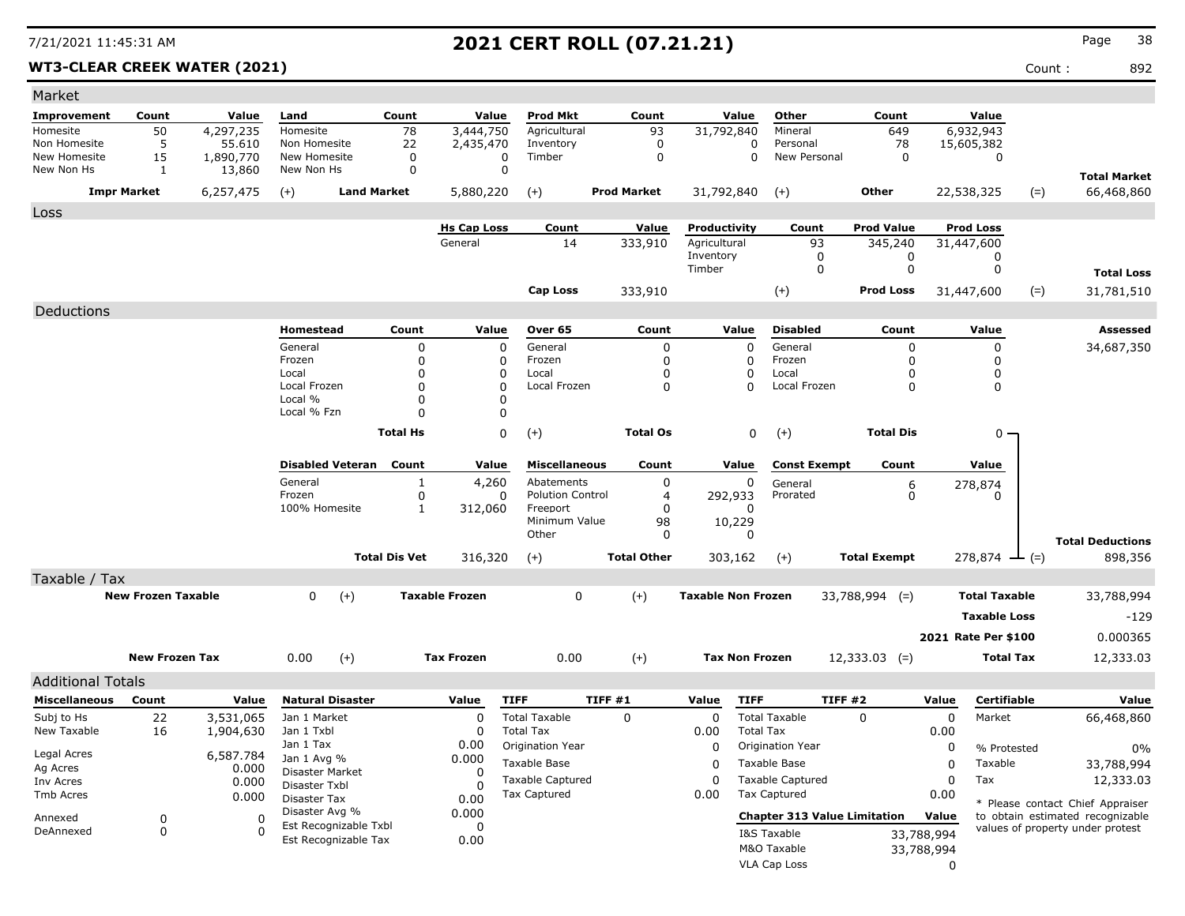# 2021 CERT ROLL (07.21.21)

7/21/2021 11:45:31 AM

**WT3-CLEAR CREEK WATER (2021)**

Count : 892

## Market

| Improvement | Count | Value | Land | Count | Value | Prod Mkt | Count | Value | Other | Count | Value | | |
|---|---|---|---|---|---|---|---|---|---|---|---|---|---|
| Homesite | 50 | 4,297,235 | Homesite | 78 | 3,444,750 | Agricultural | 93 | 31,792,840 | Mineral | 649 | 6,932,943 | | |
| Non Homesite | 5 | 55.610 | Non Homesite | 22 | 2,435,470 | Inventory | 0 | 0 | Personal | 78 | 15,605,382 | | |
| New Homesite | 15 | 1,890,770 | New Homesite | 0 | 0 | Timber | 0 | 0 | New Personal | 0 | 0 | | |
| New Non Hs | 1 | 13,860 | New Non Hs | 0 | 0 | | | | | | | | **Total Market** |
| **Impr Market** | | 6,257,475 | (+) **Land Market** | | 5,880,220 | (+) **Prod Market** | | 31,792,840 | (+) **Other** | | 22,538,325 | (=) | 66,468,860 |

## Loss

| Hs Cap Loss | Count | Value | Productivity | Count | Prod Value | Prod Loss | | |
|---|---|---|---|---|---|---|---|---|
| General | 14 | 333,910 | Agricultural | 93 | 345,240 | 31,447,600 | | |
| | | | Inventory | 0 | 0 | 0 | | |
| | | | Timber | 0 | 0 | 0 | | **Total Loss** |
| **Cap Loss** | | 333,910 | (+) **Prod Loss** | | | 31,447,600 | (=) | 31,781,510 |

## Deductions

| Homestead | Count | Value | Over 65 | Count | Value | Disabled | Count | Value | Assessed |
|---|---|---|---|---|---|---|---|---|---|
| General | 0 | 0 | General | 0 | 0 | General | 0 | 0 | 34,687,350 |
| Frozen | 0 | 0 | Frozen | 0 | 0 | Frozen | 0 | 0 | |
| Local | 0 | 0 | Local | 0 | 0 | Local | 0 | 0 | |
| Local Frozen | 0 | 0 | Local Frozen | 0 | 0 | Local Frozen | 0 | 0 | |
| Local % | 0 | 0 | | | | | | | |
| Local % Fzn | 0 | 0 | | | | | | | |
| **Total Hs** | | 0 | (+) **Total Os** | | 0 | (+) **Total Dis** | | 0 | |

| Disabled Veteran | Count | Value | Miscellaneous | Count | Value | Const Exempt | Count | Value | | |
|---|---|---|---|---|---|---|---|---|---|---|
| General | 1 | 4,260 | Abatements | 0 | 0 | General | 6 | 278,874 | | |
| Frozen | 0 | 0 | Polution Control | 4 | 292,933 | Prorated | 0 | 0 | | |
| 100% Homesite | 1 | 312,060 | Freeport | 0 | 0 | | | | | |
| | | | Minimum Value | 98 | 10,229 | | | | | |
| | | | Other | 0 | 0 | | | | | **Total Deductions** |
| **Total Dis Vet** | | 316,320 | (+) **Total Other** | | 303,162 | (+) **Total Exempt** | | 278,874 | (=) | 898,356 |

## Taxable / Tax

| New Frozen Taxable | | Taxable Frozen | | Taxable Non Frozen | | | |
|---|---|---|---|---|---|---|---|
| 0 | (+) | 0 | (+) | 33,788,994 | (=) | **Total Taxable** | 33,788,994 |
| | | | | | | **Taxable Loss** | -129 |
| | | | | | | **2021 Rate Per $100** | 0.000365 |
| **New Frozen Tax** 0.00 | (+) | **Tax Frozen** 0.00 | (+) | **Tax Non Frozen** 12,333.03 | (=) | **Total Tax** | 12,333.03 |

## Additional Totals

| Miscellaneous | Count | Value |
|---|---|---|
| Subj to Hs | 22 | 3,531,065 |
| New Taxable | 16 | 1,904,630 |
| Legal Acres | | 6,587.784 |
| Ag Acres | | 0.000 |
| Inv Acres | | 0.000 |
| Tmb Acres | | 0.000 |
| Annexed | 0 | 0 |
| DeAnnexed | 0 | 0 |

| Natural Disaster | Value |
|---|---|
| Jan 1 Market | 0 |
| Jan 1 Txbl | 0 |
| Jan 1 Tax | 0.00 |
| Jan 1 Avg % | 0.000 |
| Disaster Market | 0 |
| Disaster Txbl | 0 |
| Disaster Tax | 0.00 |
| Disaster Avg % | 0.000 |
| Est Recognizable Txbl | 0 |
| Est Recognizable Tax | 0.00 |

| TIFF | TIFF #1 | Value |
|---|---|---|
| Total Taxable | 0 | 0 |
| Total Tax | | 0.00 |
| Origination Year | | 0 |
| Taxable Base | | 0 |
| Taxable Captured | | 0 |
| Tax Captured | | 0.00 |

| TIFF | TIFF #2 | Value |
|---|---|---|
| Total Taxable | 0 | 0 |
| Total Tax | | 0.00 |
| Origination Year | | 0 |
| Taxable Base | | 0 |
| Taxable Captured | | 0 |
| Tax Captured | | 0.00 |

| Chapter 313 Value Limitation | Value |
|---|---|
| I&S Taxable | 33,788,994 |
| M&O Taxable | 33,788,994 |
| VLA Cap Loss | 0 |

| Certifiable | Value |
|---|---|
| Market | 66,468,860 |
| % Protested | 0% |
| Taxable | 33,788,994 |
| Tax | 12,333.03 |

* Please contact Chief Appraiser to obtain estimated recognizable values of property under protest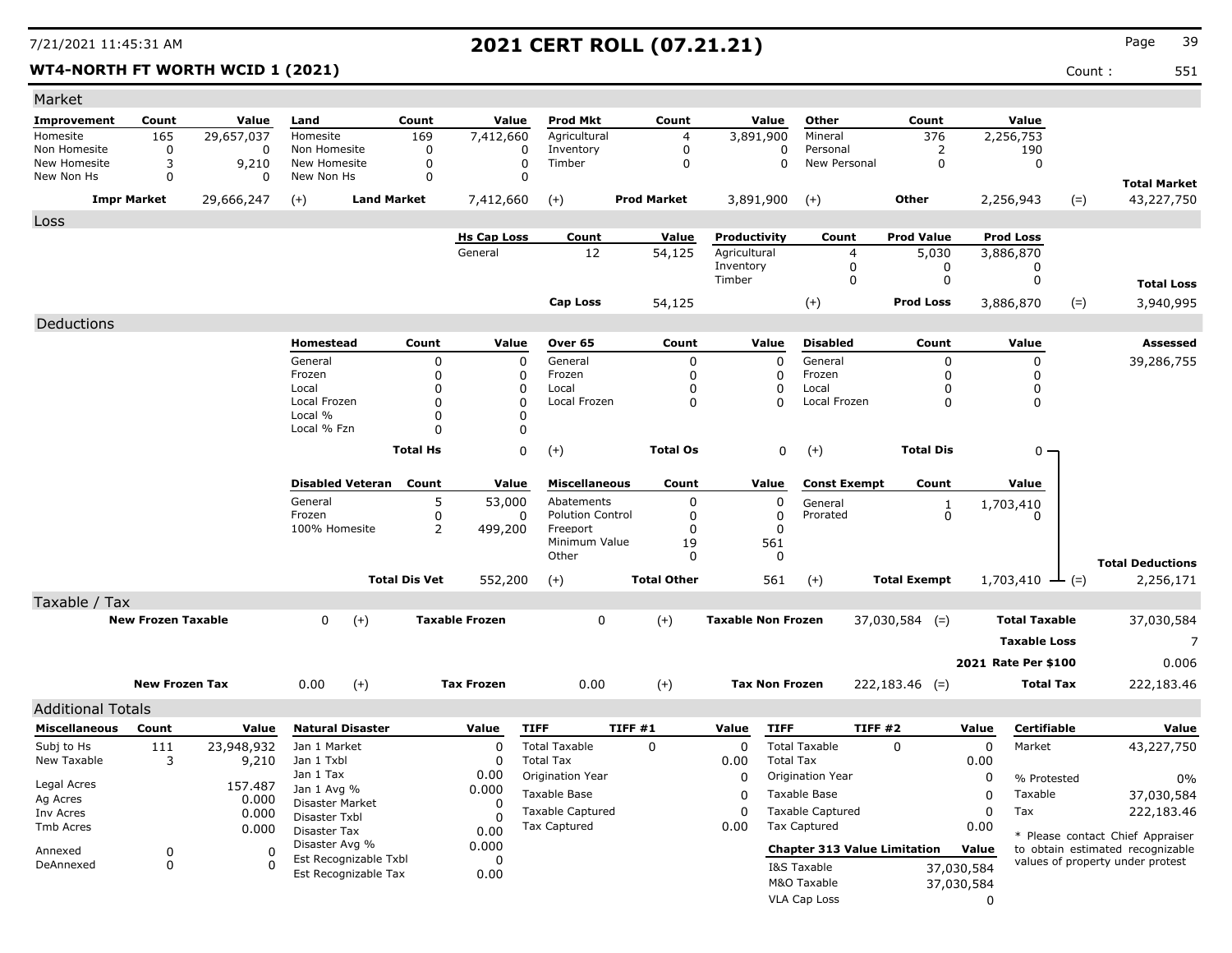# 2021 CERT ROLL (07.21.21)

7/21/2021 11:45:31 AM

**WT4-NORTH FT WORTH WCID 1 (2021)**

Count : 551

## Market

| Improvement | Count | Value | Land | Count | Value | Prod Mkt | Count | Value | Other | Count | Value | | |
|---|---|---|---|---|---|---|---|---|---|---|---|---|---|
| Homesite | 165 | 29,657,037 | Homesite | 169 | 7,412,660 | Agricultural | 4 | 3,891,900 | Mineral | 376 | 2,256,753 | | |
| Non Homesite | 0 | 0 | Non Homesite | 0 | 0 | Inventory | 0 | 0 | Personal | 2 | 190 | | |
| New Homesite | 3 | 9,210 | New Homesite | 0 | 0 | Timber | 0 | 0 | New Personal | 0 | 0 | | |
| New Non Hs | 0 | 0 | New Non Hs | 0 | 0 | | | | | | | | **Total Market** |
| **Impr Market** | | 29,666,247 | (+) **Land Market** | | 7,412,660 | (+) **Prod Market** | | 3,891,900 | (+) **Other** | | 2,256,943 | (=) | 43,227,750 |

## Loss

| Hs Cap Loss | Count | Value | Productivity | Count | Prod Value | Prod Loss | | |
|---|---|---|---|---|---|---|---|---|
| General | 12 | 54,125 | Agricultural | 4 | 5,030 | 3,886,870 | | |
| | | | Inventory | 0 | 0 | 0 | | |
| | | | Timber | 0 | 0 | 0 | | **Total Loss** |
| **Cap Loss** | | 54,125 | (+) | | **Prod Loss** | 3,886,870 | (=) | 3,940,995 |

## Deductions

| Homestead | Count | Value | Over 65 | Count | Value | Disabled | Count | Value | | Assessed |
|---|---|---|---|---|---|---|---|---|---|---|
| General | 0 | 0 | General | 0 | 0 | General | 0 | 0 | | 39,286,755 |
| Frozen | 0 | 0 | Frozen | 0 | 0 | Frozen | 0 | 0 | | |
| Local | 0 | 0 | Local | 0 | 0 | Local | 0 | 0 | | |
| Local Frozen | 0 | 0 | Local Frozen | 0 | 0 | Local Frozen | 0 | 0 | | |
| Local % | 0 | 0 | | | | | | | | |
| Local % Fzn | 0 | 0 | | | | | | | | |
| **Total Hs** | | 0 | (+) **Total Os** | | 0 | (+) **Total Dis** | | 0 | | |

| Disabled Veteran | Count | Value | Miscellaneous | Count | Value | Const Exempt | Count | Value | | |
|---|---|---|---|---|---|---|---|---|---|---|
| General | 5 | 53,000 | Abatements | 0 | 0 | General | 1 | 1,703,410 | | |
| Frozen | 0 | 0 | Polution Control | 0 | 0 | Prorated | 0 | 0 | | |
| 100% Homesite | 2 | 499,200 | Freeport | 0 | 0 | | | | | |
| | | | Minimum Value | 19 | 561 | | | | | |
| | | | Other | 0 | 0 | | | | | **Total Deductions** |
| **Total Dis Vet** | | 552,200 | (+) **Total Other** | | 561 | (+) **Total Exempt** | | 1,703,410 | (=) | 2,256,171 |

## Taxable / Tax

| | | | | | | | |
|---|---|---|---|---|---|---|---|
| **New Frozen Taxable** | 0 | (+) **Taxable Frozen** | 0 | (+) **Taxable Non Frozen** | 37,030,584 | (=) **Total Taxable** | 37,030,584 |
| | | | | | | **Taxable Loss** | 7 |
| | | | | | | **2021 Rate Per $100** | 0.006 |
| **New Frozen Tax** | 0.00 | (+) **Tax Frozen** | 0.00 | (+) **Tax Non Frozen** | 222,183.46 | (=) **Total Tax** | 222,183.46 |

## Additional Totals

| Miscellaneous | Count | Value |
|---|---|---|
| Subj to Hs | 111 | 23,948,932 |
| New Taxable | 3 | 9,210 |
| Legal Acres | | 157.487 |
| Ag Acres | | 0.000 |
| Inv Acres | | 0.000 |
| Tmb Acres | | 0.000 |
| Annexed | 0 | 0 |
| DeAnnexed | 0 | 0 |

| Natural Disaster | Value |
|---|---|
| Jan 1 Market | 0 |
| Jan 1 Txbl | 0 |
| Jan 1 Tax | 0.00 |
| Jan 1 Avg % | 0.000 |
| Disaster Market | 0 |
| Disaster Txbl | 0 |
| Disaster Tax | 0.00 |
| Disaster Avg % | 0.000 |
| Est Recognizable Txbl | 0 |
| Est Recognizable Tax | 0.00 |

| TIFF | TIFF #1 | Value |
|---|---|---|
| Total Taxable | 0 | 0 |
| Total Tax | | 0.00 |
| Origination Year | | 0 |
| Taxable Base | | 0 |
| Taxable Captured | | 0 |
| Tax Captured | | 0.00 |

| TIFF | TIFF #2 | Value |
|---|---|---|
| Total Taxable | 0 | 0 |
| Total Tax | | 0.00 |
| Origination Year | | 0 |
| Taxable Base | | 0 |
| Taxable Captured | | 0 |
| Tax Captured | | 0.00 |

| Chapter 313 Value Limitation | Value |
|---|---|
| I&S Taxable | 37,030,584 |
| M&O Taxable | 37,030,584 |
| VLA Cap Loss | 0 |

| Certifiable | Value |
|---|---|
| Market | 43,227,750 |
| % Protested | 0% |
| Taxable | 37,030,584 |
| Tax | 222,183.46 |

* Please contact Chief Appraiser to obtain estimated recognizable values of property under protest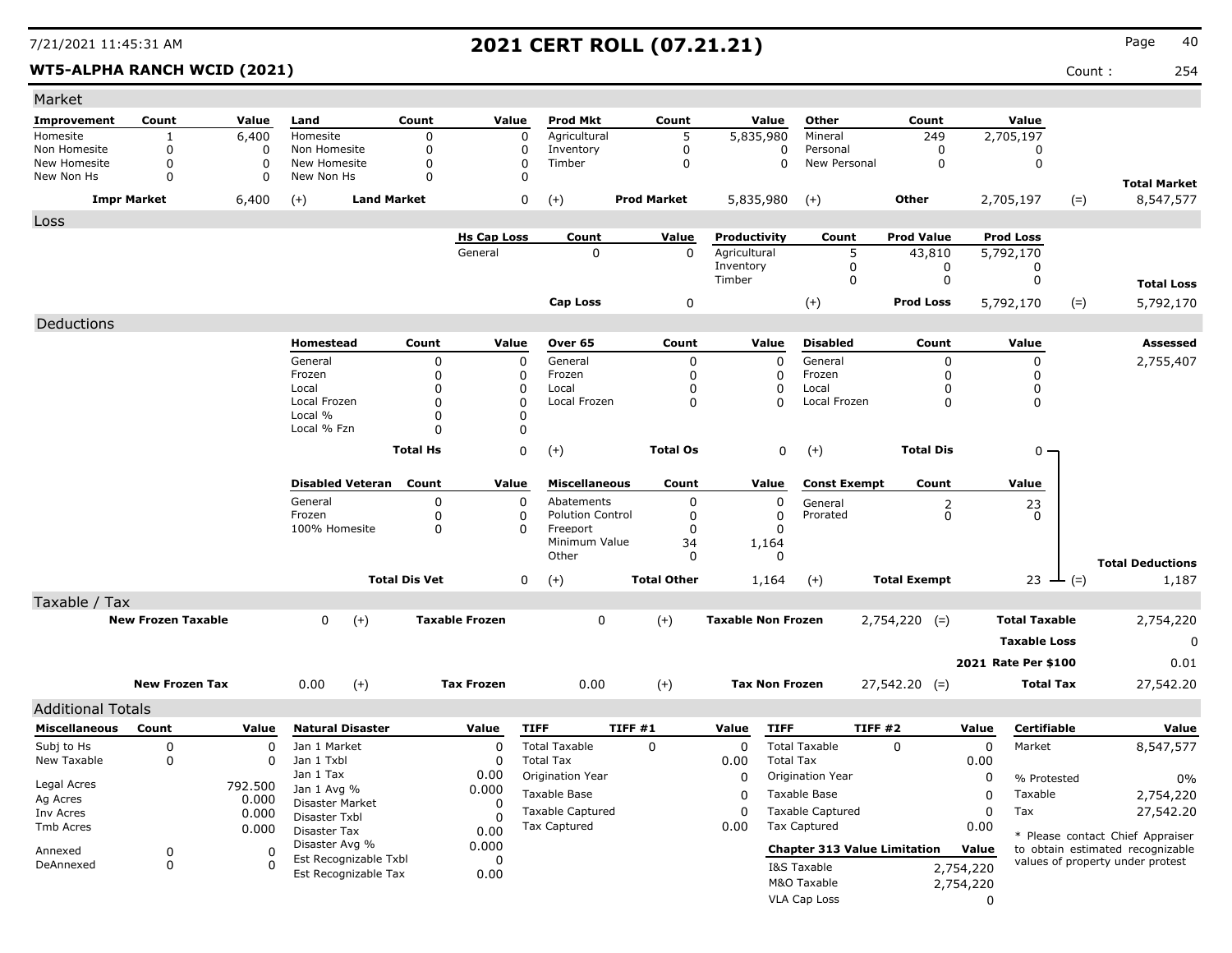# 2021 CERT ROLL (07.21.21)

7/21/2021 11:45:31 AM

**WT5-ALPHA RANCH WCID (2021)**

Count : 254

## Market

| Improvement | Count | Value | Land | Count | Value | Prod Mkt | Count | Value | Other | Count | Value | | |
|---|---|---|---|---|---|---|---|---|---|---|---|---|---|
| Homesite | 1 | 6,400 | Homesite | 0 | 0 | Agricultural | 5 | 5,835,980 | Mineral | 249 | 2,705,197 | | |
| Non Homesite | 0 | 0 | Non Homesite | 0 | 0 | Inventory | 0 | 0 | Personal | 0 | 0 | | |
| New Homesite | 0 | 0 | New Homesite | 0 | 0 | Timber | 0 | 0 | New Personal | 0 | 0 | | |
| New Non Hs | 0 | 0 | New Non Hs | 0 | 0 | | | | | | | | **Total Market** |
| **Impr Market** | | 6,400 | (+) **Land Market** | | 0 | (+) **Prod Market** | | 5,835,980 | (+) **Other** | | 2,705,197 | (=) | 8,547,577 |

## Loss

| Hs Cap Loss | Count | Value | Productivity | Count | Prod Value | Prod Loss | | |
|---|---|---|---|---|---|---|---|---|
| General | 0 | 0 | Agricultural | 5 | 43,810 | 5,792,170 | | |
| | | | Inventory | 0 | 0 | 0 | | |
| | | | Timber | 0 | 0 | 0 | | **Total Loss** |
| **Cap Loss** | | 0 | (+) | | **Prod Loss** | 5,792,170 | (=) | 5,792,170 |

## Deductions

**Assessed:** 2,755,407

| Homestead | Count | Value | Over 65 | Count | Value | Disabled | Count | Value |
|---|---|---|---|---|---|---|---|---|
| General | 0 | 0 | General | 0 | 0 | General | 0 | 0 |
| Frozen | 0 | 0 | Frozen | 0 | 0 | Frozen | 0 | 0 |
| Local | 0 | 0 | Local | 0 | 0 | Local | 0 | 0 |
| Local Frozen | 0 | 0 | Local Frozen | 0 | 0 | Local Frozen | 0 | 0 |
| Local % | 0 | 0 | | | | | | |
| Local % Fzn | 0 | 0 | | | | | | |
| **Total Hs** | | 0 | (+) **Total Os** | | 0 | (+) **Total Dis** | | 0 |

| Disabled Veteran | Count | Value | Miscellaneous | Count | Value | Const Exempt | Count | Value | | |
|---|---|---|---|---|---|---|---|---|---|---|
| General | 0 | 0 | Abatements | 0 | 0 | General | 2 | 23 | | |
| Frozen | 0 | 0 | Polution Control | 0 | 0 | Prorated | 0 | 0 | | |
| 100% Homesite | 0 | 0 | Freeport | 0 | 0 | | | | | |
| | | | Minimum Value | 34 | 1,164 | | | | | |
| | | | Other | 0 | 0 | | | | | **Total Deductions** |
| **Total Dis Vet** | | 0 | (+) **Total Other** | | 1,164 | (+) **Total Exempt** | | 23 | (=) | 1,187 |

## Taxable / Tax

| | | | | | | | | |
|---|---|---|---|---|---|---|---|---|
| **New Frozen Taxable** | 0 | (+) | **Taxable Frozen** | 0 | (+) | **Taxable Non Frozen** | 2,754,220 (=) | **Total Taxable** 2,754,220 |
| | | | | | | | | **Taxable Loss** 0 |
| | | | | | | | | **2021 Rate Per $100** 0.01 |
| **New Frozen Tax** | 0.00 | (+) | **Tax Frozen** | 0.00 | (+) | **Tax Non Frozen** | 27,542.20 (=) | **Total Tax** 27,542.20 |

## Additional Totals

| Miscellaneous | Count | Value |
|---|---|---|
| Subj to Hs | 0 | 0 |
| New Taxable | 0 | 0 |
| Legal Acres | | 792.500 |
| Ag Acres | | 0.000 |
| Inv Acres | | 0.000 |
| Tmb Acres | | 0.000 |
| Annexed | 0 | 0 |
| DeAnnexed | 0 | 0 |

| Natural Disaster | Value |
|---|---|
| Jan 1 Market | 0 |
| Jan 1 Txbl | 0 |
| Jan 1 Tax | 0.00 |
| Jan 1 Avg % | 0.000 |
| Disaster Market | 0 |
| Disaster Txbl | 0 |
| Disaster Tax | 0.00 |
| Disaster Avg % | 0.000 |
| Est Recognizable Txbl | 0 |
| Est Recognizable Tax | 0.00 |

| TIFF | TIFF #1 | Value |
|---|---|---|
| Total Taxable | 0 | 0 |
| Total Tax | | 0.00 |
| Origination Year | | 0 |
| Taxable Base | | 0 |
| Taxable Captured | | 0 |
| Tax Captured | | 0.00 |

| TIFF | TIFF #2 | Value |
|---|---|---|
| Total Taxable | 0 | 0 |
| Total Tax | | 0.00 |
| Origination Year | | 0 |
| Taxable Base | | 0 |
| Taxable Captured | | 0 |
| Tax Captured | | 0.00 |

| Chapter 313 Value Limitation | Value |
|---|---|
| I&S Taxable | 2,754,220 |
| M&O Taxable | 2,754,220 |
| VLA Cap Loss | 0 |

| Certifiable | Value |
|---|---|
| Market | 8,547,577 |
| % Protested | 0% |
| Taxable | 2,754,220 |
| Tax | 27,542.20 |

* Please contact Chief Appraiser to obtain estimated recognizable values of property under protest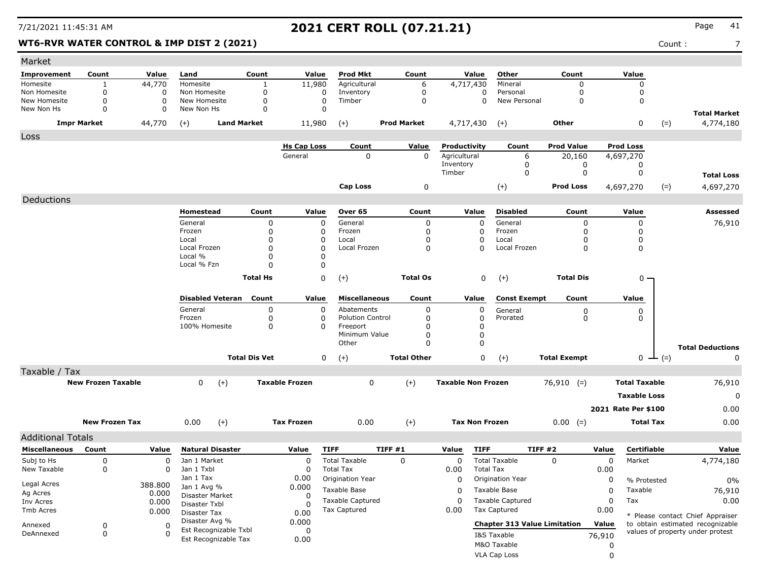# 2021 CERT ROLL (07.21.21)

7/21/2021 11:45:31 AM

**WT6-RVR WATER CONTROL & IMP DIST 2 (2021)**

Count : 7

## Market

| Improvement | Count | Value | Land | Count | Value | Prod Mkt | Count | Value | Other | Count | Value | | |
|---|---|---|---|---|---|---|---|---|---|---|---|---|---|
| Homesite | 1 | 44,770 | Homesite | 1 | 11,980 | Agricultural | 6 | 4,717,430 | Mineral | 0 | 0 | | |
| Non Homesite | 0 | 0 | Non Homesite | 0 | 0 | Inventory | 0 | 0 | Personal | 0 | 0 | | |
| New Homesite | 0 | 0 | New Homesite | 0 | 0 | Timber | 0 | 0 | New Personal | 0 | 0 | | |
| New Non Hs | 0 | 0 | New Non Hs | 0 | 0 | | | | | | | | **Total Market** |
| **Impr Market** | | 44,770 | (+) | **Land Market** | 11,980 | (+) | **Prod Market** | 4,717,430 | (+) | **Other** | 0 | (=) | 4,774,180 |

## Loss

| Hs Cap Loss | Count | Value | Productivity | Count | Prod Value | Prod Loss | | |
|---|---|---|---|---|---|---|---|---|
| General | 0 | 0 | Agricultural | 6 | 20,160 | 4,697,270 | | |
| | | | Inventory | 0 | 0 | 0 | | |
| | | | Timber | 0 | 0 | 0 | | **Total Loss** |
| **Cap Loss** | | 0 | (+) | **Prod Loss** | | 4,697,270 | (=) | 4,697,270 |

## Deductions

| Homestead | Count | Value | Over 65 | Count | Value | Disabled | Count | Value | Assessed |
|---|---|---|---|---|---|---|---|---|---|
| General | 0 | 0 | General | 0 | 0 | General | 0 | 0 | 76,910 |
| Frozen | 0 | 0 | Frozen | 0 | 0 | Frozen | 0 | 0 | |
| Local | 0 | 0 | Local | 0 | 0 | Local | 0 | 0 | |
| Local Frozen | 0 | 0 | Local Frozen | 0 | 0 | Local Frozen | 0 | 0 | |
| Local % | 0 | 0 | | | | | | | |
| Local % Fzn | 0 | 0 | | | | | | | |
| **Total Hs** | | 0 | (+) **Total Os** | | 0 | (+) **Total Dis** | | 0 | |

| Disabled Veteran | Count | Value | Miscellaneous | Count | Value | Const Exempt | Count | Value | |
|---|---|---|---|---|---|---|---|---|---|
| General | 0 | 0 | Abatements | 0 | 0 | General | 0 | 0 | |
| Frozen | 0 | 0 | Polution Control | 0 | 0 | Prorated | 0 | 0 | |
| 100% Homesite | 0 | 0 | Freeport | 0 | 0 | | | | |
| | | | Minimum Value | 0 | 0 | | | | |
| | | | Other | 0 | 0 | | | | **Total Deductions** |
| **Total Dis Vet** | | 0 | (+) **Total Other** | | 0 | (+) **Total Exempt** | | 0 (=) | 0 |

## Taxable / Tax

| | | | | | | | |
|---|---|---|---|---|---|---|---|
| **New Frozen Taxable** | 0 (+) | **Taxable Frozen** | 0 (+) | **Taxable Non Frozen** | 76,910 (=) | **Total Taxable** | 76,910 |
| | | | | | | **Taxable Loss** | 0 |
| | | | | | | **2021 Rate Per $100** | 0.00 |
| **New Frozen Tax** | 0.00 (+) | **Tax Frozen** | 0.00 (+) | **Tax Non Frozen** | 0.00 (=) | **Total Tax** | 0.00 |

## Additional Totals

| Miscellaneous | Count | Value | Natural Disaster | Value | TIFF | TIFF #1 | Value | TIFF | TIFF #2 | Value | Certifiable | Value |
|---|---|---|---|---|---|---|---|---|---|---|---|---|
| Subj to Hs | 0 | 0 | Jan 1 Market | 0 | Total Taxable | 0 | 0 | Total Taxable | 0 | 0 | Market | 4,774,180 |
| New Taxable | 0 | 0 | Jan 1 Txbl | 0 | Total Tax | | 0.00 | Total Tax | | 0.00 | | |
| | | | Jan 1 Tax | 0.00 | Origination Year | | 0 | Origination Year | | 0 | % Protested | 0% |
| Legal Acres | | 388.800 | Jan 1 Avg % | 0.000 | Taxable Base | | 0 | Taxable Base | | 0 | Taxable | 76,910 |
| Ag Acres | | 0.000 | Disaster Market | 0 | Taxable Captured | | 0 | Taxable Captured | | 0 | Tax | 0.00 |
| Inv Acres | | 0.000 | Disaster Txbl | 0 | Tax Captured | | 0.00 | Tax Captured | | 0.00 | | |
| Tmb Acres | | 0.000 | Disaster Tax | 0.00 | | | | **Chapter 313 Value Limitation** | | **Value** | | |
| Annexed | 0 | 0 | Disaster Avg % | 0.000 | | | | I&S Taxable | | 76,910 | | |
| DeAnnexed | 0 | 0 | Est Recognizable Txbl | 0 | | | | M&O Taxable | | 0 | | |
| | | | Est Recognizable Tax | 0.00 | | | | VLA Cap Loss | | 0 | | |

* Please contact Chief Appraiser to obtain estimated recognizable values of property under protest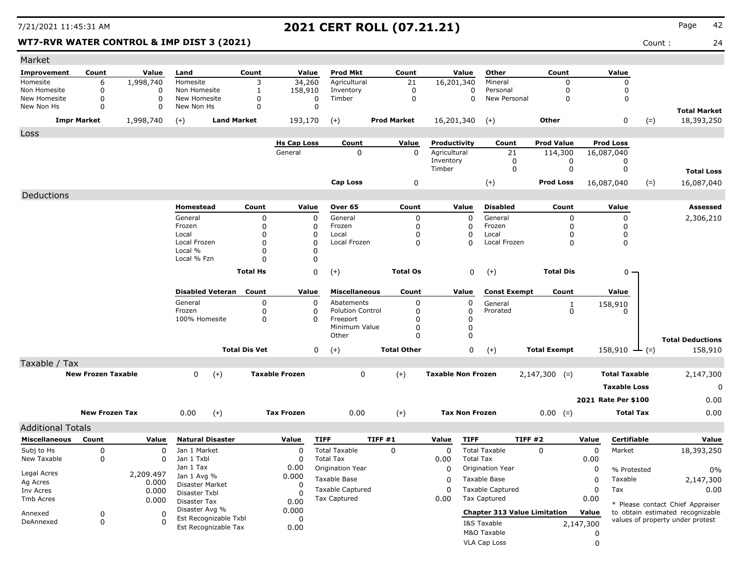# 2021 CERT ROLL (07.21.21)

7/21/2021 11:45:31 AM

**WT7-RVR WATER CONTROL & IMP DIST 3 (2021)**

Count : 24

## Market

| Improvement | Count | Value | Land | Count | Value | Prod Mkt | Count | Value | Other | Count | Value | | |
|---|---|---|---|---|---|---|---|---|---|---|---|---|---|
| Homesite | 6 | 1,998,740 | Homesite | 3 | 34,260 | Agricultural | 21 | 16,201,340 | Mineral | 0 | 0 | | |
| Non Homesite | 0 | 0 | Non Homesite | 1 | 158,910 | Inventory | 0 | 0 | Personal | 0 | 0 | | |
| New Homesite | 0 | 0 | New Homesite | 0 | 0 | Timber | 0 | 0 | New Personal | 0 | 0 | | |
| New Non Hs | 0 | 0 | New Non Hs | 0 | 0 | | | | | | | | **Total Market** |
| **Impr Market** | | 1,998,740 | (+) **Land Market** | | 193,170 | (+) **Prod Market** | | 16,201,340 | (+) **Other** | | 0 | (=) | 18,393,250 |

## Loss

| Hs Cap Loss | Count | Value | Productivity | Count | Prod Value | Prod Loss | | |
|---|---|---|---|---|---|---|---|---|
| General | 0 | 0 | Agricultural | 21 | 114,300 | 16,087,040 | | |
| | | | Inventory | 0 | 0 | 0 | | |
| | | | Timber | 0 | 0 | 0 | | **Total Loss** |
| **Cap Loss** | | 0 | (+) | | **Prod Loss** | 16,087,040 | (=) | 16,087,040 |

## Deductions

| Homestead | Count | Value | Over 65 | Count | Value | Disabled | Count | Value | | Assessed |
|---|---|---|---|---|---|---|---|---|---|---|
| General | 0 | 0 | General | 0 | 0 | General | 0 | 0 | | 2,306,210 |
| Frozen | 0 | 0 | Frozen | 0 | 0 | Frozen | 0 | 0 | | |
| Local | 0 | 0 | Local | 0 | 0 | Local | 0 | 0 | | |
| Local Frozen | 0 | 0 | Local Frozen | 0 | 0 | Local Frozen | 0 | 0 | | |
| Local % | 0 | 0 | | | | | | | | |
| Local % Fzn | 0 | 0 | | | | | | | | |
| **Total Hs** | | 0 | (+) **Total Os** | | 0 | (+) **Total Dis** | | 0 | | |

| Disabled Veteran | Count | Value | Miscellaneous | Count | Value | Const Exempt | Count | Value | | |
|---|---|---|---|---|---|---|---|---|---|---|
| General | 0 | 0 | Abatements | 0 | 0 | General | 1 | 158,910 | | |
| Frozen | 0 | 0 | Polution Control | 0 | 0 | Prorated | 0 | 0 | | |
| 100% Homesite | 0 | 0 | Freeport | 0 | 0 | | | | | |
| | | | Minimum Value | 0 | 0 | | | | | |
| | | | Other | 0 | 0 | | | | | **Total Deductions** |
| **Total Dis Vet** | | 0 | (+) **Total Other** | | 0 | (+) **Total Exempt** | | 158,910 | (=) | 158,910 |

## Taxable / Tax

| New Frozen Taxable | | | Taxable Frozen | | | Taxable Non Frozen | | | | |
|---|---|---|---|---|---|---|---|---|---|---|
| **New Frozen Taxable** | 0 | (+) | **Taxable Frozen** | 0 | (+) | **Taxable Non Frozen** | 2,147,300 | (=) | **Total Taxable** | 2,147,300 |
| | | | | | | | | | **Taxable Loss** | 0 |
| | | | | | | | | | **2021 Rate Per $100** | 0.00 |
| **New Frozen Tax** | 0.00 | (+) | **Tax Frozen** | 0.00 | (+) | **Tax Non Frozen** | 0.00 | (=) | **Total Tax** | 0.00 |

## Additional Totals

| Miscellaneous | Count | Value | Natural Disaster | Value | TIFF | TIFF #1 | Value | TIFF | TIFF #2 | Value | Certifiable | Value |
|---|---|---|---|---|---|---|---|---|---|---|---|---|
| Subj to Hs | 0 | 0 | Jan 1 Market | 0 | Total Taxable | 0 | 0 | Total Taxable | 0 | 0 | Market | 18,393,250 |
| New Taxable | 0 | 0 | Jan 1 Txbl | 0 | Total Tax | | 0.00 | Total Tax | | 0.00 | | |
| | | | Jan 1 Tax | 0.00 | Origination Year | | 0 | Origination Year | | 0 | % Protested | 0% |
| Legal Acres | | 2,209.497 | Jan 1 Avg % | 0.000 | Taxable Base | | 0 | Taxable Base | | 0 | Taxable | 2,147,300 |
| Ag Acres | | 0.000 | Disaster Market | 0 | Taxable Captured | | 0 | Taxable Captured | | 0 | Tax | 0.00 |
| Inv Acres | | 0.000 | Disaster Txbl | 0 | Tax Captured | | 0.00 | Tax Captured | | 0.00 | | |
| Tmb Acres | | 0.000 | Disaster Tax | 0.00 | | | | | | | | |
| Annexed | 0 | 0 | Disaster Avg % | 0.000 | | | | **Chapter 313 Value Limitation** | | **Value** | | |
| DeAnnexed | 0 | 0 | Est Recognizable Txbl | 0 | | | | I&S Taxable | | 2,147,300 | | |
| | | | Est Recognizable Tax | 0.00 | | | | M&O Taxable | | 0 | | |
| | | | | | | | | VLA Cap Loss | | 0 | | |

* Please contact Chief Appraiser to obtain estimated recognizable values of property under protest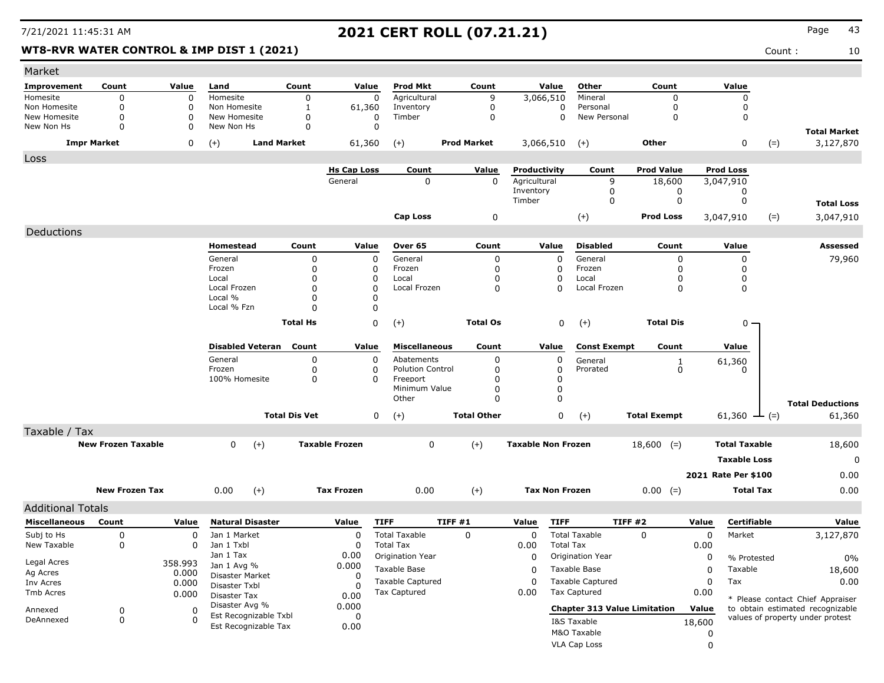# 2021 CERT ROLL (07.21.21)

7/21/2021 11:45:31 AM

**WT8-RVR WATER CONTROL & IMP DIST 1 (2021)**

Count : 10

## Market

| Improvement | Count | Value | Land | Count | Value | Prod Mkt | Count | Value | Other | Count | Value | | |
|---|---|---|---|---|---|---|---|---|---|---|---|---|---|
| Homesite | 0 | 0 | Homesite | 0 | 0 | Agricultural | 9 | 3,066,510 | Mineral | 0 | 0 | | |
| Non Homesite | 0 | 0 | Non Homesite | 1 | 61,360 | Inventory | 0 | 0 | Personal | 0 | 0 | | |
| New Homesite | 0 | 0 | New Homesite | 0 | 0 | Timber | 0 | 0 | New Personal | 0 | 0 | | |
| New Non Hs | 0 | 0 | New Non Hs | 0 | 0 | | | | | | | | **Total Market** |
| **Impr Market** | | 0 | (+) **Land Market** | | 61,360 | (+) **Prod Market** | | 3,066,510 | (+) **Other** | | 0 | (=) | 3,127,870 |

## Loss

| Hs Cap Loss | Count | Value | Productivity | Count | Prod Value | Prod Loss | | |
|---|---|---|---|---|---|---|---|---|
| General | 0 | 0 | Agricultural | 9 | 18,600 | 3,047,910 | | |
| | | | Inventory | 0 | 0 | 0 | | |
| | | | Timber | 0 | 0 | 0 | | **Total Loss** |
| **Cap Loss** | | 0 | (+) | | **Prod Loss** | 3,047,910 | (=) | 3,047,910 |

## Deductions

**Assessed:** 79,960

| Homestead | Count | Value | Over 65 | Count | Value | Disabled | Count | Value |
|---|---|---|---|---|---|---|---|---|
| General | 0 | 0 | General | 0 | 0 | General | 0 | 0 |
| Frozen | 0 | 0 | Frozen | 0 | 0 | Frozen | 0 | 0 |
| Local | 0 | 0 | Local | 0 | 0 | Local | 0 | 0 |
| Local Frozen | 0 | 0 | Local Frozen | 0 | 0 | Local Frozen | 0 | 0 |
| Local % | 0 | 0 | | | | | | |
| Local % Fzn | 0 | 0 | | | | | | |
| **Total Hs** | | 0 | (+) **Total Os** | | 0 | (+) **Total Dis** | | 0 |

| Disabled Veteran | Count | Value | Miscellaneous | Count | Value | Const Exempt | Count | Value | | |
|---|---|---|---|---|---|---|---|---|---|---|
| General | 0 | 0 | Abatements | 0 | 0 | General | 1 | 61,360 | | |
| Frozen | 0 | 0 | Polution Control | 0 | 0 | Prorated | 0 | 0 | | |
| 100% Homesite | 0 | 0 | Freeport | 0 | 0 | | | | | |
| | | | Minimum Value | 0 | 0 | | | | | |
| | | | Other | 0 | 0 | | | | | **Total Deductions** |
| **Total Dis Vet** | | 0 | (+) **Total Other** | | 0 | (+) **Total Exempt** | | 61,360 | (=) | 61,360 |

## Taxable / Tax

| | | | | | | | | |
|---|---|---|---|---|---|---|---|---|
| **New Frozen Taxable** | 0 | (+) | **Taxable Frozen** | 0 | (+) | **Taxable Non Frozen** | 18,600 (=) | **Total Taxable** 18,600 |
| | | | | | | | | **Taxable Loss** 0 |
| | | | | | | | | **2021 Rate Per $100** 0.00 |
| **New Frozen Tax** | 0.00 | (+) | **Tax Frozen** | 0.00 | (+) | **Tax Non Frozen** | 0.00 (=) | **Total Tax** 0.00 |

## Additional Totals

| Miscellaneous | Count | Value |
|---|---|---|
| Subj to Hs | 0 | 0 |
| New Taxable | 0 | 0 |
| Legal Acres | | 358.993 |
| Ag Acres | | 0.000 |
| Inv Acres | | 0.000 |
| Tmb Acres | | 0.000 |
| Annexed | 0 | 0 |
| DeAnnexed | 0 | 0 |

| Natural Disaster | Value |
|---|---|
| Jan 1 Market | 0 |
| Jan 1 Txbl | 0 |
| Jan 1 Tax | 0.00 |
| Jan 1 Avg % | 0.000 |
| Disaster Market | 0 |
| Disaster Txbl | 0 |
| Disaster Tax | 0.00 |
| Disaster Avg % | 0.000 |
| Est Recognizable Txbl | 0 |
| Est Recognizable Tax | 0.00 |

| TIFF | TIFF #1 | Value |
|---|---|---|
| Total Taxable | 0 | 0 |
| Total Tax | | 0.00 |
| Origination Year | | 0 |
| Taxable Base | | 0 |
| Taxable Captured | | 0 |
| Tax Captured | | 0.00 |

| TIFF | TIFF #2 | Value |
|---|---|---|
| Total Taxable | 0 | 0 |
| Total Tax | | 0.00 |
| Origination Year | | 0 |
| Taxable Base | | 0 |
| Taxable Captured | | 0 |
| Tax Captured | | 0.00 |

| Chapter 313 Value Limitation | Value |
|---|---|
| I&S Taxable | 18,600 |
| M&O Taxable | 0 |
| VLA Cap Loss | 0 |

| Certifiable | Value |
|---|---|
| Market | 3,127,870 |
| % Protested | 0% |
| Taxable | 18,600 |
| Tax | 0.00 |

* Please contact Chief Appraiser to obtain estimated recognizable values of property under protest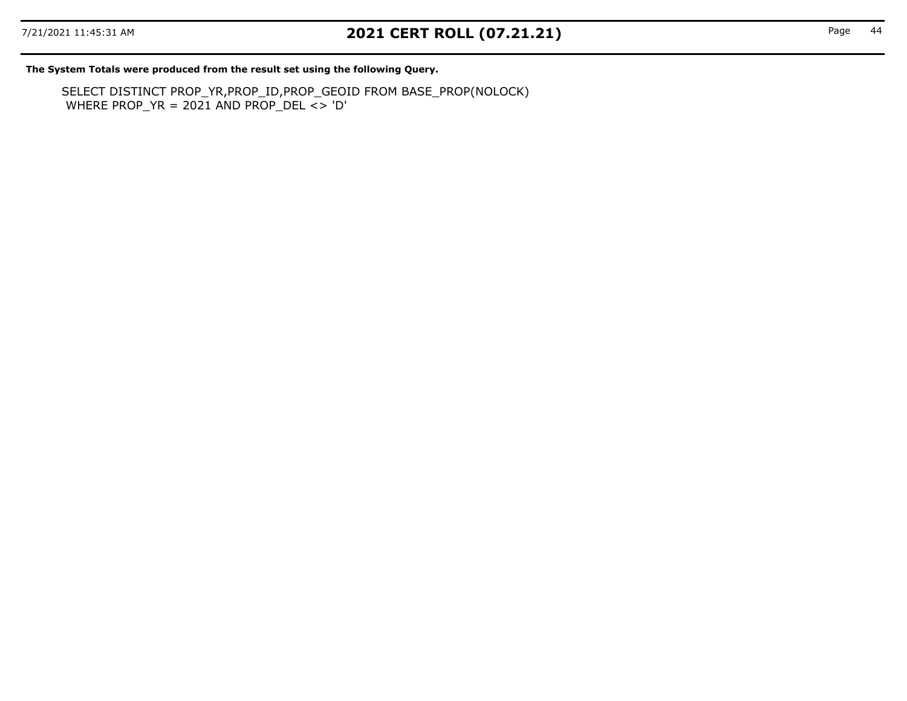**The System Totals were produced from the result set using the following Query.**

```
SELECT DISTINCT PROP_YR,PROP_ID,PROP_GEOID FROM BASE_PROP(NOLOCK)
 WHERE PROP_YR = 2021 AND PROP_DEL <> 'D'
```